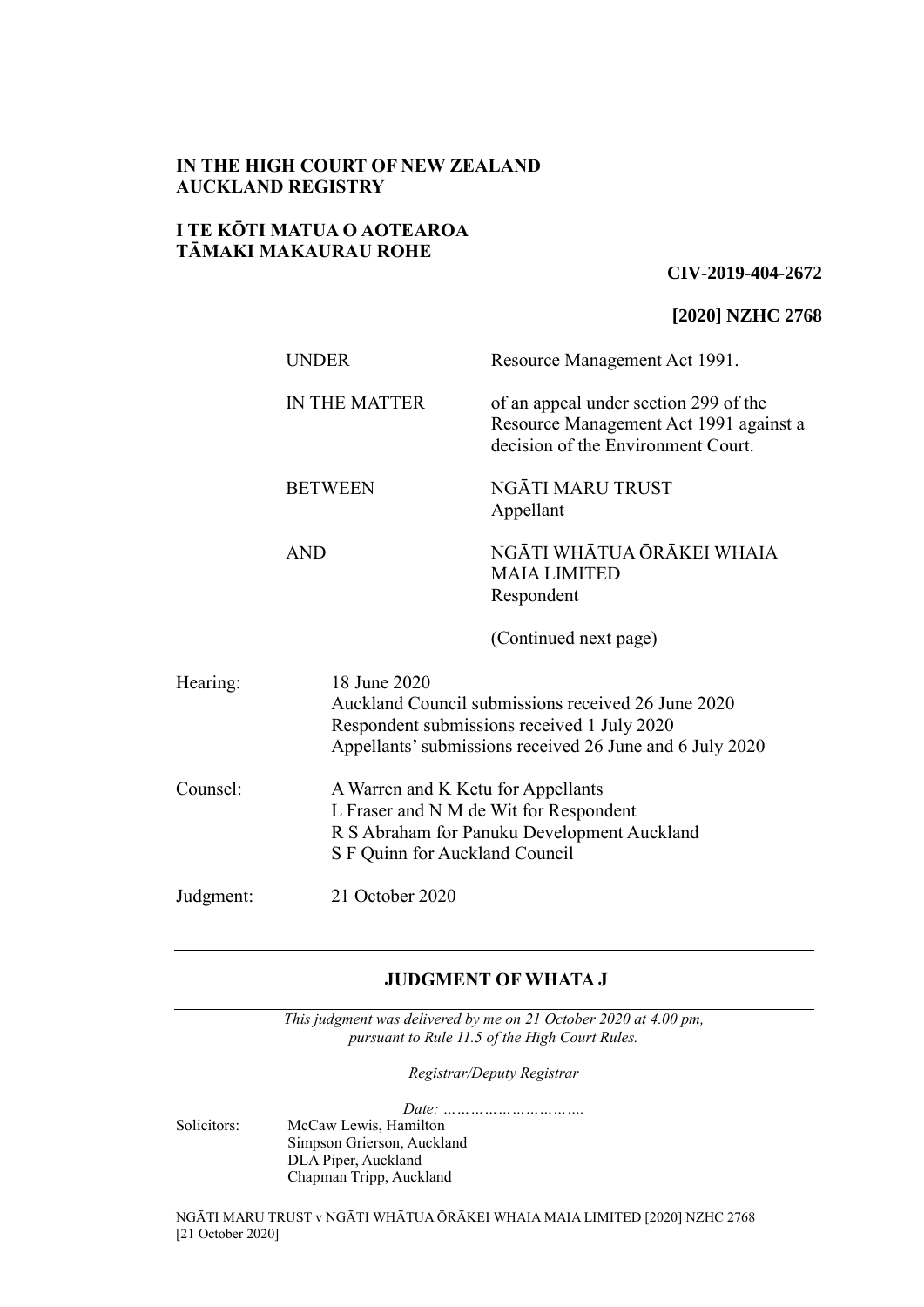**IN THE HIGH COURT OF NEW ZEALAND**
**AUCKLAND REGISTRY**

**I TE KŌTI MATUA O AOTEAROA**
**TĀMAKI MAKAURAU ROHE**

**CIV-2019-404-2672**

**[2020] NZHC 2768**

| | |
|---|---|
| UNDER | Resource Management Act 1991. |
| IN THE MATTER | of an appeal under section 299 of the Resource Management Act 1991 against a decision of the Environment Court. |
| BETWEEN | NGĀTI MARU TRUST<br>Appellant |
| AND | NGĀTI WHĀTUA ŌRĀKEI WHAIA MAIA LIMITED<br>Respondent |
| | (Continued next page) |

| | |
|---|---|
| Hearing: | 18 June 2020<br>Auckland Council submissions received 26 June 2020<br>Respondent submissions received 1 July 2020<br>Appellants' submissions received 26 June and 6 July 2020 |
| Counsel: | A Warren and K Ketu for Appellants<br>L Fraser and N M de Wit for Respondent<br>R S Abraham for Panuku Development Auckland<br>S F Quinn for Auckland Council |
| Judgment: | 21 October 2020 |

---

**JUDGMENT OF WHATA J**

---

*This judgment was delivered by me on 21 October 2020 at 4.00 pm, pursuant to Rule 11.5 of the High Court Rules.*

*Registrar/Deputy Registrar*

*Date: ………………………….*

Solicitors: McCaw Lewis, Hamilton
Simpson Grierson, Auckland
DLA Piper, Auckland
Chapman Tripp, Auckland

NGĀTI MARU TRUST v NGĀTI WHĀTUA ŌRĀKEI WHAIA MAIA LIMITED [2020] NZHC 2768 [21 October 2020]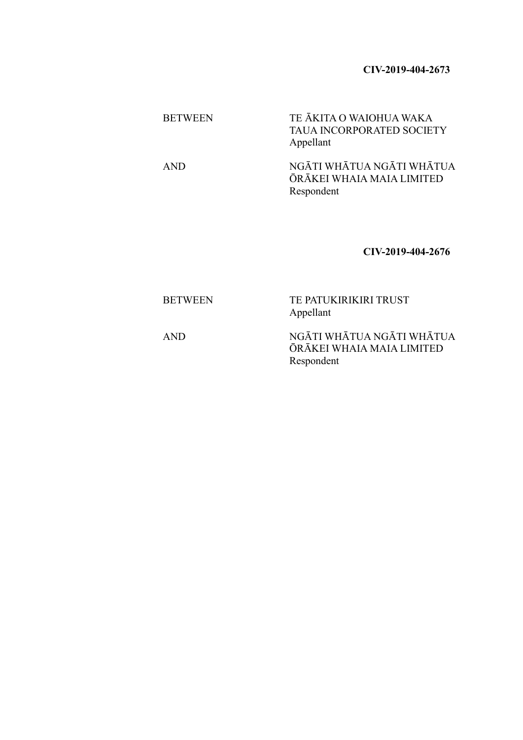**CIV-2019-404-2673**

| | |
|---|---|
| BETWEEN | TE ĀKITA O WAIOHUA WAKA TAUA INCORPORATED SOCIETY<br>Appellant |
| AND | NGĀTI WHĀTUA NGĀTI WHĀTUA ŌRĀKEI WHAIA MAIA LIMITED<br>Respondent |

**CIV-2019-404-2676**

| | |
|---|---|
| BETWEEN | TE PATUKIRIKIRI TRUST<br>Appellant |
| AND | NGĀTI WHĀTUA NGĀTI WHĀTUA ŌRĀKEI WHAIA MAIA LIMITED<br>Respondent |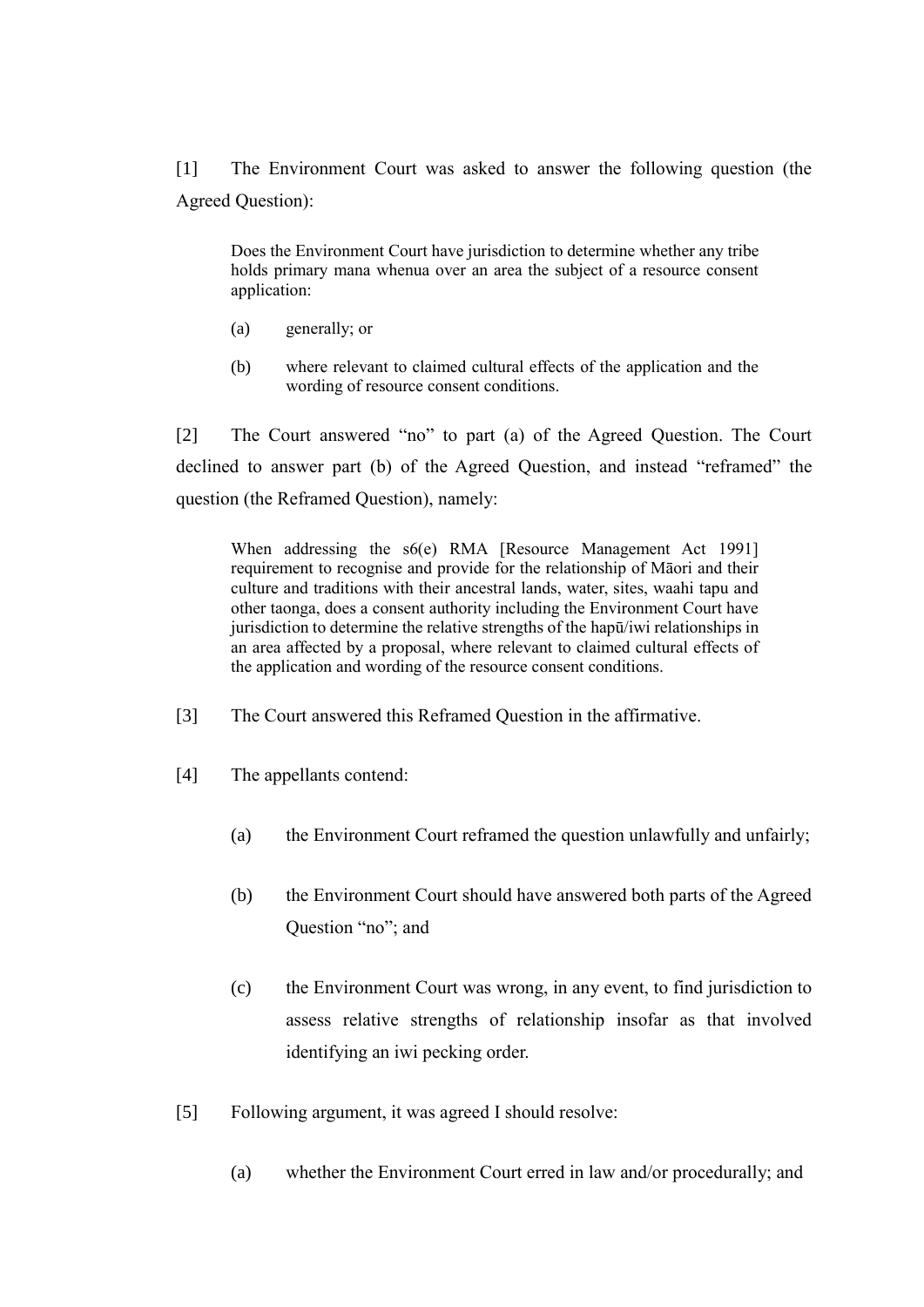[1] The Environment Court was asked to answer the following question (the Agreed Question):

> Does the Environment Court have jurisdiction to determine whether any tribe holds primary mana whenua over an area the subject of a resource consent application:
>
> (a) generally; or
>
> (b) where relevant to claimed cultural effects of the application and the wording of resource consent conditions.

[2] The Court answered "no" to part (a) of the Agreed Question. The Court declined to answer part (b) of the Agreed Question, and instead "reframed" the question (the Reframed Question), namely:

> When addressing the s6(e) RMA [Resource Management Act 1991] requirement to recognise and provide for the relationship of Māori and their culture and traditions with their ancestral lands, water, sites, waahi tapu and other taonga, does a consent authority including the Environment Court have jurisdiction to determine the relative strengths of the hapū/iwi relationships in an area affected by a proposal, where relevant to claimed cultural effects of the application and wording of the resource consent conditions.

[3] The Court answered this Reframed Question in the affirmative.

[4] The appellants contend:

(a) the Environment Court reframed the question unlawfully and unfairly;

(b) the Environment Court should have answered both parts of the Agreed Question "no"; and

(c) the Environment Court was wrong, in any event, to find jurisdiction to assess relative strengths of relationship insofar as that involved identifying an iwi pecking order.

[5] Following argument, it was agreed I should resolve:

(a) whether the Environment Court erred in law and/or procedurally; and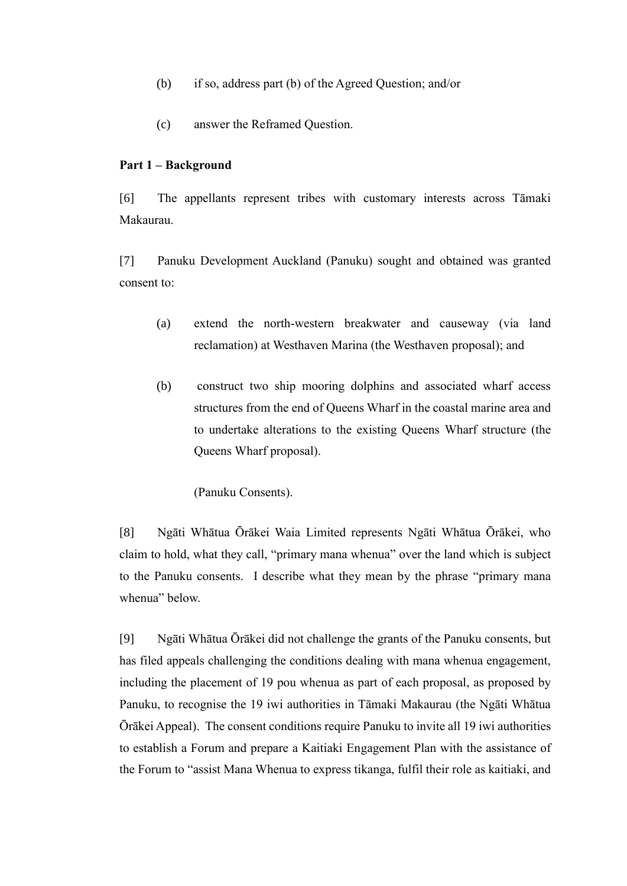(b) if so, address part (b) of the Agreed Question; and/or

(c) answer the Reframed Question.

**Part 1 – Background**

[6] The appellants represent tribes with customary interests across Tāmaki Makaurau.

[7] Panuku Development Auckland (Panuku) sought and obtained was granted consent to:

(a) extend the north-western breakwater and causeway (via land reclamation) at Westhaven Marina (the Westhaven proposal); and

(b) construct two ship mooring dolphins and associated wharf access structures from the end of Queens Wharf in the coastal marine area and to undertake alterations to the existing Queens Wharf structure (the Queens Wharf proposal).

(Panuku Consents).

[8] Ngāti Whātua Ōrākei Waia Limited represents Ngāti Whātua Ōrākei, who claim to hold, what they call, "primary mana whenua" over the land which is subject to the Panuku consents. I describe what they mean by the phrase "primary mana whenua" below.

[9] Ngāti Whātua Ōrākei did not challenge the grants of the Panuku consents, but has filed appeals challenging the conditions dealing with mana whenua engagement, including the placement of 19 pou whenua as part of each proposal, as proposed by Panuku, to recognise the 19 iwi authorities in Tāmaki Makaurau (the Ngāti Whātua Ōrākei Appeal). The consent conditions require Panuku to invite all 19 iwi authorities to establish a Forum and prepare a Kaitiaki Engagement Plan with the assistance of the Forum to "assist Mana Whenua to express tikanga, fulfil their role as kaitiaki, and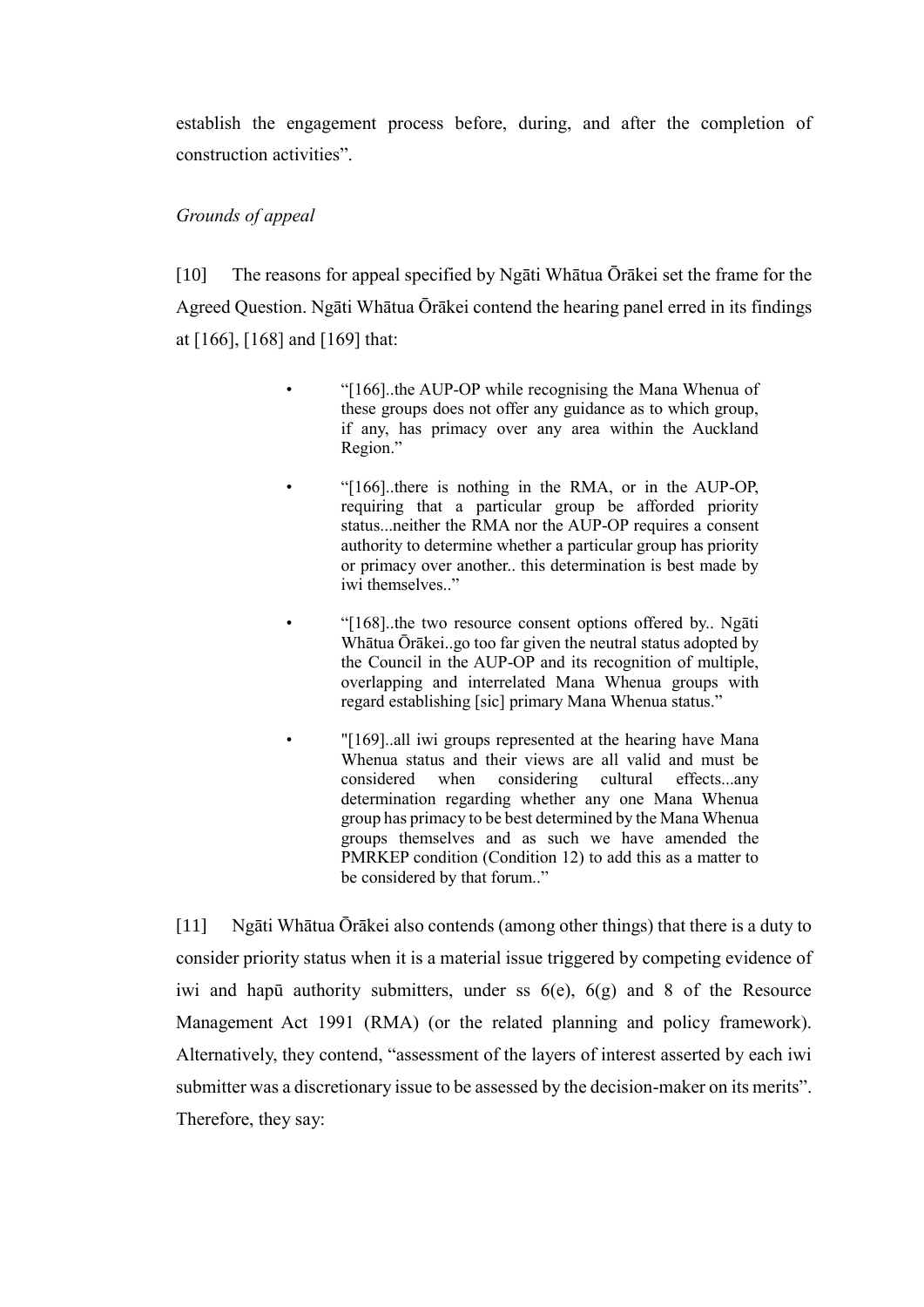establish the engagement process before, during, and after the completion of construction activities".

*Grounds of appeal*

[10] The reasons for appeal specified by Ngāti Whātua Ōrākei set the frame for the Agreed Question. Ngāti Whātua Ōrākei contend the hearing panel erred in its findings at [166], [168] and [169] that:

> - "[166]..the AUP-OP while recognising the Mana Whenua of these groups does not offer any guidance as to which group, if any, has primacy over any area within the Auckland Region."
> - "[166]..there is nothing in the RMA, or in the AUP-OP, requiring that a particular group be afforded priority status...neither the RMA nor the AUP-OP requires a consent authority to determine whether a particular group has priority or primacy over another.. this determination is best made by iwi themselves.."
> - "[168]..the two resource consent options offered by.. Ngāti Whātua Ōrākei..go too far given the neutral status adopted by the Council in the AUP-OP and its recognition of multiple, overlapping and interrelated Mana Whenua groups with regard establishing [sic] primary Mana Whenua status."
> - "[169]..all iwi groups represented at the hearing have Mana Whenua status and their views are all valid and must be considered when considering cultural effects...any determination regarding whether any one Mana Whenua group has primacy to be best determined by the Mana Whenua groups themselves and as such we have amended the PMRKEP condition (Condition 12) to add this as a matter to be considered by that forum.."

[11] Ngāti Whātua Ōrākei also contends (among other things) that there is a duty to consider priority status when it is a material issue triggered by competing evidence of iwi and hapū authority submitters, under ss 6(e), 6(g) and 8 of the Resource Management Act 1991 (RMA) (or the related planning and policy framework). Alternatively, they contend, "assessment of the layers of interest asserted by each iwi submitter was a discretionary issue to be assessed by the decision-maker on its merits". Therefore, they say: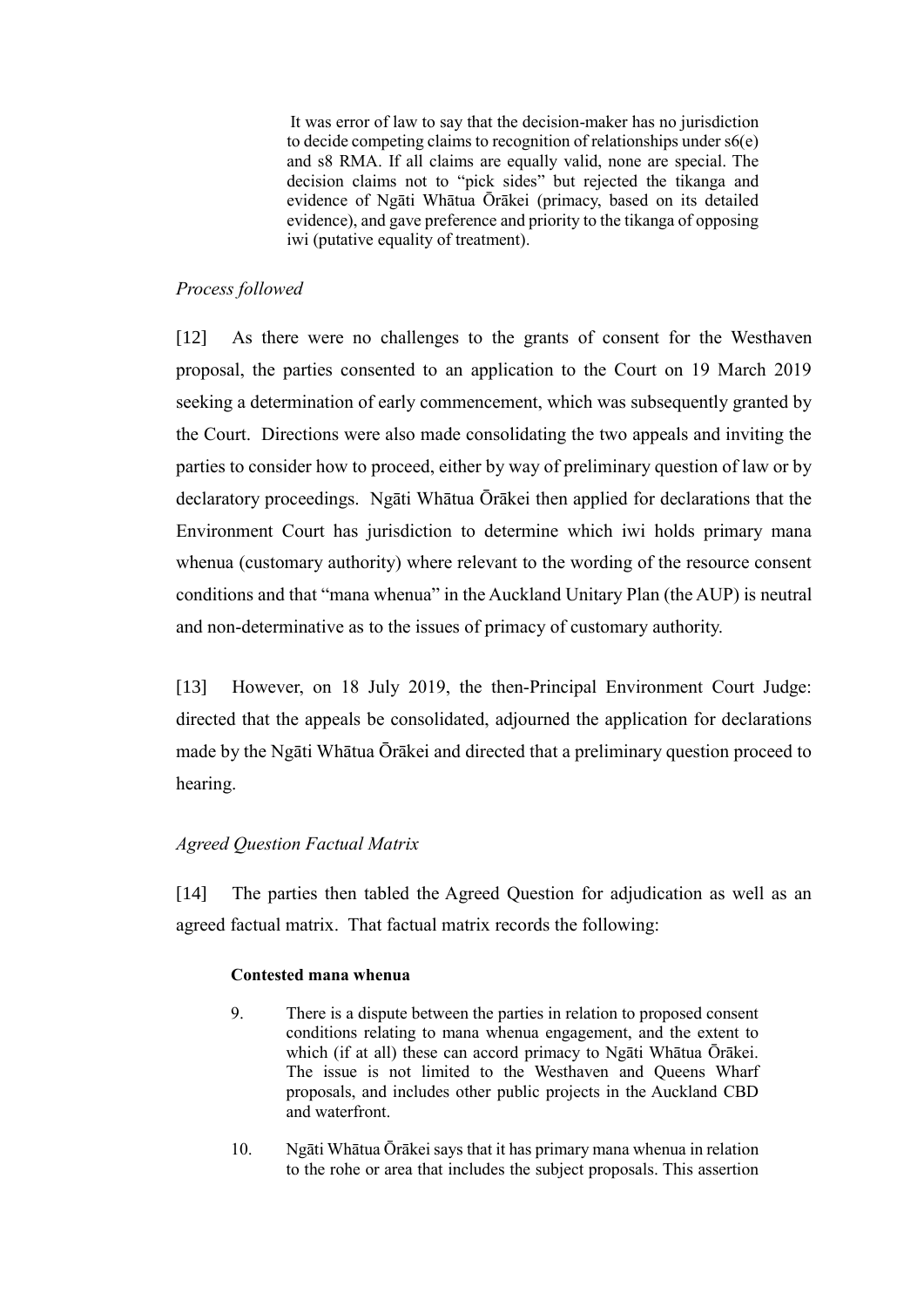> It was error of law to say that the decision-maker has no jurisdiction to decide competing claims to recognition of relationships under s6(e) and s8 RMA. If all claims are equally valid, none are special. The decision claims not to "pick sides" but rejected the tikanga and evidence of Ngāti Whātua Ōrākei (primacy, based on its detailed evidence), and gave preference and priority to the tikanga of opposing iwi (putative equality of treatment).

*Process followed*

[12] As there were no challenges to the grants of consent for the Westhaven proposal, the parties consented to an application to the Court on 19 March 2019 seeking a determination of early commencement, which was subsequently granted by the Court. Directions were also made consolidating the two appeals and inviting the parties to consider how to proceed, either by way of preliminary question of law or by declaratory proceedings. Ngāti Whātua Ōrākei then applied for declarations that the Environment Court has jurisdiction to determine which iwi holds primary mana whenua (customary authority) where relevant to the wording of the resource consent conditions and that "mana whenua" in the Auckland Unitary Plan (the AUP) is neutral and non-determinative as to the issues of primacy of customary authority.

[13] However, on 18 July 2019, the then-Principal Environment Court Judge: directed that the appeals be consolidated, adjourned the application for declarations made by the Ngāti Whātua Ōrākei and directed that a preliminary question proceed to hearing.

*Agreed Question Factual Matrix*

[14] The parties then tabled the Agreed Question for adjudication as well as an agreed factual matrix. That factual matrix records the following:

> **Contested mana whenua**
>
> 9. There is a dispute between the parties in relation to proposed consent conditions relating to mana whenua engagement, and the extent to which (if at all) these can accord primacy to Ngāti Whātua Ōrākei. The issue is not limited to the Westhaven and Queens Wharf proposals, and includes other public projects in the Auckland CBD and waterfront.
>
> 10. Ngāti Whātua Ōrākei says that it has primary mana whenua in relation to the rohe or area that includes the subject proposals. This assertion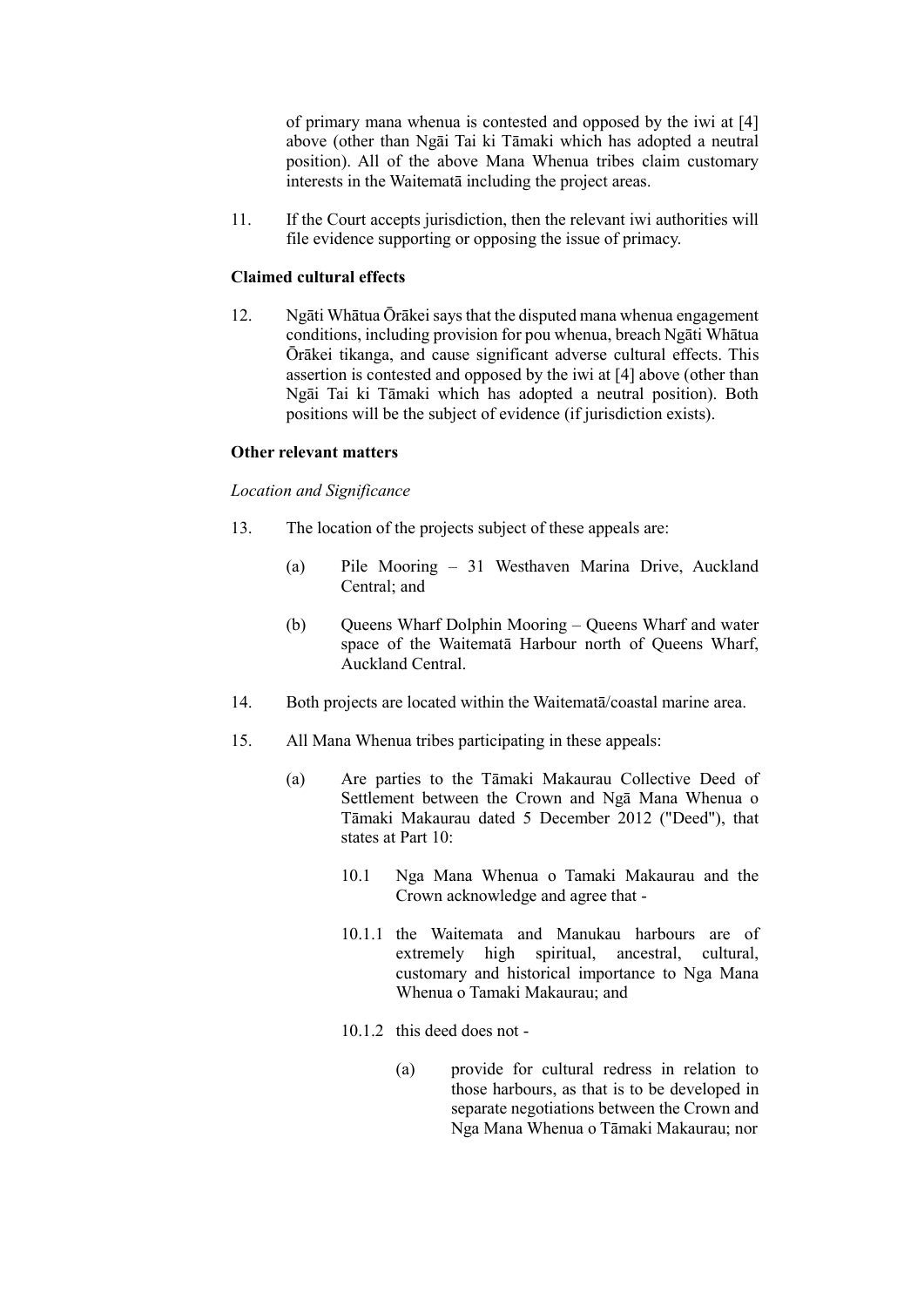of primary mana whenua is contested and opposed by the iwi at [4] above (other than Ngāi Tai ki Tāmaki which has adopted a neutral position). All of the above Mana Whenua tribes claim customary interests in the Waitematā including the project areas.

11. If the Court accepts jurisdiction, then the relevant iwi authorities will file evidence supporting or opposing the issue of primacy.

**Claimed cultural effects**

12. Ngāti Whātua Ōrākei says that the disputed mana whenua engagement conditions, including provision for pou whenua, breach Ngāti Whātua Ōrākei tikanga, and cause significant adverse cultural effects. This assertion is contested and opposed by the iwi at [4] above (other than Ngāi Tai ki Tāmaki which has adopted a neutral position). Both positions will be the subject of evidence (if jurisdiction exists).

**Other relevant matters**

*Location and Significance*

13. The location of the projects subject of these appeals are:

    (a) Pile Mooring – 31 Westhaven Marina Drive, Auckland Central; and

    (b) Queens Wharf Dolphin Mooring – Queens Wharf and water space of the Waitematā Harbour north of Queens Wharf, Auckland Central.

14. Both projects are located within the Waitematā/coastal marine area.

15. All Mana Whenua tribes participating in these appeals:

    (a) Are parties to the Tāmaki Makaurau Collective Deed of Settlement between the Crown and Ngā Mana Whenua o Tāmaki Makaurau dated 5 December 2012 ("Deed"), that states at Part 10:

        10.1 Nga Mana Whenua o Tamaki Makaurau and the Crown acknowledge and agree that -

        10.1.1 the Waitemata and Manukau harbours are of extremely high spiritual, ancestral, cultural, customary and historical importance to Nga Mana Whenua o Tamaki Makaurau; and

        10.1.2 this deed does not -

            (a) provide for cultural redress in relation to those harbours, as that is to be developed in separate negotiations between the Crown and Nga Mana Whenua o Tāmaki Makaurau; nor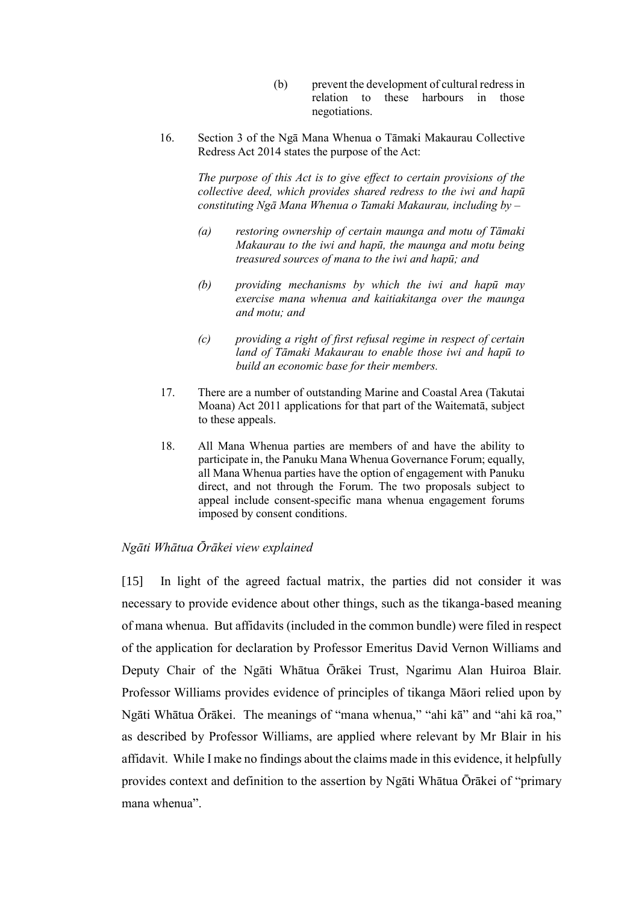(b) prevent the development of cultural redress in relation to these harbours in those negotiations.

16. Section 3 of the Ngā Mana Whenua o Tāmaki Makaurau Collective Redress Act 2014 states the purpose of the Act:

> *The purpose of this Act is to give effect to certain provisions of the collective deed, which provides shared redress to the iwi and hapū constituting Ngā Mana Whenua o Tamaki Makaurau, including by –*
>
> *(a) restoring ownership of certain maunga and motu of Tāmaki Makaurau to the iwi and hapū, the maunga and motu being treasured sources of mana to the iwi and hapū; and*
>
> *(b) providing mechanisms by which the iwi and hapū may exercise mana whenua and kaitiakitanga over the maunga and motu; and*
>
> *(c) providing a right of first refusal regime in respect of certain land of Tāmaki Makaurau to enable those iwi and hapū to build an economic base for their members.*

17. There are a number of outstanding Marine and Coastal Area (Takutai Moana) Act 2011 applications for that part of the Waitematā, subject to these appeals.

18. All Mana Whenua parties are members of and have the ability to participate in, the Panuku Mana Whenua Governance Forum; equally, all Mana Whenua parties have the option of engagement with Panuku direct, and not through the Forum. The two proposals subject to appeal include consent-specific mana whenua engagement forums imposed by consent conditions.

*Ngāti Whātua Ōrākei view explained*

[15] In light of the agreed factual matrix, the parties did not consider it was necessary to provide evidence about other things, such as the tikanga-based meaning of mana whenua. But affidavits (included in the common bundle) were filed in respect of the application for declaration by Professor Emeritus David Vernon Williams and Deputy Chair of the Ngāti Whātua Ōrākei Trust, Ngarimu Alan Huiroa Blair. Professor Williams provides evidence of principles of tikanga Māori relied upon by Ngāti Whātua Ōrākei. The meanings of "mana whenua," "ahi kā" and "ahi kā roa," as described by Professor Williams, are applied where relevant by Mr Blair in his affidavit. While I make no findings about the claims made in this evidence, it helpfully provides context and definition to the assertion by Ngāti Whātua Ōrākei of "primary mana whenua".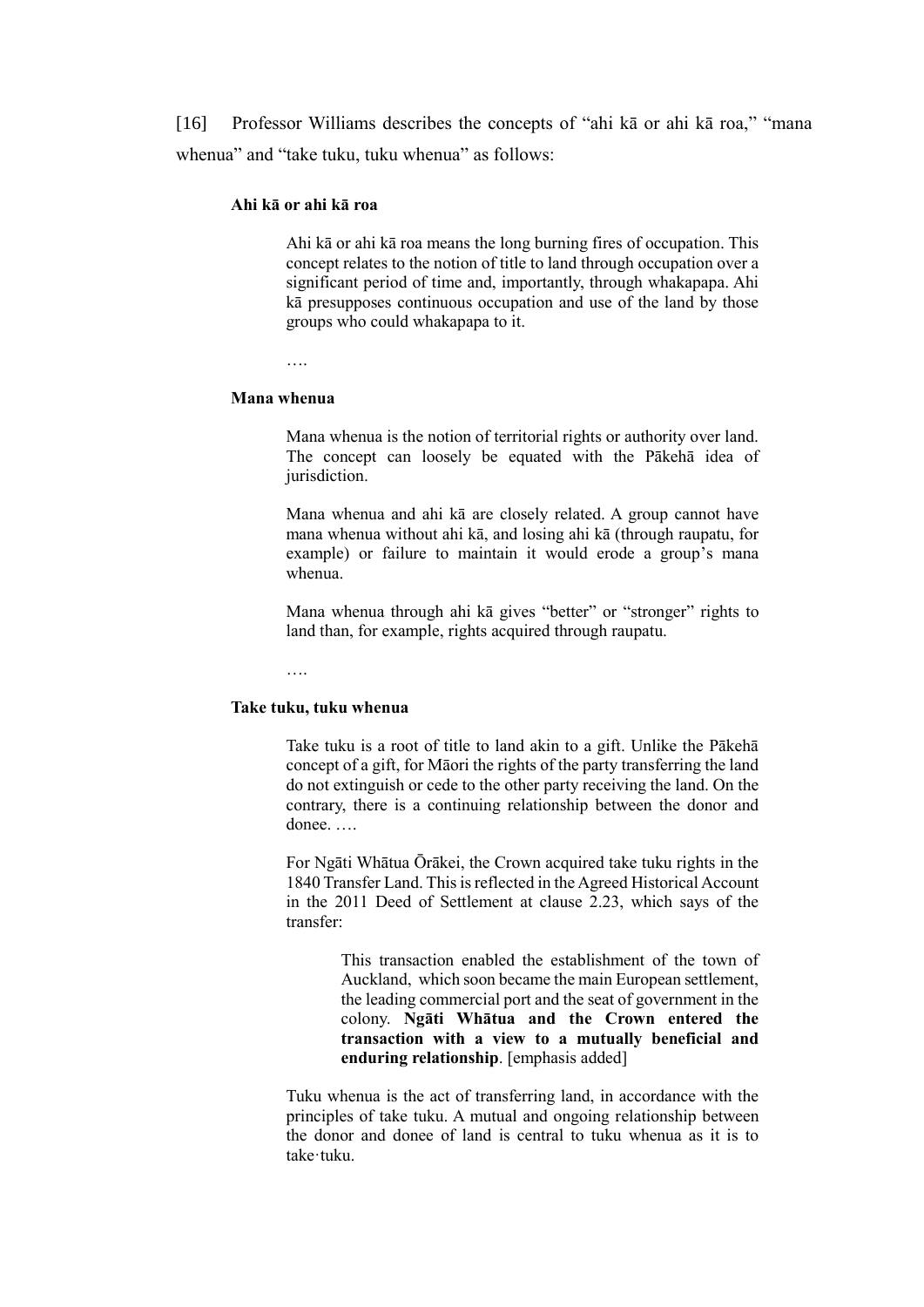[16] Professor Williams describes the concepts of "ahi kā or ahi kā roa," "mana whenua" and "take tuku, tuku whenua" as follows:

> **Ahi kā or ahi kā roa**
>
> Ahi kā or ahi kā roa means the long burning fires of occupation. This concept relates to the notion of title to land through occupation over a significant period of time and, importantly, through whakapapa. Ahi kā presupposes continuous occupation and use of the land by those groups who could whakapapa to it.
>
> ….
>
> **Mana whenua**
>
> Mana whenua is the notion of territorial rights or authority over land. The concept can loosely be equated with the Pākehā idea of jurisdiction.
>
> Mana whenua and ahi kā are closely related. A group cannot have mana whenua without ahi kā, and losing ahi kā (through raupatu, for example) or failure to maintain it would erode a group's mana whenua.
>
> Mana whenua through ahi kā gives "better" or "stronger" rights to land than, for example, rights acquired through raupatu.
>
> ….
>
> **Take tuku, tuku whenua**
>
> Take tuku is a root of title to land akin to a gift. Unlike the Pākehā concept of a gift, for Māori the rights of the party transferring the land do not extinguish or cede to the other party receiving the land. On the contrary, there is a continuing relationship between the donor and donee. ….
>
> For Ngāti Whātua Ōrākei, the Crown acquired take tuku rights in the 1840 Transfer Land. This is reflected in the Agreed Historical Account in the 2011 Deed of Settlement at clause 2.23, which says of the transfer:
>
> > This transaction enabled the establishment of the town of Auckland, which soon became the main European settlement, the leading commercial port and the seat of government in the colony. **Ngāti Whātua and the Crown entered the transaction with a view to a mutually beneficial and enduring relationship**. [emphasis added]
>
> Tuku whenua is the act of transferring land, in accordance with the principles of take tuku. A mutual and ongoing relationship between the donor and donee of land is central to tuku whenua as it is to take·tuku.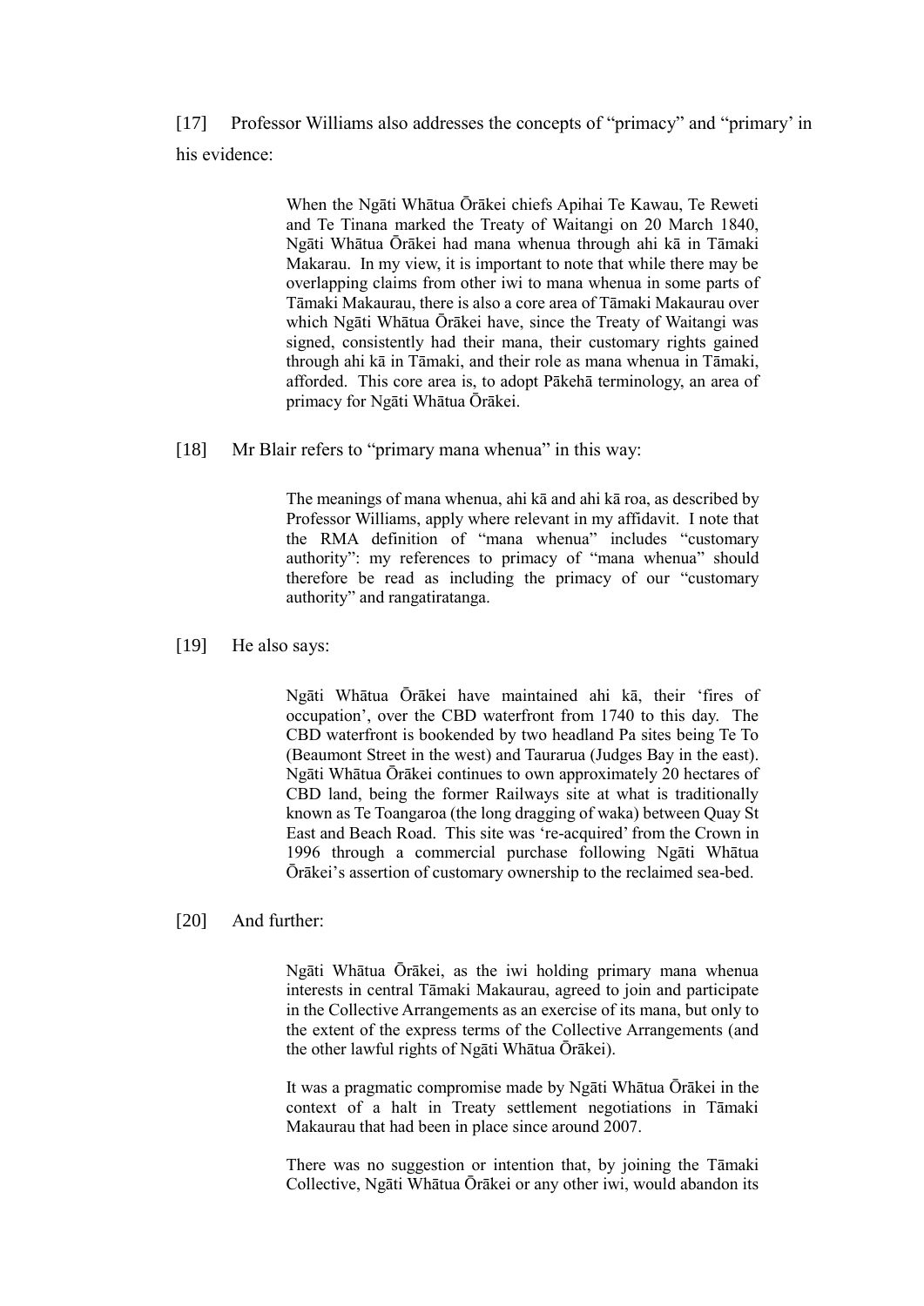[17] Professor Williams also addresses the concepts of "primacy" and "primary' in his evidence:

> When the Ngāti Whātua Ōrākei chiefs Apihai Te Kawau, Te Reweti and Te Tinana marked the Treaty of Waitangi on 20 March 1840, Ngāti Whātua Ōrākei had mana whenua through ahi kā in Tāmaki Makarau. In my view, it is important to note that while there may be overlapping claims from other iwi to mana whenua in some parts of Tāmaki Makaurau, there is also a core area of Tāmaki Makaurau over which Ngāti Whātua Ōrākei have, since the Treaty of Waitangi was signed, consistently had their mana, their customary rights gained through ahi kā in Tāmaki, and their role as mana whenua in Tāmaki, afforded. This core area is, to adopt Pākehā terminology, an area of primacy for Ngāti Whātua Ōrākei.

[18] Mr Blair refers to "primary mana whenua" in this way:

> The meanings of mana whenua, ahi kā and ahi kā roa, as described by Professor Williams, apply where relevant in my affidavit. I note that the RMA definition of "mana whenua" includes "customary authority": my references to primacy of "mana whenua" should therefore be read as including the primacy of our "customary authority" and rangatiratanga.

[19] He also says:

> Ngāti Whātua Ōrākei have maintained ahi kā, their 'fires of occupation', over the CBD waterfront from 1740 to this day. The CBD waterfront is bookended by two headland Pa sites being Te To (Beaumont Street in the west) and Taurarua (Judges Bay in the east). Ngāti Whātua Ōrākei continues to own approximately 20 hectares of CBD land, being the former Railways site at what is traditionally known as Te Toangaroa (the long dragging of waka) between Quay St East and Beach Road. This site was 're-acquired' from the Crown in 1996 through a commercial purchase following Ngāti Whātua Ōrākei's assertion of customary ownership to the reclaimed sea-bed.

[20] And further:

> Ngāti Whātua Ōrākei, as the iwi holding primary mana whenua interests in central Tāmaki Makaurau, agreed to join and participate in the Collective Arrangements as an exercise of its mana, but only to the extent of the express terms of the Collective Arrangements (and the other lawful rights of Ngāti Whātua Ōrākei).
>
> It was a pragmatic compromise made by Ngāti Whātua Ōrākei in the context of a halt in Treaty settlement negotiations in Tāmaki Makaurau that had been in place since around 2007.
>
> There was no suggestion or intention that, by joining the Tāmaki Collective, Ngāti Whātua Ōrākei or any other iwi, would abandon its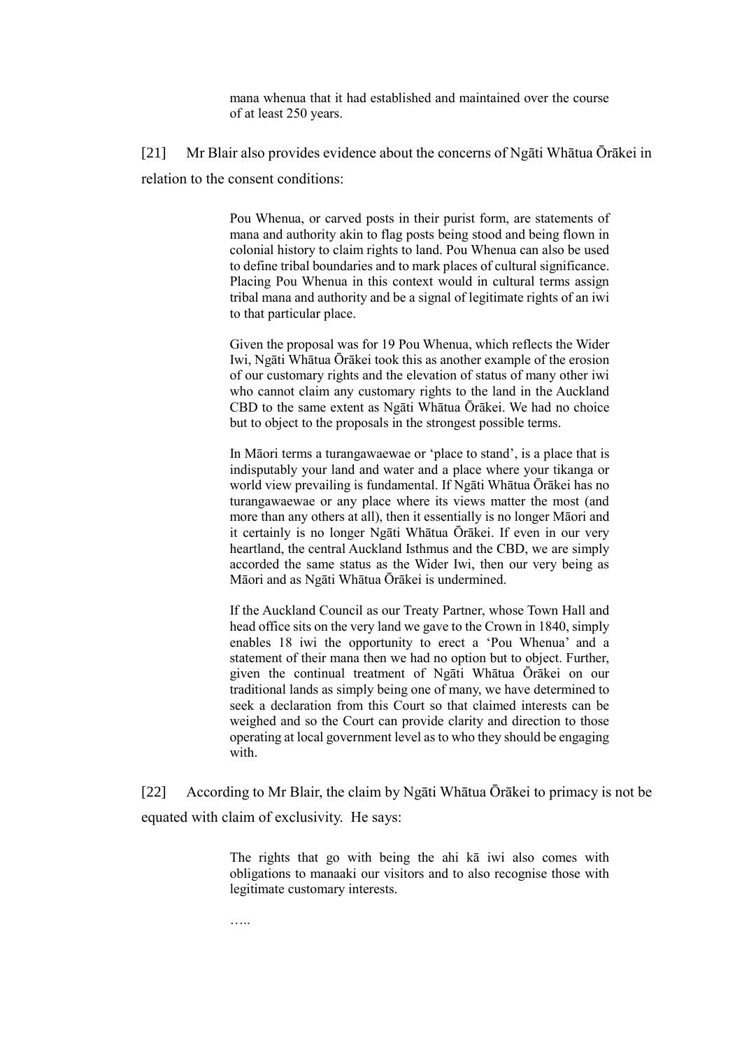> mana whenua that it had established and maintained over the course of at least 250 years.

[21] Mr Blair also provides evidence about the concerns of Ngāti Whātua Ōrākei in relation to the consent conditions:

> Pou Whenua, or carved posts in their purist form, are statements of mana and authority akin to flag posts being stood and being flown in colonial history to claim rights to land. Pou Whenua can also be used to define tribal boundaries and to mark places of cultural significance. Placing Pou Whenua in this context would in cultural terms assign tribal mana and authority and be a signal of legitimate rights of an iwi to that particular place.
>
> Given the proposal was for 19 Pou Whenua, which reflects the Wider Iwi, Ngāti Whātua Ōrākei took this as another example of the erosion of our customary rights and the elevation of status of many other iwi who cannot claim any customary rights to the land in the Auckland CBD to the same extent as Ngāti Whātua Ōrākei. We had no choice but to object to the proposals in the strongest possible terms.
>
> In Māori terms a turangawaewae or 'place to stand', is a place that is indisputably your land and water and a place where your tikanga or world view prevailing is fundamental. If Ngāti Whātua Ōrākei has no turangawaewae or any place where its views matter the most (and more than any others at all), then it essentially is no longer Māori and it certainly is no longer Ngāti Whātua Ōrākei. If even in our very heartland, the central Auckland Isthmus and the CBD, we are simply accorded the same status as the Wider Iwi, then our very being as Māori and as Ngāti Whātua Ōrākei is undermined.
>
> If the Auckland Council as our Treaty Partner, whose Town Hall and head office sits on the very land we gave to the Crown in 1840, simply enables 18 iwi the opportunity to erect a 'Pou Whenua' and a statement of their mana then we had no option but to object. Further, given the continual treatment of Ngāti Whātua Ōrākei on our traditional lands as simply being one of many, we have determined to seek a declaration from this Court so that claimed interests can be weighed and so the Court can provide clarity and direction to those operating at local government level as to who they should be engaging with.

[22] According to Mr Blair, the claim by Ngāti Whātua Ōrākei to primacy is not be equated with claim of exclusivity. He says:

> The rights that go with being the ahi kā iwi also comes with obligations to manaaki our visitors and to also recognise those with legitimate customary interests.
>
> …..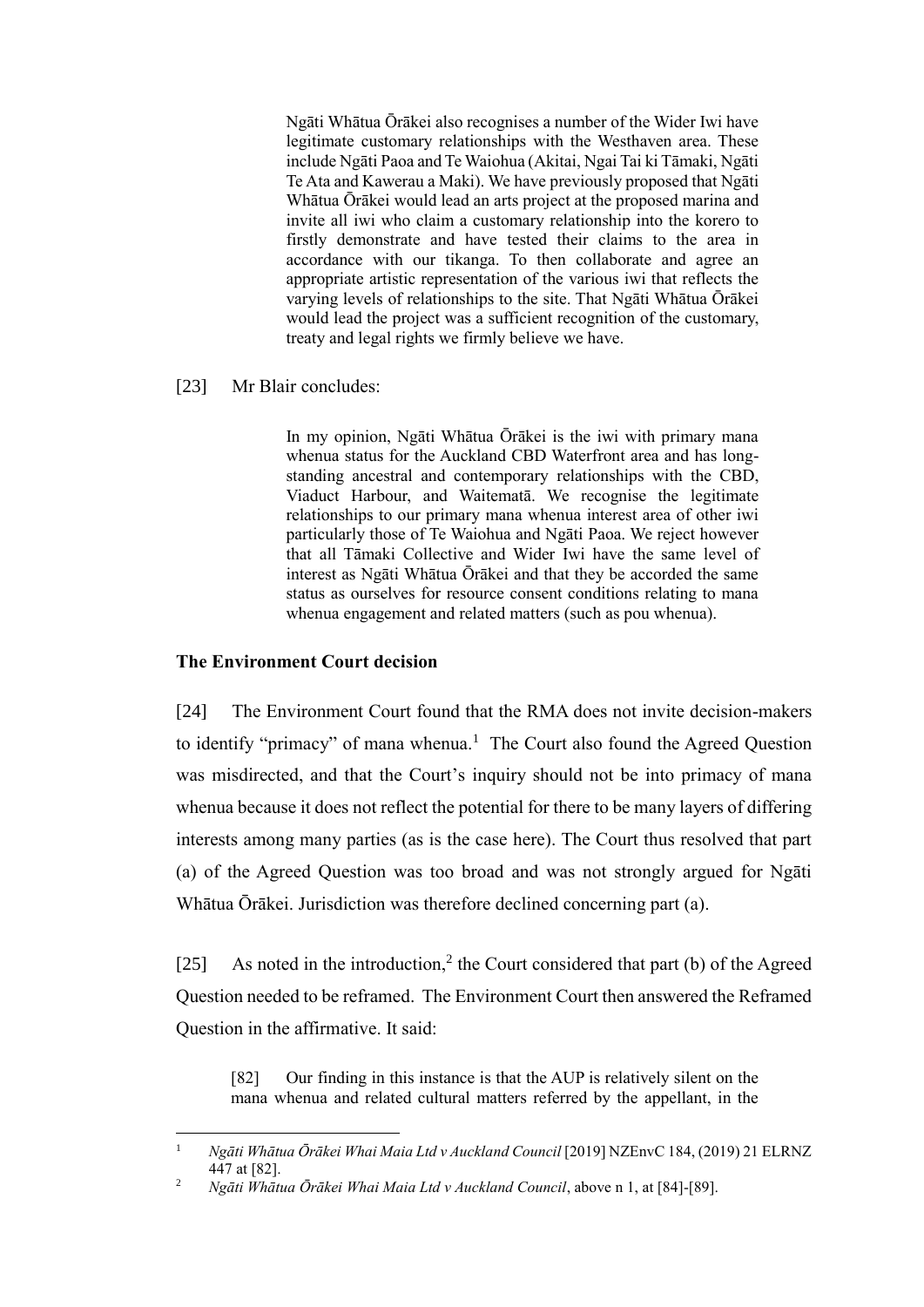> Ngāti Whātua Ōrākei also recognises a number of the Wider Iwi have legitimate customary relationships with the Westhaven area. These include Ngāti Paoa and Te Waiohua (Akitai, Ngai Tai ki Tāmaki, Ngāti Te Ata and Kawerau a Maki). We have previously proposed that Ngāti Whātua Ōrākei would lead an arts project at the proposed marina and invite all iwi who claim a customary relationship into the korero to firstly demonstrate and have tested their claims to the area in accordance with our tikanga. To then collaborate and agree an appropriate artistic representation of the various iwi that reflects the varying levels of relationships to the site. That Ngāti Whātua Ōrākei would lead the project was a sufficient recognition of the customary, treaty and legal rights we firmly believe we have.

[23] Mr Blair concludes:

> In my opinion, Ngāti Whātua Ōrākei is the iwi with primary mana whenua status for the Auckland CBD Waterfront area and has long-standing ancestral and contemporary relationships with the CBD, Viaduct Harbour, and Waitematā. We recognise the legitimate relationships to our primary mana whenua interest area of other iwi particularly those of Te Waiohua and Ngāti Paoa. We reject however that all Tāmaki Collective and Wider Iwi have the same level of interest as Ngāti Whātua Ōrākei and that they be accorded the same status as ourselves for resource consent conditions relating to mana whenua engagement and related matters (such as pou whenua).

### The Environment Court decision

[24] The Environment Court found that the RMA does not invite decision-makers to identify "primacy" of mana whenua.[1] The Court also found the Agreed Question was misdirected, and that the Court's inquiry should not be into primacy of mana whenua because it does not reflect the potential for there to be many layers of differing interests among many parties (as is the case here). The Court thus resolved that part (a) of the Agreed Question was too broad and was not strongly argued for Ngāti Whātua Ōrākei. Jurisdiction was therefore declined concerning part (a).

[25] As noted in the introduction,[2] the Court considered that part (b) of the Agreed Question needed to be reframed. The Environment Court then answered the Reframed Question in the affirmative. It said:

> [82] Our finding in this instance is that the AUP is relatively silent on the mana whenua and related cultural matters referred by the appellant, in the

---

[1] *Ngāti Whātua Ōrākei Whai Maia Ltd v Auckland Council* [2019] NZEnvC 184, (2019) 21 ELRNZ 447 at [82].

[2] *Ngāti Whātua Ōrākei Whai Maia Ltd v Auckland Council*, above n 1, at [84]-[89].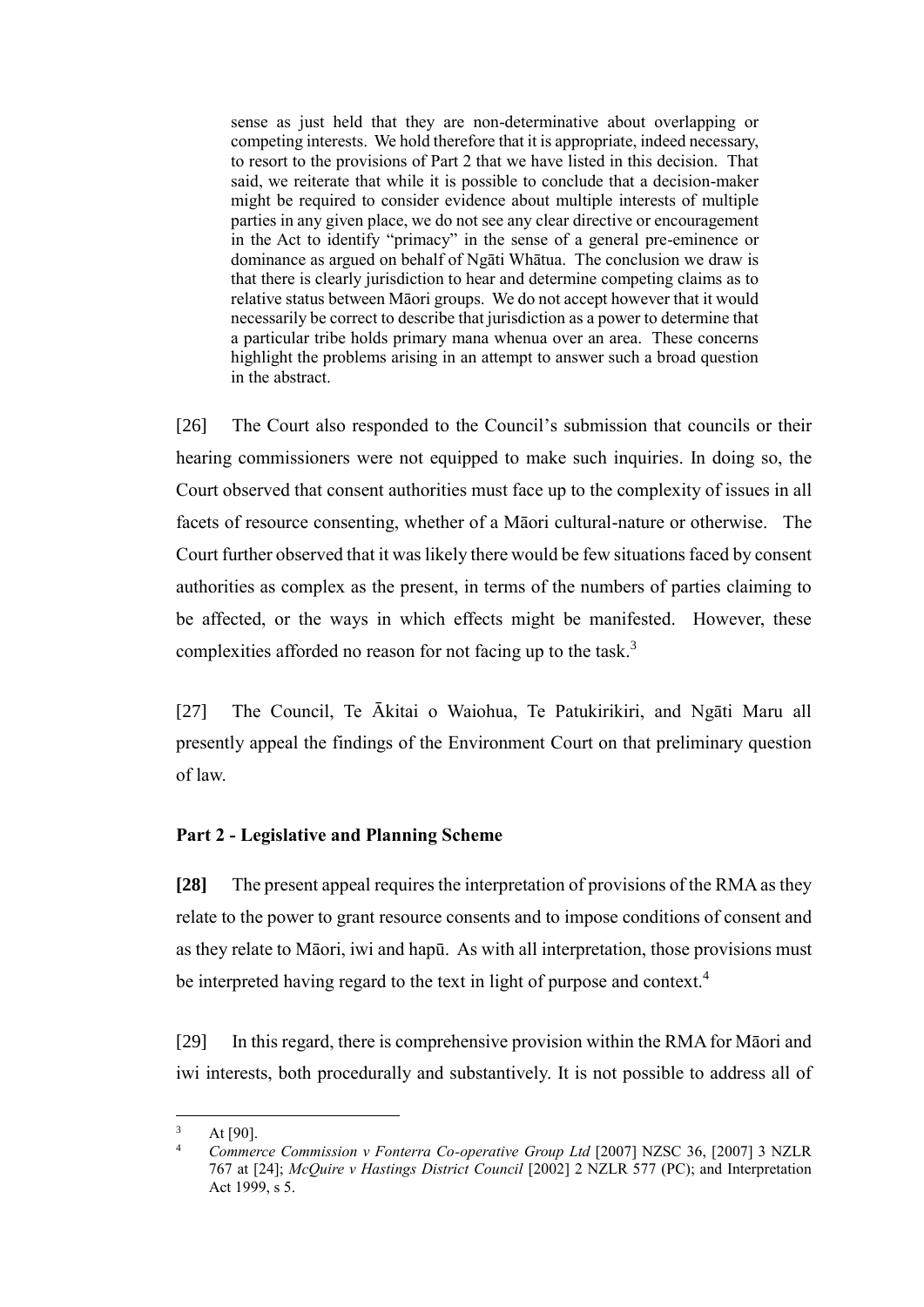> sense as just held that they are non-determinative about overlapping or competing interests. We hold therefore that it is appropriate, indeed necessary, to resort to the provisions of Part 2 that we have listed in this decision. That said, we reiterate that while it is possible to conclude that a decision-maker might be required to consider evidence about multiple interests of multiple parties in any given place, we do not see any clear directive or encouragement in the Act to identify "primacy" in the sense of a general pre-eminence or dominance as argued on behalf of Ngāti Whātua. The conclusion we draw is that there is clearly jurisdiction to hear and determine competing claims as to relative status between Māori groups. We do not accept however that it would necessarily be correct to describe that jurisdiction as a power to determine that a particular tribe holds primary mana whenua over an area. These concerns highlight the problems arising in an attempt to answer such a broad question in the abstract.

[26] The Court also responded to the Council's submission that councils or their hearing commissioners were not equipped to make such inquiries. In doing so, the Court observed that consent authorities must face up to the complexity of issues in all facets of resource consenting, whether of a Māori cultural-nature or otherwise. The Court further observed that it was likely there would be few situations faced by consent authorities as complex as the present, in terms of the numbers of parties claiming to be affected, or the ways in which effects might be manifested. However, these complexities afforded no reason for not facing up to the task.[3]

[27] The Council, Te Ākitai o Waiohua, Te Patukirikiri, and Ngāti Maru all presently appeal the findings of the Environment Court on that preliminary question of law.

### Part 2 - Legislative and Planning Scheme

**[28]** The present appeal requires the interpretation of provisions of the RMA as they relate to the power to grant resource consents and to impose conditions of consent and as they relate to Māori, iwi and hapū. As with all interpretation, those provisions must be interpreted having regard to the text in light of purpose and context.[4]

[29] In this regard, there is comprehensive provision within the RMA for Māori and iwi interests, both procedurally and substantively. It is not possible to address all of

---

[3] At [90].

[4] *Commerce Commission v Fonterra Co-operative Group Ltd* [2007] NZSC 36, [2007] 3 NZLR 767 at [24]; *McQuire v Hastings District Council* [2002] 2 NZLR 577 (PC); and Interpretation Act 1999, s 5.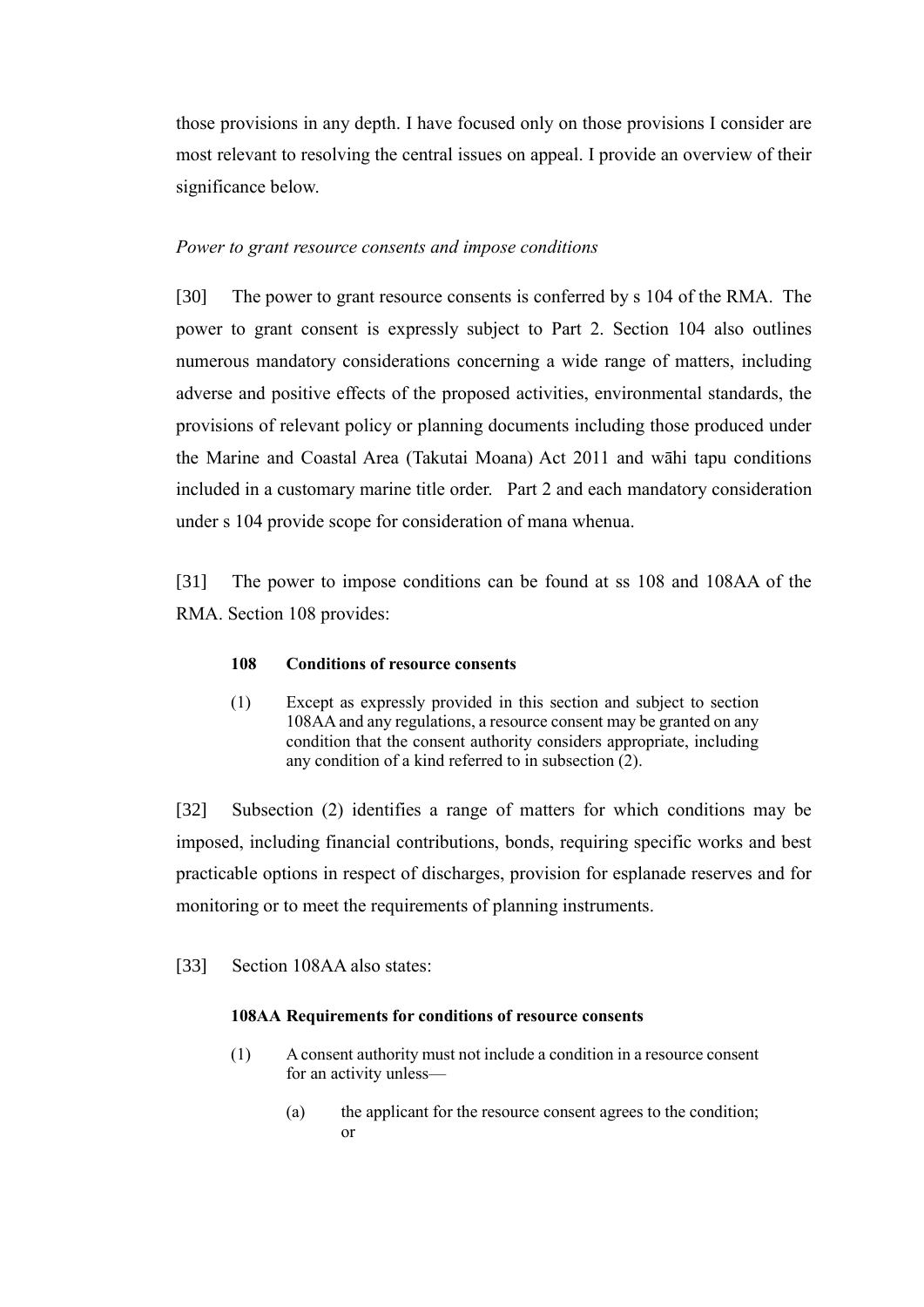those provisions in any depth. I have focused only on those provisions I consider are most relevant to resolving the central issues on appeal. I provide an overview of their significance below.

*Power to grant resource consents and impose conditions*

[30] The power to grant resource consents is conferred by s 104 of the RMA. The power to grant consent is expressly subject to Part 2. Section 104 also outlines numerous mandatory considerations concerning a wide range of matters, including adverse and positive effects of the proposed activities, environmental standards, the provisions of relevant policy or planning documents including those produced under the Marine and Coastal Area (Takutai Moana) Act 2011 and wāhi tapu conditions included in a customary marine title order. Part 2 and each mandatory consideration under s 104 provide scope for consideration of mana whenua.

[31] The power to impose conditions can be found at ss 108 and 108AA of the RMA. Section 108 provides:

> **108 Conditions of resource consents**
>
> (1) Except as expressly provided in this section and subject to section 108AA and any regulations, a resource consent may be granted on any condition that the consent authority considers appropriate, including any condition of a kind referred to in subsection (2).

[32] Subsection (2) identifies a range of matters for which conditions may be imposed, including financial contributions, bonds, requiring specific works and best practicable options in respect of discharges, provision for esplanade reserves and for monitoring or to meet the requirements of planning instruments.

[33] Section 108AA also states:

> **108AA Requirements for conditions of resource consents**
>
> (1) A consent authority must not include a condition in a resource consent for an activity unless—
>
> (a) the applicant for the resource consent agrees to the condition; or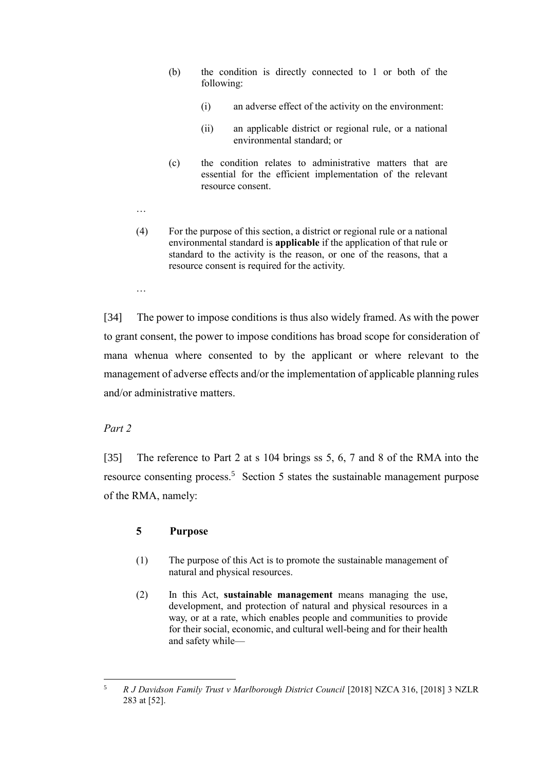> (b) the condition is directly connected to 1 or both of the following:
>
> > (i) an adverse effect of the activity on the environment:
> >
> > (ii) an applicable district or regional rule, or a national environmental standard; or
>
> (c) the condition relates to administrative matters that are essential for the efficient implementation of the relevant resource consent.
>
> …
>
> (4) For the purpose of this section, a district or regional rule or a national environmental standard is **applicable** if the application of that rule or standard to the activity is the reason, or one of the reasons, that a resource consent is required for the activity.
>
> …

[34] The power to impose conditions is thus also widely framed. As with the power to grant consent, the power to impose conditions has broad scope for consideration of mana whenua where consented to by the applicant or where relevant to the management of adverse effects and/or the implementation of applicable planning rules and/or administrative matters.

*Part 2*

[35] The reference to Part 2 at s 104 brings ss 5, 6, 7 and 8 of the RMA into the resource consenting process.[5] Section 5 states the sustainable management purpose of the RMA, namely:

> **5 Purpose**
>
> (1) The purpose of this Act is to promote the sustainable management of natural and physical resources.
>
> (2) In this Act, **sustainable management** means managing the use, development, and protection of natural and physical resources in a way, or at a rate, which enables people and communities to provide for their social, economic, and cultural well-being and for their health and safety while—

---

[5] *R J Davidson Family Trust v Marlborough District Council* [2018] NZCA 316, [2018] 3 NZLR 283 at [52].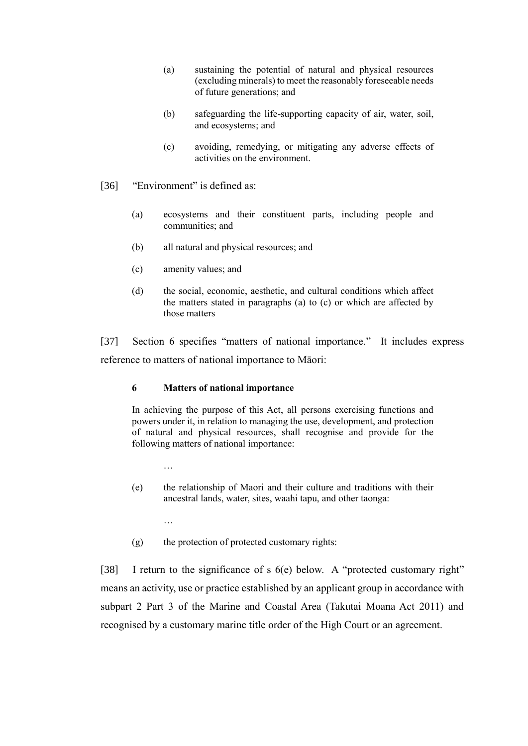> (a) sustaining the potential of natural and physical resources (excluding minerals) to meet the reasonably foreseeable needs of future generations; and
>
> (b) safeguarding the life-supporting capacity of air, water, soil, and ecosystems; and
>
> (c) avoiding, remedying, or mitigating any adverse effects of activities on the environment.

[36] "Environment" is defined as:

> (a) ecosystems and their constituent parts, including people and communities; and
>
> (b) all natural and physical resources; and
>
> (c) amenity values; and
>
> (d) the social, economic, aesthetic, and cultural conditions which affect the matters stated in paragraphs (a) to (c) or which are affected by those matters

[37] Section 6 specifies "matters of national importance." It includes express reference to matters of national importance to Māori:

> **6 Matters of national importance**
>
> In achieving the purpose of this Act, all persons exercising functions and powers under it, in relation to managing the use, development, and protection of natural and physical resources, shall recognise and provide for the following matters of national importance:
>
> …
>
> (e) the relationship of Maori and their culture and traditions with their ancestral lands, water, sites, waahi tapu, and other taonga:
>
> …
>
> (g) the protection of protected customary rights:

[38] I return to the significance of s 6(e) below. A "protected customary right" means an activity, use or practice established by an applicant group in accordance with subpart 2 Part 3 of the Marine and Coastal Area (Takutai Moana Act 2011) and recognised by a customary marine title order of the High Court or an agreement.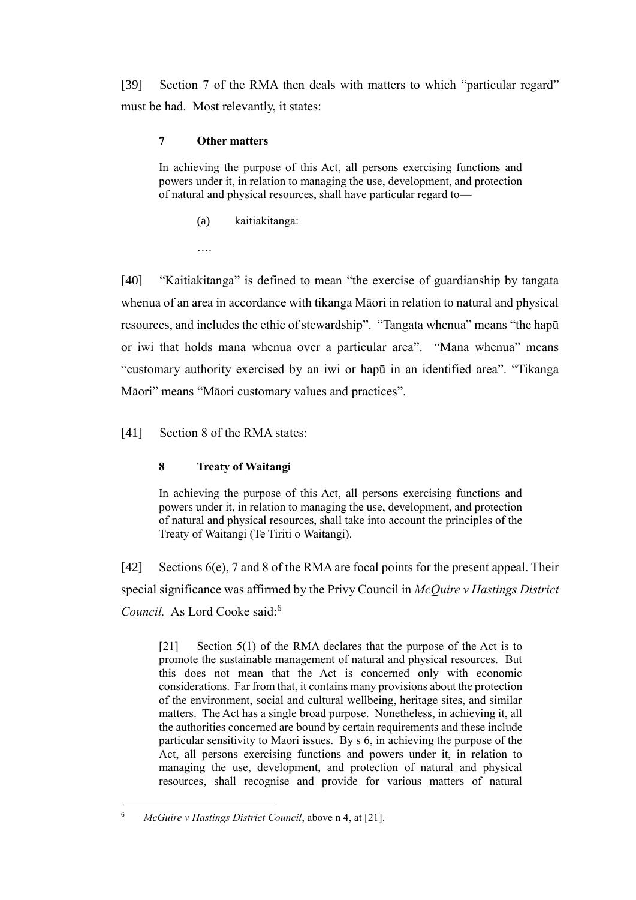[39] Section 7 of the RMA then deals with matters to which "particular regard" must be had. Most relevantly, it states:

> **7 Other matters**
>
> In achieving the purpose of this Act, all persons exercising functions and powers under it, in relation to managing the use, development, and protection of natural and physical resources, shall have particular regard to—
>
> (a) kaitiakitanga:
>
> ….

[40] "Kaitiakitanga" is defined to mean "the exercise of guardianship by tangata whenua of an area in accordance with tikanga Māori in relation to natural and physical resources, and includes the ethic of stewardship". "Tangata whenua" means "the hapū or iwi that holds mana whenua over a particular area". "Mana whenua" means "customary authority exercised by an iwi or hapū in an identified area". "Tikanga Māori" means "Māori customary values and practices".

[41] Section 8 of the RMA states:

> **8 Treaty of Waitangi**
>
> In achieving the purpose of this Act, all persons exercising functions and powers under it, in relation to managing the use, development, and protection of natural and physical resources, shall take into account the principles of the Treaty of Waitangi (Te Tiriti o Waitangi).

[42] Sections 6(e), 7 and 8 of the RMA are focal points for the present appeal. Their special significance was affirmed by the Privy Council in *McQuire v Hastings District Council.* As Lord Cooke said:[6]

> [21] Section 5(1) of the RMA declares that the purpose of the Act is to promote the sustainable management of natural and physical resources. But this does not mean that the Act is concerned only with economic considerations. Far from that, it contains many provisions about the protection of the environment, social and cultural wellbeing, heritage sites, and similar matters. The Act has a single broad purpose. Nonetheless, in achieving it, all the authorities concerned are bound by certain requirements and these include particular sensitivity to Maori issues. By s 6, in achieving the purpose of the Act, all persons exercising functions and powers under it, in relation to managing the use, development, and protection of natural and physical resources, shall recognise and provide for various matters of natural

---

6 *McGuire v Hastings District Council*, above n 4, at [21].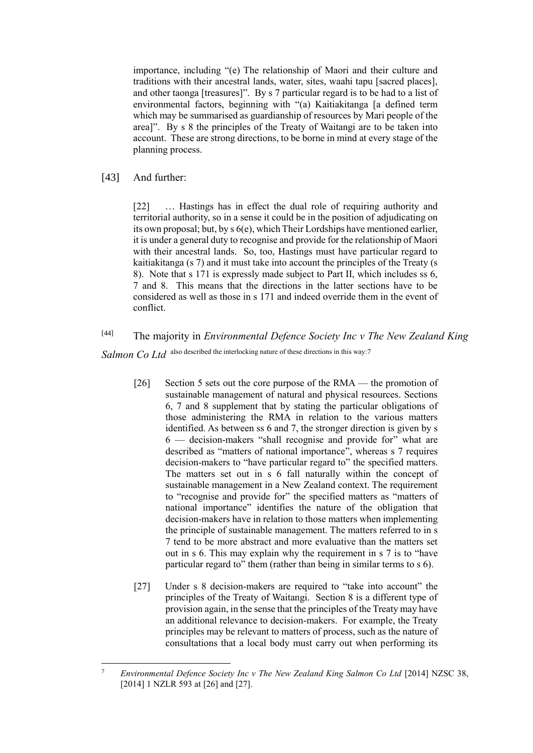> importance, including "(e) The relationship of Maori and their culture and traditions with their ancestral lands, water, sites, waahi tapu [sacred places], and other taonga [treasures]". By s 7 particular regard is to be had to a list of environmental factors, beginning with "(a) Kaitiakitanga [a defined term which may be summarised as guardianship of resources by Mari people of the area]". By s 8 the principles of the Treaty of Waitangi are to be taken into account. These are strong directions, to be borne in mind at every stage of the planning process.

[43] And further:

> [22] … Hastings has in effect the dual role of requiring authority and territorial authority, so in a sense it could be in the position of adjudicating on its own proposal; but, by s 6(e), which Their Lordships have mentioned earlier, it is under a general duty to recognise and provide for the relationship of Maori with their ancestral lands. So, too, Hastings must have particular regard to kaitiakitanga (s 7) and it must take into account the principles of the Treaty (s 8). Note that s 171 is expressly made subject to Part II, which includes ss 6, 7 and 8. This means that the directions in the latter sections have to be considered as well as those in s 171 and indeed override them in the event of conflict.

[44] The majority in *Environmental Defence Society Inc v The New Zealand King Salmon Co Ltd* also described the interlocking nature of these directions in this way:[7]

> [26] Section 5 sets out the core purpose of the RMA — the promotion of sustainable management of natural and physical resources. Sections 6, 7 and 8 supplement that by stating the particular obligations of those administering the RMA in relation to the various matters identified. As between ss 6 and 7, the stronger direction is given by s 6 — decision-makers "shall recognise and provide for" what are described as "matters of national importance", whereas s 7 requires decision-makers to "have particular regard to" the specified matters. The matters set out in s 6 fall naturally within the concept of sustainable management in a New Zealand context. The requirement to "recognise and provide for" the specified matters as "matters of national importance" identifies the nature of the obligation that decision-makers have in relation to those matters when implementing the principle of sustainable management. The matters referred to in s 7 tend to be more abstract and more evaluative than the matters set out in s 6. This may explain why the requirement in s 7 is to "have particular regard to" them (rather than being in similar terms to s 6).
>
> [27] Under s 8 decision-makers are required to "take into account" the principles of the Treaty of Waitangi. Section 8 is a different type of provision again, in the sense that the principles of the Treaty may have an additional relevance to decision-makers. For example, the Treaty principles may be relevant to matters of process, such as the nature of consultations that a local body must carry out when performing its

---

[7] *Environmental Defence Society Inc v The New Zealand King Salmon Co Ltd* [2014] NZSC 38, [2014] 1 NZLR 593 at [26] and [27].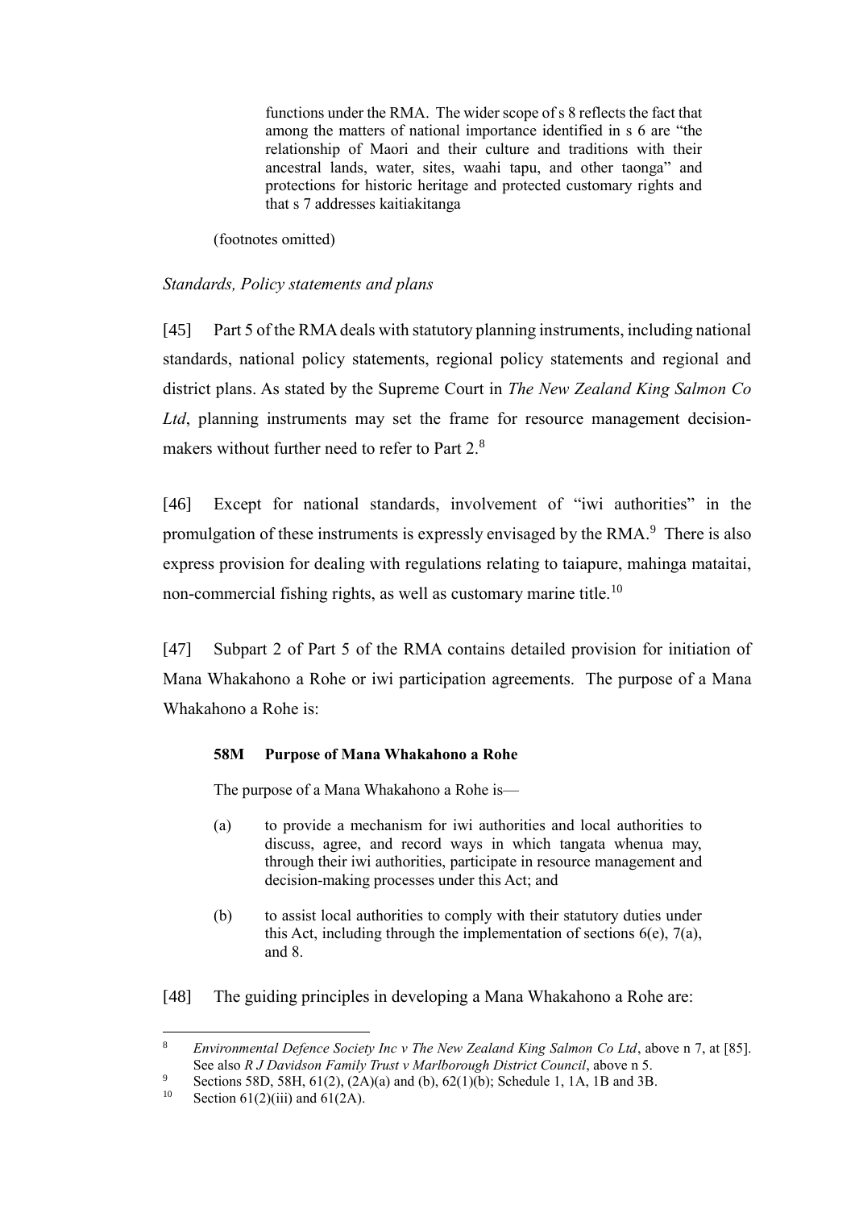> functions under the RMA. The wider scope of s 8 reflects the fact that among the matters of national importance identified in s 6 are "the relationship of Maori and their culture and traditions with their ancestral lands, water, sites, waahi tapu, and other taonga" and protections for historic heritage and protected customary rights and that s 7 addresses kaitiakitanga

(footnotes omitted)

*Standards, Policy statements and plans*

[45] Part 5 of the RMA deals with statutory planning instruments, including national standards, national policy statements, regional policy statements and regional and district plans. As stated by the Supreme Court in *The New Zealand King Salmon Co Ltd*, planning instruments may set the frame for resource management decision-makers without further need to refer to Part 2.[8]

[46] Except for national standards, involvement of "iwi authorities" in the promulgation of these instruments is expressly envisaged by the RMA.[9] There is also express provision for dealing with regulations relating to taiapure, mahinga mataitai, non-commercial fishing rights, as well as customary marine title.[10]

[47] Subpart 2 of Part 5 of the RMA contains detailed provision for initiation of Mana Whakahono a Rohe or iwi participation agreements. The purpose of a Mana Whakahono a Rohe is:

> **58M Purpose of Mana Whakahono a Rohe**
>
> The purpose of a Mana Whakahono a Rohe is—
>
> (a) to provide a mechanism for iwi authorities and local authorities to discuss, agree, and record ways in which tangata whenua may, through their iwi authorities, participate in resource management and decision-making processes under this Act; and
>
> (b) to assist local authorities to comply with their statutory duties under this Act, including through the implementation of sections 6(e), 7(a), and 8.

[48] The guiding principles in developing a Mana Whakahono a Rohe are:

---

[8] *Environmental Defence Society Inc v The New Zealand King Salmon Co Ltd*, above n 7, at [85]. See also *R J Davidson Family Trust v Marlborough District Council*, above n 5.

[9] Sections 58D, 58H, 61(2), (2A)(a) and (b), 62(1)(b); Schedule 1, 1A, 1B and 3B.

[10] Section 61(2)(iii) and 61(2A).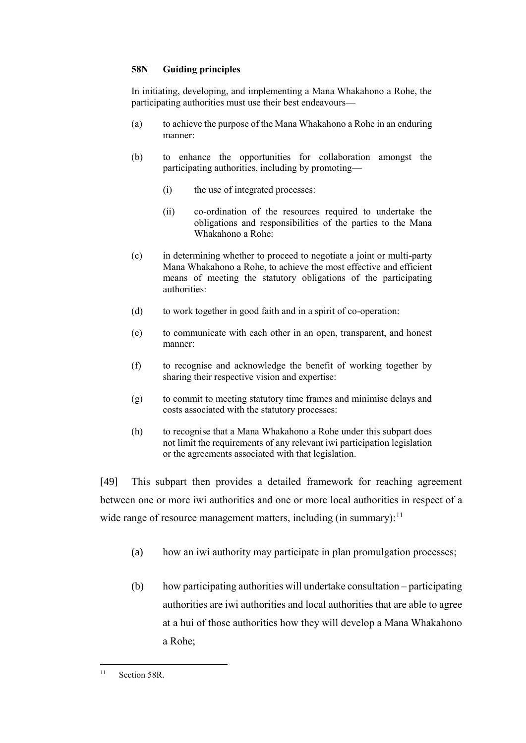**58N Guiding principles**

In initiating, developing, and implementing a Mana Whakahono a Rohe, the participating authorities must use their best endeavours—

(a) to achieve the purpose of the Mana Whakahono a Rohe in an enduring manner:

(b) to enhance the opportunities for collaboration amongst the participating authorities, including by promoting—

  (i) the use of integrated processes:

  (ii) co-ordination of the resources required to undertake the obligations and responsibilities of the parties to the Mana Whakahono a Rohe:

(c) in determining whether to proceed to negotiate a joint or multi-party Mana Whakahono a Rohe, to achieve the most effective and efficient means of meeting the statutory obligations of the participating authorities:

(d) to work together in good faith and in a spirit of co-operation:

(e) to communicate with each other in an open, transparent, and honest manner:

(f) to recognise and acknowledge the benefit of working together by sharing their respective vision and expertise:

(g) to commit to meeting statutory time frames and minimise delays and costs associated with the statutory processes:

(h) to recognise that a Mana Whakahono a Rohe under this subpart does not limit the requirements of any relevant iwi participation legislation or the agreements associated with that legislation.

[49] This subpart then provides a detailed framework for reaching agreement between one or more iwi authorities and one or more local authorities in respect of a wide range of resource management matters, including (in summary):[11]

(a) how an iwi authority may participate in plan promulgation processes;

(b) how participating authorities will undertake consultation – participating authorities are iwi authorities and local authorities that are able to agree at a hui of those authorities how they will develop a Mana Whakahono a Rohe;

---

[11] Section 58R.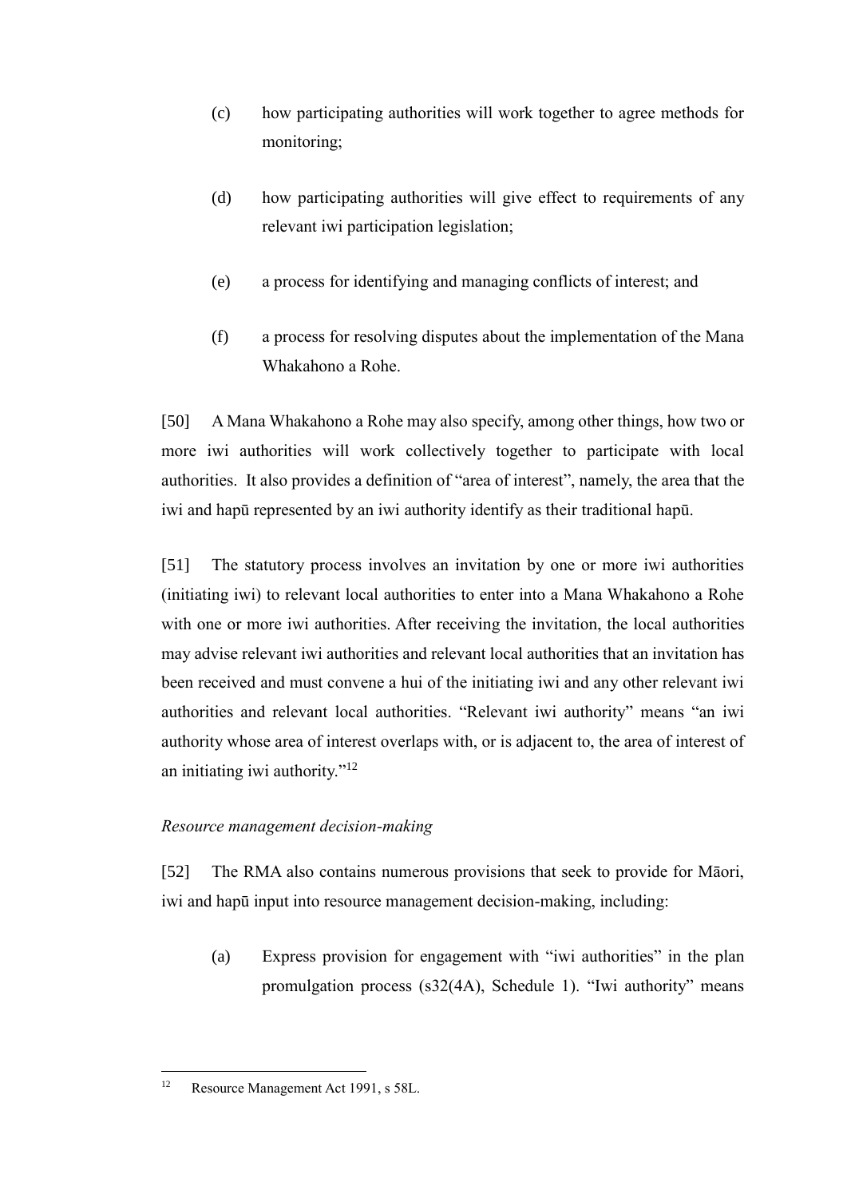(c) how participating authorities will work together to agree methods for monitoring;

(d) how participating authorities will give effect to requirements of any relevant iwi participation legislation;

(e) a process for identifying and managing conflicts of interest; and

(f) a process for resolving disputes about the implementation of the Mana Whakahono a Rohe.

[50] A Mana Whakahono a Rohe may also specify, among other things, how two or more iwi authorities will work collectively together to participate with local authorities. It also provides a definition of "area of interest", namely, the area that the iwi and hapū represented by an iwi authority identify as their traditional hapū.

[51] The statutory process involves an invitation by one or more iwi authorities (initiating iwi) to relevant local authorities to enter into a Mana Whakahono a Rohe with one or more iwi authorities. After receiving the invitation, the local authorities may advise relevant iwi authorities and relevant local authorities that an invitation has been received and must convene a hui of the initiating iwi and any other relevant iwi authorities and relevant local authorities. "Relevant iwi authority" means "an iwi authority whose area of interest overlaps with, or is adjacent to, the area of interest of an initiating iwi authority."[12]

*Resource management decision-making*

[52] The RMA also contains numerous provisions that seek to provide for Māori, iwi and hapū input into resource management decision-making, including:

(a) Express provision for engagement with "iwi authorities" in the plan promulgation process (s32(4A), Schedule 1). "Iwi authority" means

---

[12] Resource Management Act 1991, s 58L.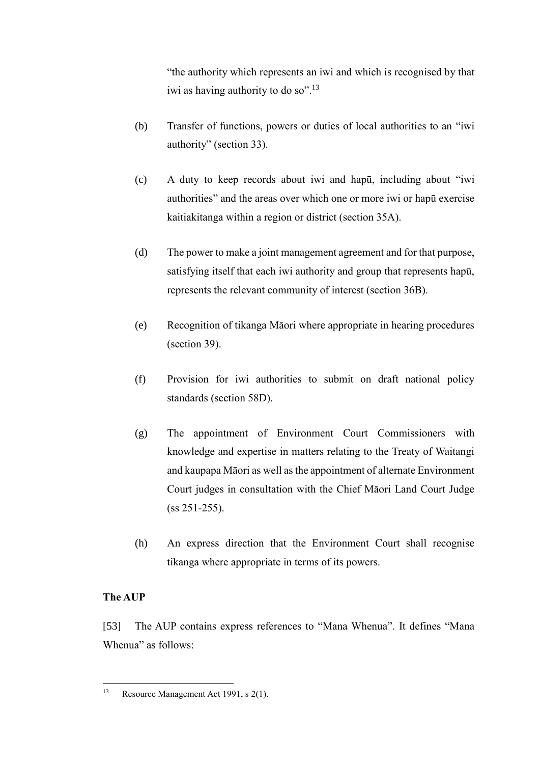"the authority which represents an iwi and which is recognised by that iwi as having authority to do so".[13]

(b) Transfer of functions, powers or duties of local authorities to an "iwi authority" (section 33).

(c) A duty to keep records about iwi and hapū, including about "iwi authorities" and the areas over which one or more iwi or hapū exercise kaitiakitanga within a region or district (section 35A).

(d) The power to make a joint management agreement and for that purpose, satisfying itself that each iwi authority and group that represents hapū, represents the relevant community of interest (section 36B).

(e) Recognition of tikanga Māori where appropriate in hearing procedures (section 39).

(f) Provision for iwi authorities to submit on draft national policy standards (section 58D).

(g) The appointment of Environment Court Commissioners with knowledge and expertise in matters relating to the Treaty of Waitangi and kaupapa Māori as well as the appointment of alternate Environment Court judges in consultation with the Chief Māori Land Court Judge (ss 251-255).

(h) An express direction that the Environment Court shall recognise tikanga where appropriate in terms of its powers.

**The AUP**

[53] The AUP contains express references to "Mana Whenua". It defines "Mana Whenua" as follows:

---

[13] Resource Management Act 1991, s 2(1).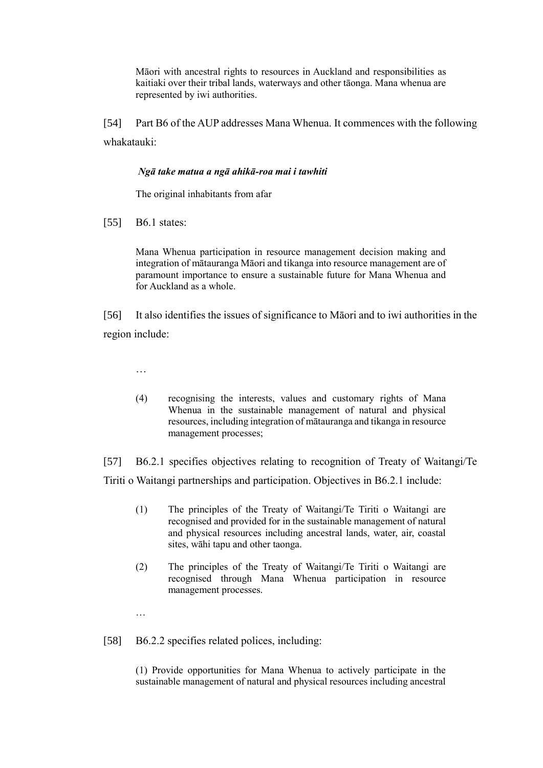> Māori with ancestral rights to resources in Auckland and responsibilities as kaitiaki over their tribal lands, waterways and other tāonga. Mana whenua are represented by iwi authorities.

[54] Part B6 of the AUP addresses Mana Whenua. It commences with the following whakatauki:

> ***Ngā take matua a ngā ahikā-roa mai i tawhiti***
>
> The original inhabitants from afar

[55] B6.1 states:

> Mana Whenua participation in resource management decision making and integration of mātauranga Māori and tikanga into resource management are of paramount importance to ensure a sustainable future for Mana Whenua and for Auckland as a whole.

[56] It also identifies the issues of significance to Māori and to iwi authorities in the region include:

> …
>
> (4) recognising the interests, values and customary rights of Mana Whenua in the sustainable management of natural and physical resources, including integration of mātauranga and tikanga in resource management processes;

[57] B6.2.1 specifies objectives relating to recognition of Treaty of Waitangi/Te Tiriti o Waitangi partnerships and participation. Objectives in B6.2.1 include:

> (1) The principles of the Treaty of Waitangi/Te Tiriti o Waitangi are recognised and provided for in the sustainable management of natural and physical resources including ancestral lands, water, air, coastal sites, wāhi tapu and other taonga.
>
> (2) The principles of the Treaty of Waitangi/Te Tiriti o Waitangi are recognised through Mana Whenua participation in resource management processes.
>
> …

[58] B6.2.2 specifies related polices, including:

> (1) Provide opportunities for Mana Whenua to actively participate in the sustainable management of natural and physical resources including ancestral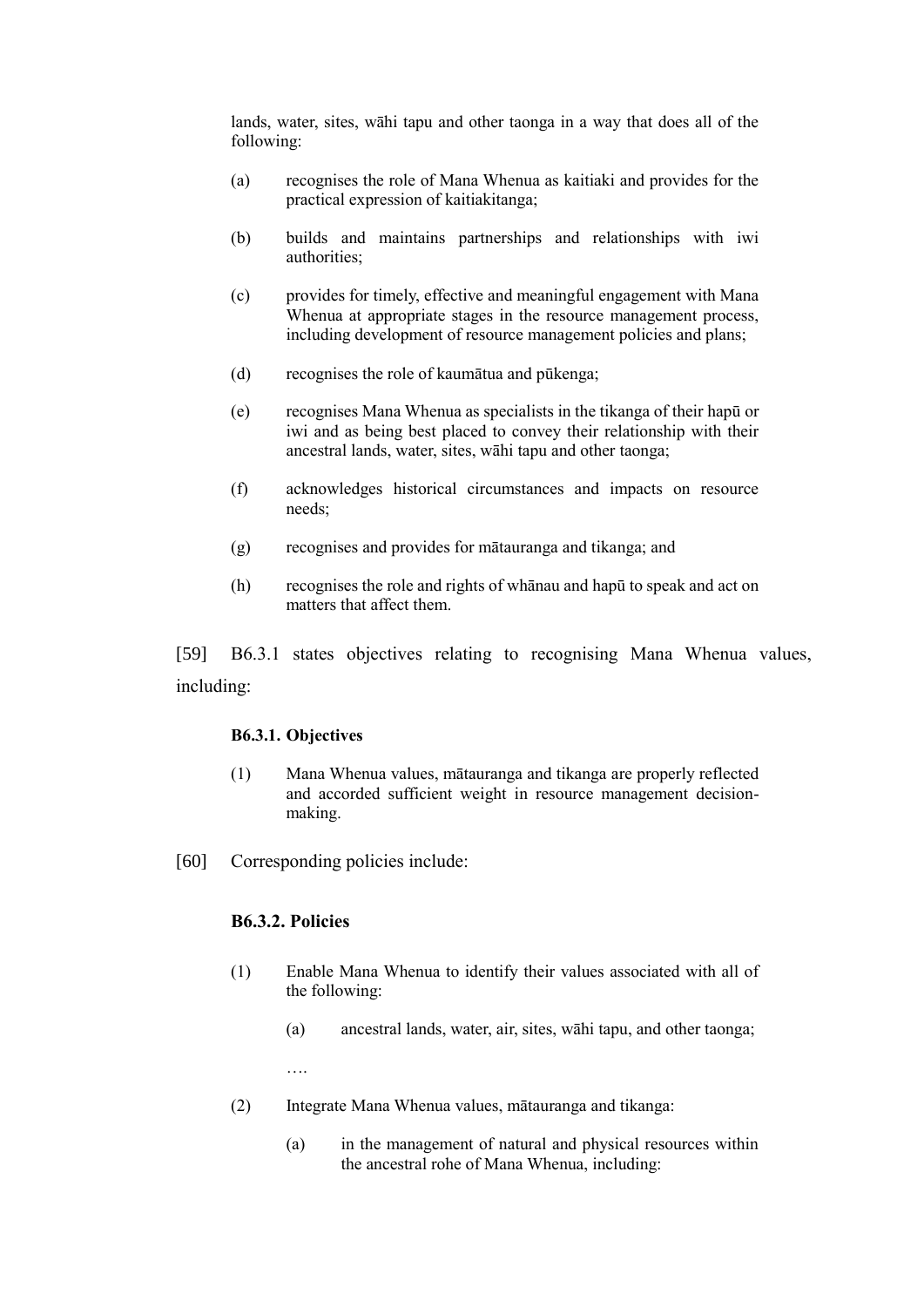lands, water, sites, wāhi tapu and other taonga in a way that does all of the following:

(a) recognises the role of Mana Whenua as kaitiaki and provides for the practical expression of kaitiakitanga;

(b) builds and maintains partnerships and relationships with iwi authorities;

(c) provides for timely, effective and meaningful engagement with Mana Whenua at appropriate stages in the resource management process, including development of resource management policies and plans;

(d) recognises the role of kaumātua and pūkenga;

(e) recognises Mana Whenua as specialists in the tikanga of their hapū or iwi and as being best placed to convey their relationship with their ancestral lands, water, sites, wāhi tapu and other taonga;

(f) acknowledges historical circumstances and impacts on resource needs;

(g) recognises and provides for mātauranga and tikanga; and

(h) recognises the role and rights of whānau and hapū to speak and act on matters that affect them.

[59] B6.3.1 states objectives relating to recognising Mana Whenua values, including:

**B6.3.1. Objectives**

(1) Mana Whenua values, mātauranga and tikanga are properly reflected and accorded sufficient weight in resource management decision-making.

[60] Corresponding policies include:

**B6.3.2. Policies**

(1) Enable Mana Whenua to identify their values associated with all of the following:

(a) ancestral lands, water, air, sites, wāhi tapu, and other taonga;

….

(2) Integrate Mana Whenua values, mātauranga and tikanga:

(a) in the management of natural and physical resources within the ancestral rohe of Mana Whenua, including: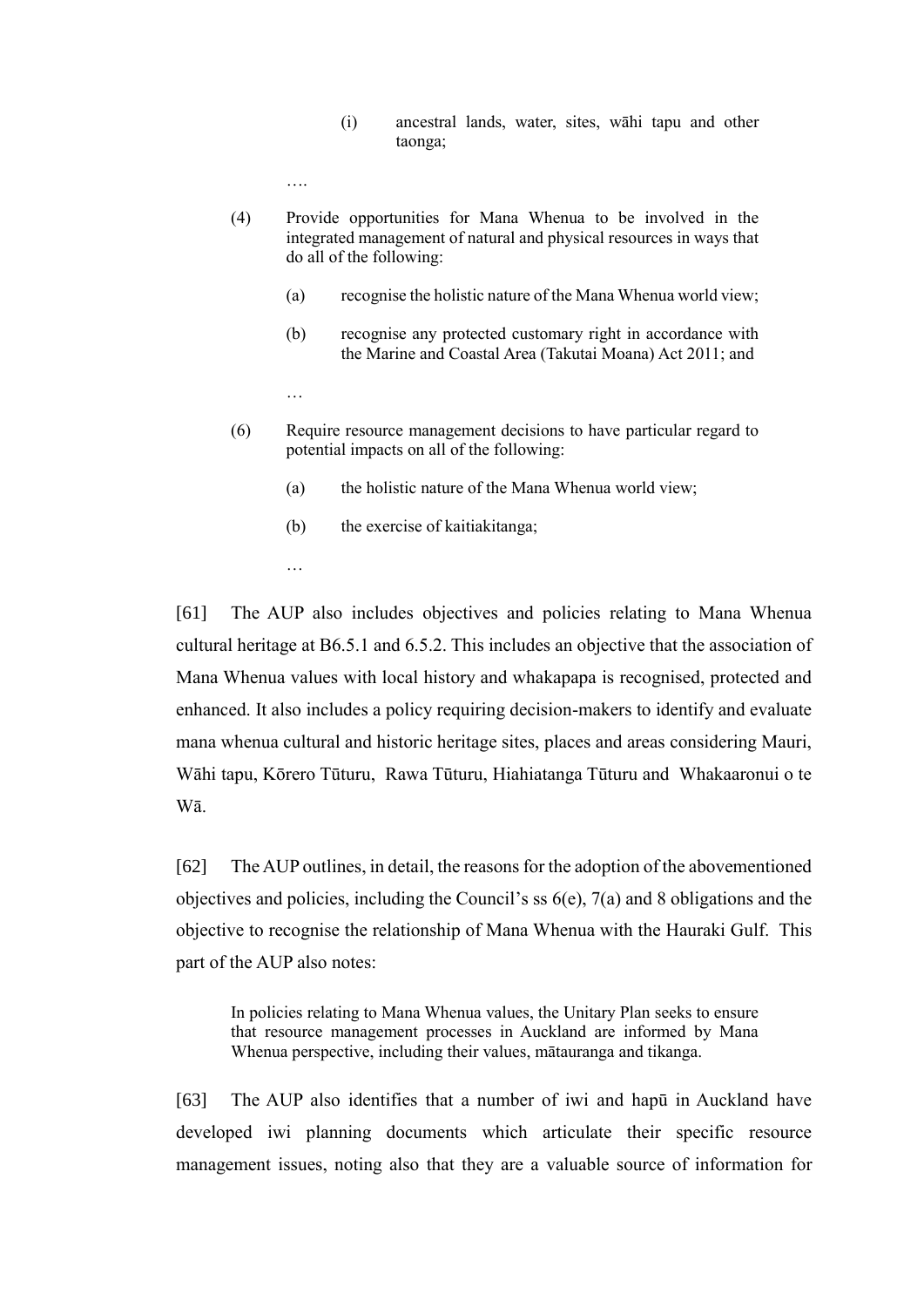> (i) ancestral lands, water, sites, wāhi tapu and other taonga;
>
> ….
>
> (4) Provide opportunities for Mana Whenua to be involved in the integrated management of natural and physical resources in ways that do all of the following:
>
> > (a) recognise the holistic nature of the Mana Whenua world view;
> >
> > (b) recognise any protected customary right in accordance with the Marine and Coastal Area (Takutai Moana) Act 2011; and
> >
> > …
>
> (6) Require resource management decisions to have particular regard to potential impacts on all of the following:
>
> > (a) the holistic nature of the Mana Whenua world view;
> >
> > (b) the exercise of kaitiakitanga;
> >
> > …

[61] The AUP also includes objectives and policies relating to Mana Whenua cultural heritage at B6.5.1 and 6.5.2. This includes an objective that the association of Mana Whenua values with local history and whakapapa is recognised, protected and enhanced. It also includes a policy requiring decision-makers to identify and evaluate mana whenua cultural and historic heritage sites, places and areas considering Mauri, Wāhi tapu, Kōrero Tūturu, Rawa Tūturu, Hiahiatanga Tūturu and Whakaaronui o te Wā.

[62] The AUP outlines, in detail, the reasons for the adoption of the abovementioned objectives and policies, including the Council's ss 6(e), 7(a) and 8 obligations and the objective to recognise the relationship of Mana Whenua with the Hauraki Gulf. This part of the AUP also notes:

> In policies relating to Mana Whenua values, the Unitary Plan seeks to ensure that resource management processes in Auckland are informed by Mana Whenua perspective, including their values, mātauranga and tikanga.

[63] The AUP also identifies that a number of iwi and hapū in Auckland have developed iwi planning documents which articulate their specific resource management issues, noting also that they are a valuable source of information for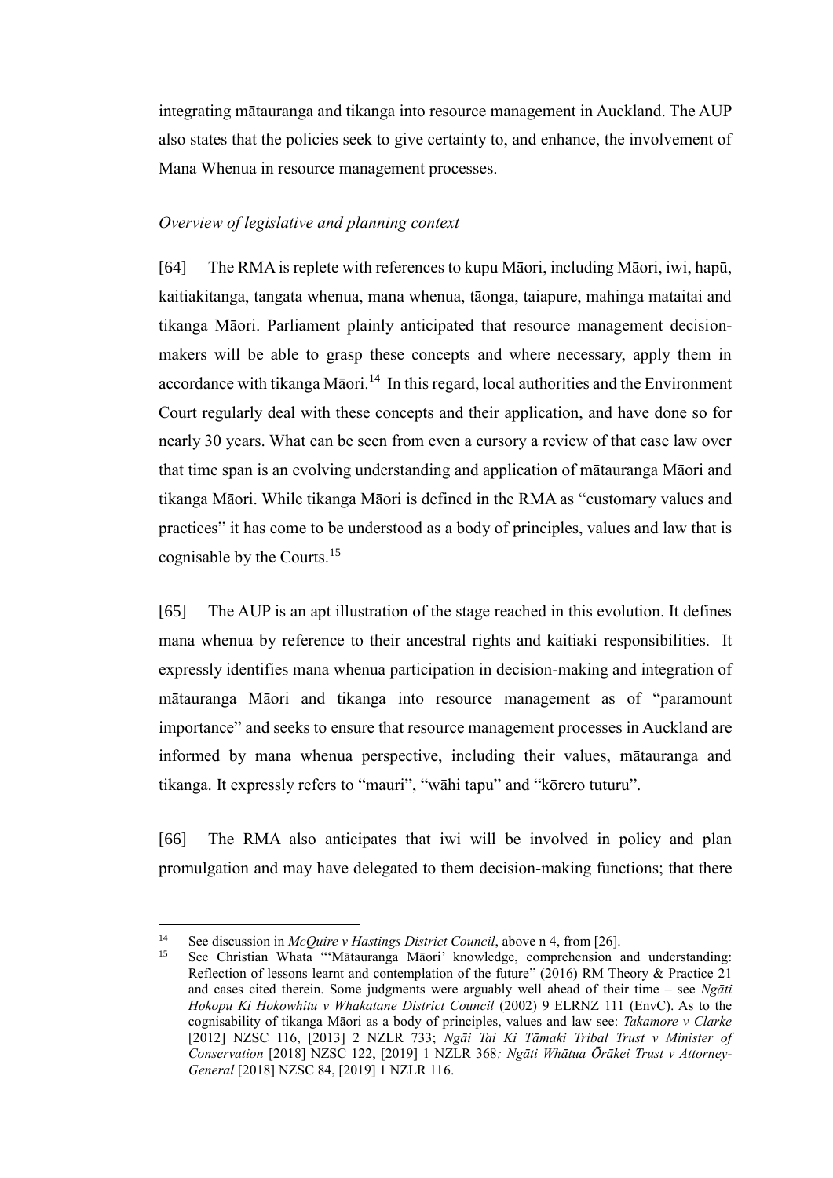integrating mātauranga and tikanga into resource management in Auckland. The AUP also states that the policies seek to give certainty to, and enhance, the involvement of Mana Whenua in resource management processes.

*Overview of legislative and planning context*

[64] The RMA is replete with references to kupu Māori, including Māori, iwi, hapū, kaitiakitanga, tangata whenua, mana whenua, tāonga, taiapure, mahinga mataitai and tikanga Māori. Parliament plainly anticipated that resource management decision-makers will be able to grasp these concepts and where necessary, apply them in accordance with tikanga Māori.[14] In this regard, local authorities and the Environment Court regularly deal with these concepts and their application, and have done so for nearly 30 years. What can be seen from even a cursory a review of that case law over that time span is an evolving understanding and application of mātauranga Māori and tikanga Māori. While tikanga Māori is defined in the RMA as "customary values and practices" it has come to be understood as a body of principles, values and law that is cognisable by the Courts.[15]

[65] The AUP is an apt illustration of the stage reached in this evolution. It defines mana whenua by reference to their ancestral rights and kaitiaki responsibilities. It expressly identifies mana whenua participation in decision-making and integration of mātauranga Māori and tikanga into resource management as of "paramount importance" and seeks to ensure that resource management processes in Auckland are informed by mana whenua perspective, including their values, mātauranga and tikanga. It expressly refers to "mauri", "wāhi tapu" and "kōrero tuturu".

[66] The RMA also anticipates that iwi will be involved in policy and plan promulgation and may have delegated to them decision-making functions; that there

---

[14] See discussion in *McQuire v Hastings District Council*, above n 4, from [26].

[15] See Christian Whata "'Mātauranga Māori' knowledge, comprehension and understanding: Reflection of lessons learnt and contemplation of the future" (2016) RM Theory & Practice 21 and cases cited therein. Some judgments were arguably well ahead of their time – see *Ngāti Hokopu Ki Hokowhitu v Whakatane District Council* (2002) 9 ELRNZ 111 (EnvC). As to the cognisability of tikanga Māori as a body of principles, values and law see: *Takamore v Clarke* [2012] NZSC 116, [2013] 2 NZLR 733; *Ngāi Tai Ki Tāmaki Tribal Trust v Minister of Conservation* [2018] NZSC 122, [2019] 1 NZLR 368; *Ngāti Whātua Ōrākei Trust v Attorney-General* [2018] NZSC 84, [2019] 1 NZLR 116.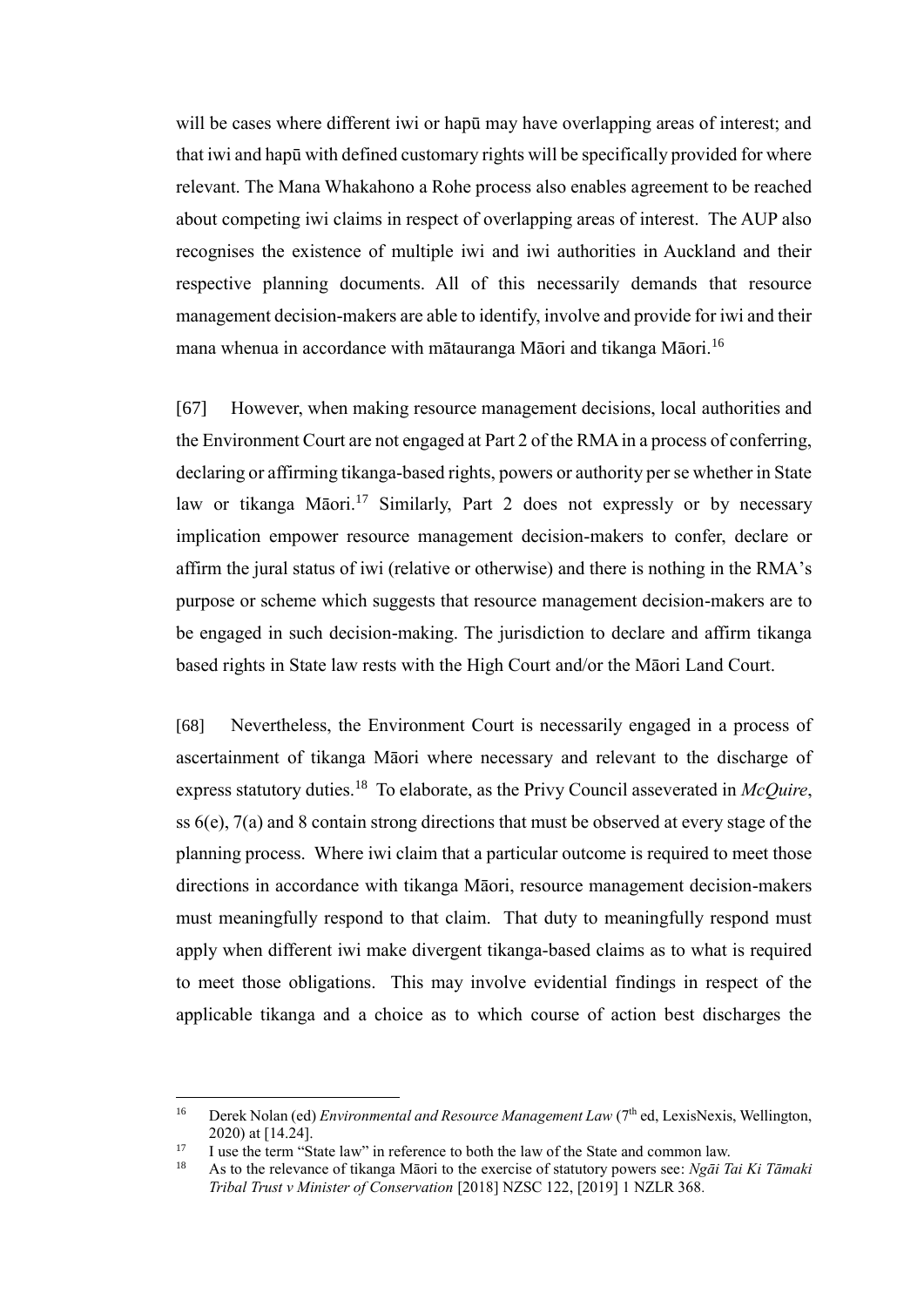will be cases where different iwi or hapū may have overlapping areas of interest; and that iwi and hapū with defined customary rights will be specifically provided for where relevant. The Mana Whakahono a Rohe process also enables agreement to be reached about competing iwi claims in respect of overlapping areas of interest. The AUP also recognises the existence of multiple iwi and iwi authorities in Auckland and their respective planning documents. All of this necessarily demands that resource management decision-makers are able to identify, involve and provide for iwi and their mana whenua in accordance with mātauranga Māori and tikanga Māori.[16]

[67] However, when making resource management decisions, local authorities and the Environment Court are not engaged at Part 2 of the RMA in a process of conferring, declaring or affirming tikanga-based rights, powers or authority per se whether in State law or tikanga Māori.[17] Similarly, Part 2 does not expressly or by necessary implication empower resource management decision-makers to confer, declare or affirm the jural status of iwi (relative or otherwise) and there is nothing in the RMA's purpose or scheme which suggests that resource management decision-makers are to be engaged in such decision-making. The jurisdiction to declare and affirm tikanga based rights in State law rests with the High Court and/or the Māori Land Court.

[68] Nevertheless, the Environment Court is necessarily engaged in a process of ascertainment of tikanga Māori where necessary and relevant to the discharge of express statutory duties.[18] To elaborate, as the Privy Council asseverated in *McQuire*, ss 6(e), 7(a) and 8 contain strong directions that must be observed at every stage of the planning process. Where iwi claim that a particular outcome is required to meet those directions in accordance with tikanga Māori, resource management decision-makers must meaningfully respond to that claim. That duty to meaningfully respond must apply when different iwi make divergent tikanga-based claims as to what is required to meet those obligations. This may involve evidential findings in respect of the applicable tikanga and a choice as to which course of action best discharges the

---

[16] Derek Nolan (ed) *Environmental and Resource Management Law* (7th ed, LexisNexis, Wellington, 2020) at [14.24].

[17] I use the term "State law" in reference to both the law of the State and common law.

[18] As to the relevance of tikanga Māori to the exercise of statutory powers see: *Ngāi Tai Ki Tāmaki Tribal Trust v Minister of Conservation* [2018] NZSC 122, [2019] 1 NZLR 368.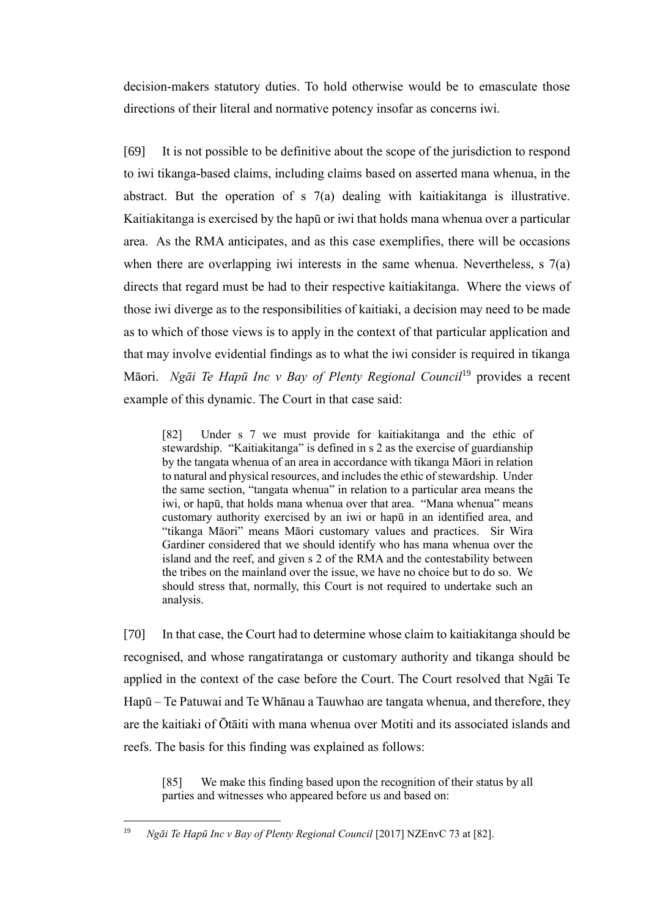decision-makers statutory duties. To hold otherwise would be to emasculate those directions of their literal and normative potency insofar as concerns iwi.

[69] It is not possible to be definitive about the scope of the jurisdiction to respond to iwi tikanga-based claims, including claims based on asserted mana whenua, in the abstract. But the operation of s 7(a) dealing with kaitiakitanga is illustrative. Kaitiakitanga is exercised by the hapū or iwi that holds mana whenua over a particular area. As the RMA anticipates, and as this case exemplifies, there will be occasions when there are overlapping iwi interests in the same whenua. Nevertheless, s 7(a) directs that regard must be had to their respective kaitiakitanga. Where the views of those iwi diverge as to the responsibilities of kaitiaki, a decision may need to be made as to which of those views is to apply in the context of that particular application and that may involve evidential findings as to what the iwi consider is required in tikanga Māori. *Ngāi Te Hapū Inc v Bay of Plenty Regional Council*[19] provides a recent example of this dynamic. The Court in that case said:

> [82] Under s 7 we must provide for kaitiakitanga and the ethic of stewardship. "Kaitiakitanga" is defined in s 2 as the exercise of guardianship by the tangata whenua of an area in accordance with tikanga Māori in relation to natural and physical resources, and includes the ethic of stewardship. Under the same section, "tangata whenua" in relation to a particular area means the iwi, or hapū, that holds mana whenua over that area. "Mana whenua" means customary authority exercised by an iwi or hapū in an identified area, and "tikanga Māori" means Māori customary values and practices. Sir Wira Gardiner considered that we should identify who has mana whenua over the island and the reef, and given s 2 of the RMA and the contestability between the tribes on the mainland over the issue, we have no choice but to do so. We should stress that, normally, this Court is not required to undertake such an analysis.

[70] In that case, the Court had to determine whose claim to kaitiakitanga should be recognised, and whose rangatiratanga or customary authority and tikanga should be applied in the context of the case before the Court. The Court resolved that Ngāi Te Hapū – Te Patuwai and Te Whānau a Tauwhao are tangata whenua, and therefore, they are the kaitiaki of Ōtāiti with mana whenua over Motiti and its associated islands and reefs. The basis for this finding was explained as follows:

> [85] We make this finding based upon the recognition of their status by all parties and witnesses who appeared before us and based on:

---

[19] *Ngāi Te Hapū Inc v Bay of Plenty Regional Council* [2017] NZEnvC 73 at [82].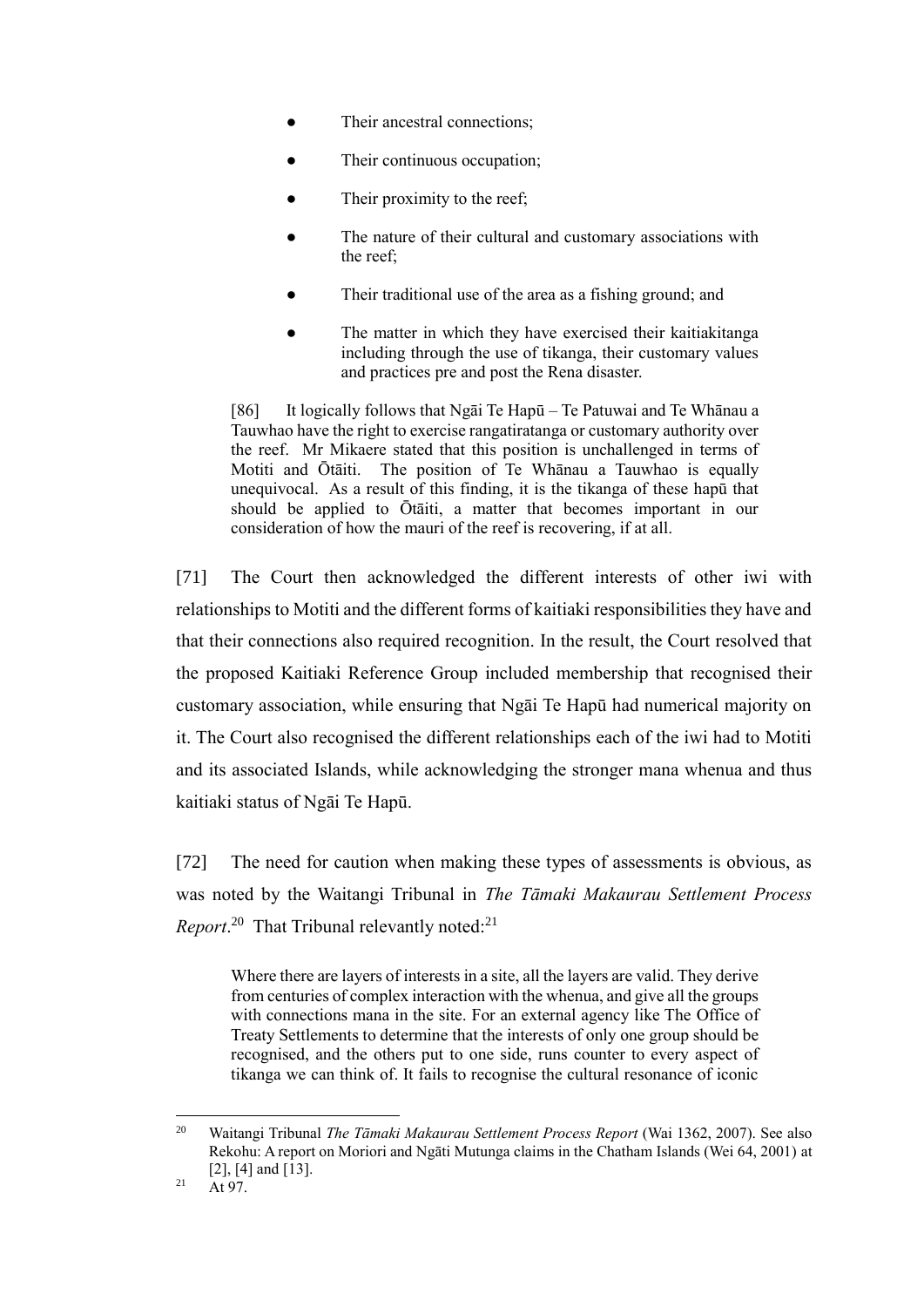> - Their ancestral connections;
> - Their continuous occupation;
> - Their proximity to the reef;
> - The nature of their cultural and customary associations with the reef;
> - Their traditional use of the area as a fishing ground; and
> - The matter in which they have exercised their kaitiakitanga including through the use of tikanga, their customary values and practices pre and post the Rena disaster.
>
> [86] It logically follows that Ngāi Te Hapū – Te Patuwai and Te Whānau a Tauwhao have the right to exercise rangatiratanga or customary authority over the reef. Mr Mikaere stated that this position is unchallenged in terms of Motiti and Ōtāiti. The position of Te Whānau a Tauwhao is equally unequivocal. As a result of this finding, it is the tikanga of these hapū that should be applied to Ōtāiti, a matter that becomes important in our consideration of how the mauri of the reef is recovering, if at all.

[71] The Court then acknowledged the different interests of other iwi with relationships to Motiti and the different forms of kaitiaki responsibilities they have and that their connections also required recognition. In the result, the Court resolved that the proposed Kaitiaki Reference Group included membership that recognised their customary association, while ensuring that Ngāi Te Hapū had numerical majority on it. The Court also recognised the different relationships each of the iwi had to Motiti and its associated Islands, while acknowledging the stronger mana whenua and thus kaitiaki status of Ngāi Te Hapū.

[72] The need for caution when making these types of assessments is obvious, as was noted by the Waitangi Tribunal in *The Tāmaki Makaurau Settlement Process Report*.[20] That Tribunal relevantly noted:[21]

> Where there are layers of interests in a site, all the layers are valid. They derive from centuries of complex interaction with the whenua, and give all the groups with connections mana in the site. For an external agency like The Office of Treaty Settlements to determine that the interests of only one group should be recognised, and the others put to one side, runs counter to every aspect of tikanga we can think of. It fails to recognise the cultural resonance of iconic

---

[20] Waitangi Tribunal *The Tāmaki Makaurau Settlement Process Report* (Wai 1362, 2007). See also Rekohu: A report on Moriori and Ngāti Mutunga claims in the Chatham Islands (Wei 64, 2001) at [2], [4] and [13].

[21] At 97.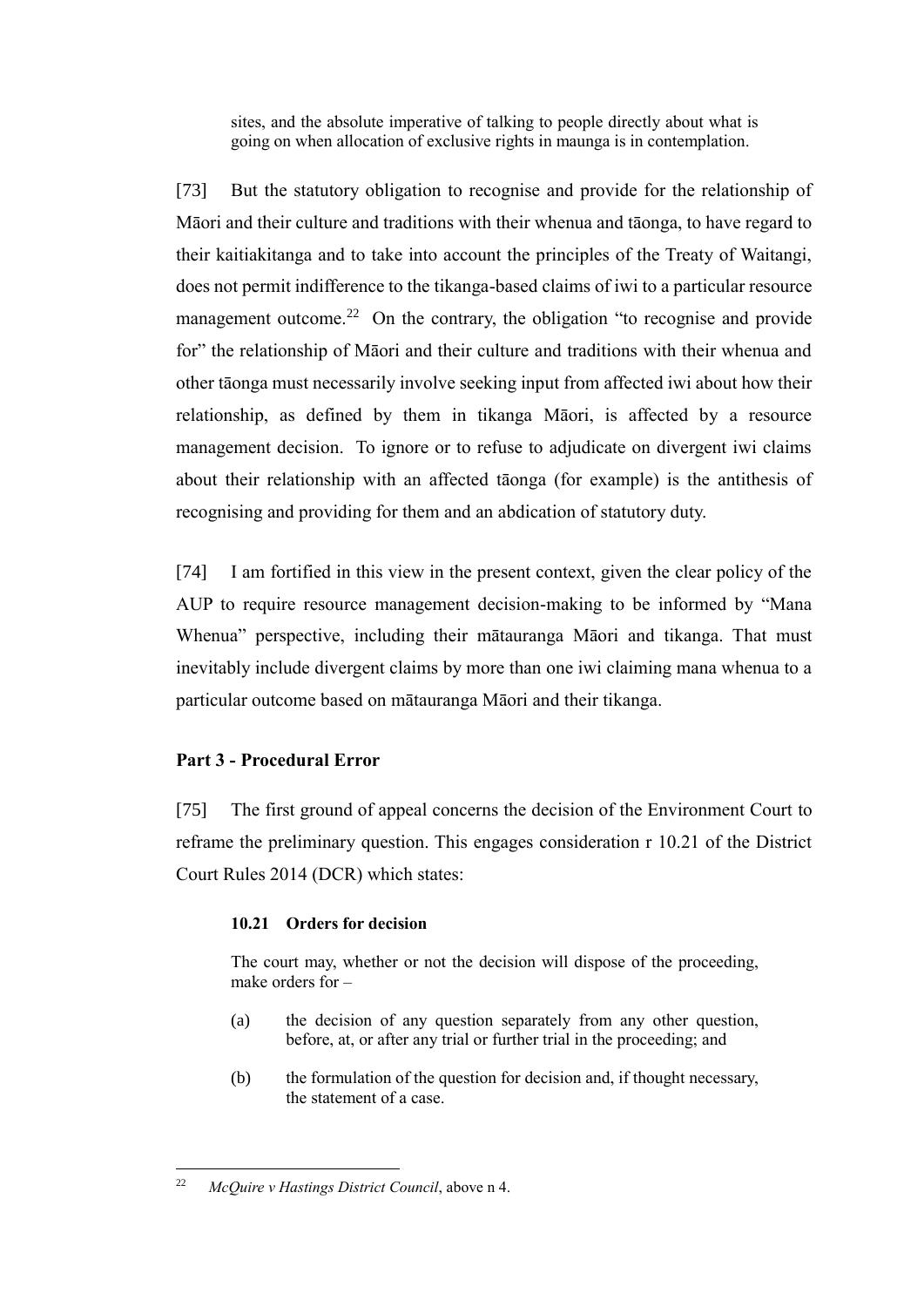> sites, and the absolute imperative of talking to people directly about what is going on when allocation of exclusive rights in maunga is in contemplation.

[73] But the statutory obligation to recognise and provide for the relationship of Māori and their culture and traditions with their whenua and tāonga, to have regard to their kaitiakitanga and to take into account the principles of the Treaty of Waitangi, does not permit indifference to the tikanga-based claims of iwi to a particular resource management outcome.[22] On the contrary, the obligation "to recognise and provide for" the relationship of Māori and their culture and traditions with their whenua and other tāonga must necessarily involve seeking input from affected iwi about how their relationship, as defined by them in tikanga Māori, is affected by a resource management decision. To ignore or to refuse to adjudicate on divergent iwi claims about their relationship with an affected tāonga (for example) is the antithesis of recognising and providing for them and an abdication of statutory duty.

[74] I am fortified in this view in the present context, given the clear policy of the AUP to require resource management decision-making to be informed by "Mana Whenua" perspective, including their mātauranga Māori and tikanga. That must inevitably include divergent claims by more than one iwi claiming mana whenua to a particular outcome based on mātauranga Māori and their tikanga.

**Part 3 - Procedural Error**

[75] The first ground of appeal concerns the decision of the Environment Court to reframe the preliminary question. This engages consideration r 10.21 of the District Court Rules 2014 (DCR) which states:

> **10.21 Orders for decision**
>
> The court may, whether or not the decision will dispose of the proceeding, make orders for –
>
> (a) the decision of any question separately from any other question, before, at, or after any trial or further trial in the proceeding; and
>
> (b) the formulation of the question for decision and, if thought necessary, the statement of a case.

---

[22] *McQuire v Hastings District Council*, above n 4.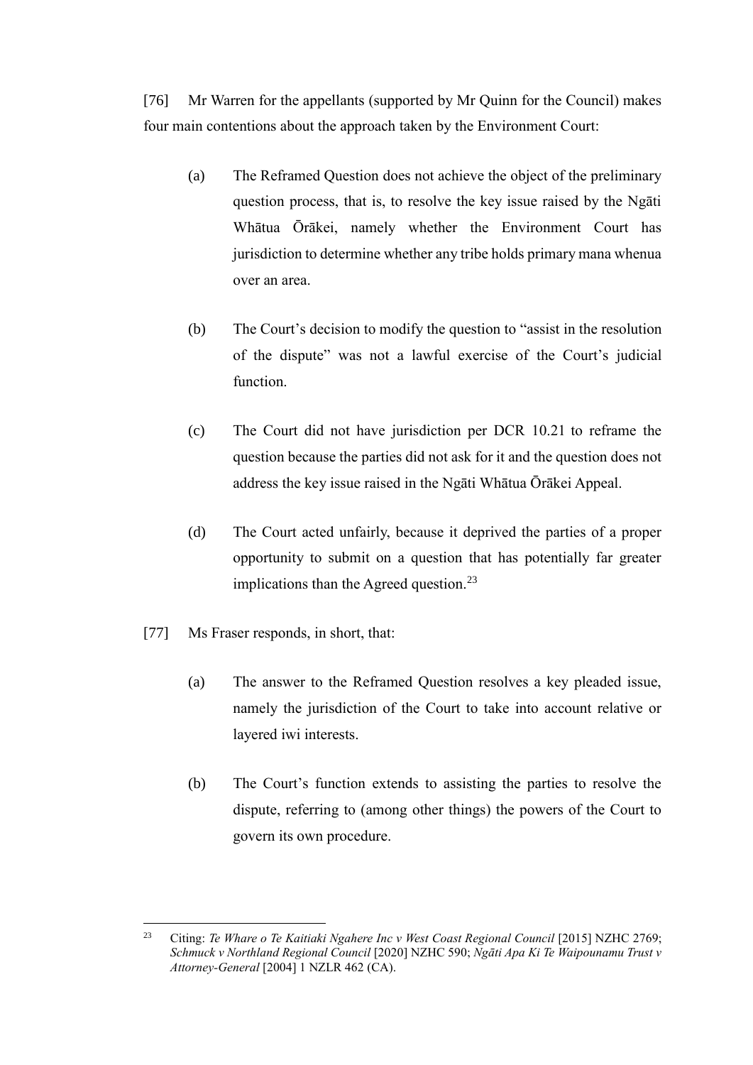[76] Mr Warren for the appellants (supported by Mr Quinn for the Council) makes four main contentions about the approach taken by the Environment Court:

(a) The Reframed Question does not achieve the object of the preliminary question process, that is, to resolve the key issue raised by the Ngāti Whātua Ōrākei, namely whether the Environment Court has jurisdiction to determine whether any tribe holds primary mana whenua over an area.

(b) The Court's decision to modify the question to "assist in the resolution of the dispute" was not a lawful exercise of the Court's judicial function.

(c) The Court did not have jurisdiction per DCR 10.21 to reframe the question because the parties did not ask for it and the question does not address the key issue raised in the Ngāti Whātua Ōrākei Appeal.

(d) The Court acted unfairly, because it deprived the parties of a proper opportunity to submit on a question that has potentially far greater implications than the Agreed question.[23]

[77] Ms Fraser responds, in short, that:

(a) The answer to the Reframed Question resolves a key pleaded issue, namely the jurisdiction of the Court to take into account relative or layered iwi interests.

(b) The Court's function extends to assisting the parties to resolve the dispute, referring to (among other things) the powers of the Court to govern its own procedure.

---

[23] Citing: *Te Whare o Te Kaitiaki Ngahere Inc v West Coast Regional Council* [2015] NZHC 2769; *Schmuck v Northland Regional Council* [2020] NZHC 590; *Ngāti Apa Ki Te Waipounamu Trust v Attorney-General* [2004] 1 NZLR 462 (CA).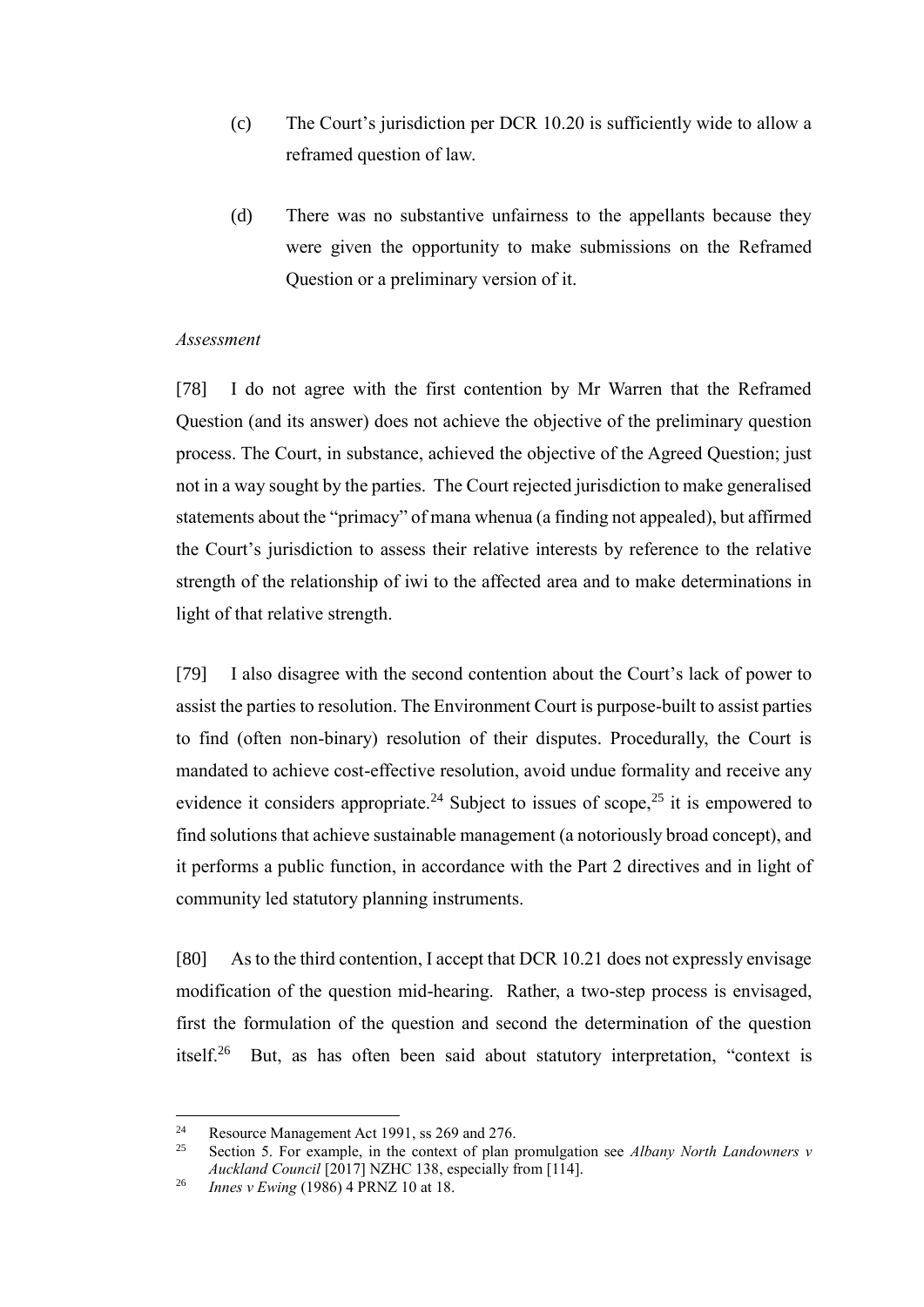(c) The Court's jurisdiction per DCR 10.20 is sufficiently wide to allow a reframed question of law.

(d) There was no substantive unfairness to the appellants because they were given the opportunity to make submissions on the Reframed Question or a preliminary version of it.

*Assessment*

[78] I do not agree with the first contention by Mr Warren that the Reframed Question (and its answer) does not achieve the objective of the preliminary question process. The Court, in substance, achieved the objective of the Agreed Question; just not in a way sought by the parties. The Court rejected jurisdiction to make generalised statements about the "primacy" of mana whenua (a finding not appealed), but affirmed the Court's jurisdiction to assess their relative interests by reference to the relative strength of the relationship of iwi to the affected area and to make determinations in light of that relative strength.

[79] I also disagree with the second contention about the Court's lack of power to assist the parties to resolution. The Environment Court is purpose-built to assist parties to find (often non-binary) resolution of their disputes. Procedurally, the Court is mandated to achieve cost-effective resolution, avoid undue formality and receive any evidence it considers appropriate.[24] Subject to issues of scope,[25] it is empowered to find solutions that achieve sustainable management (a notoriously broad concept), and it performs a public function, in accordance with the Part 2 directives and in light of community led statutory planning instruments.

[80] As to the third contention, I accept that DCR 10.21 does not expressly envisage modification of the question mid-hearing. Rather, a two-step process is envisaged, first the formulation of the question and second the determination of the question itself.[26] But, as has often been said about statutory interpretation, "context is

---

[24] Resource Management Act 1991, ss 269 and 276.

[25] Section 5. For example, in the context of plan promulgation see *Albany North Landowners v Auckland Council* [2017] NZHC 138, especially from [114].

[26] *Innes v Ewing* (1986) 4 PRNZ 10 at 18.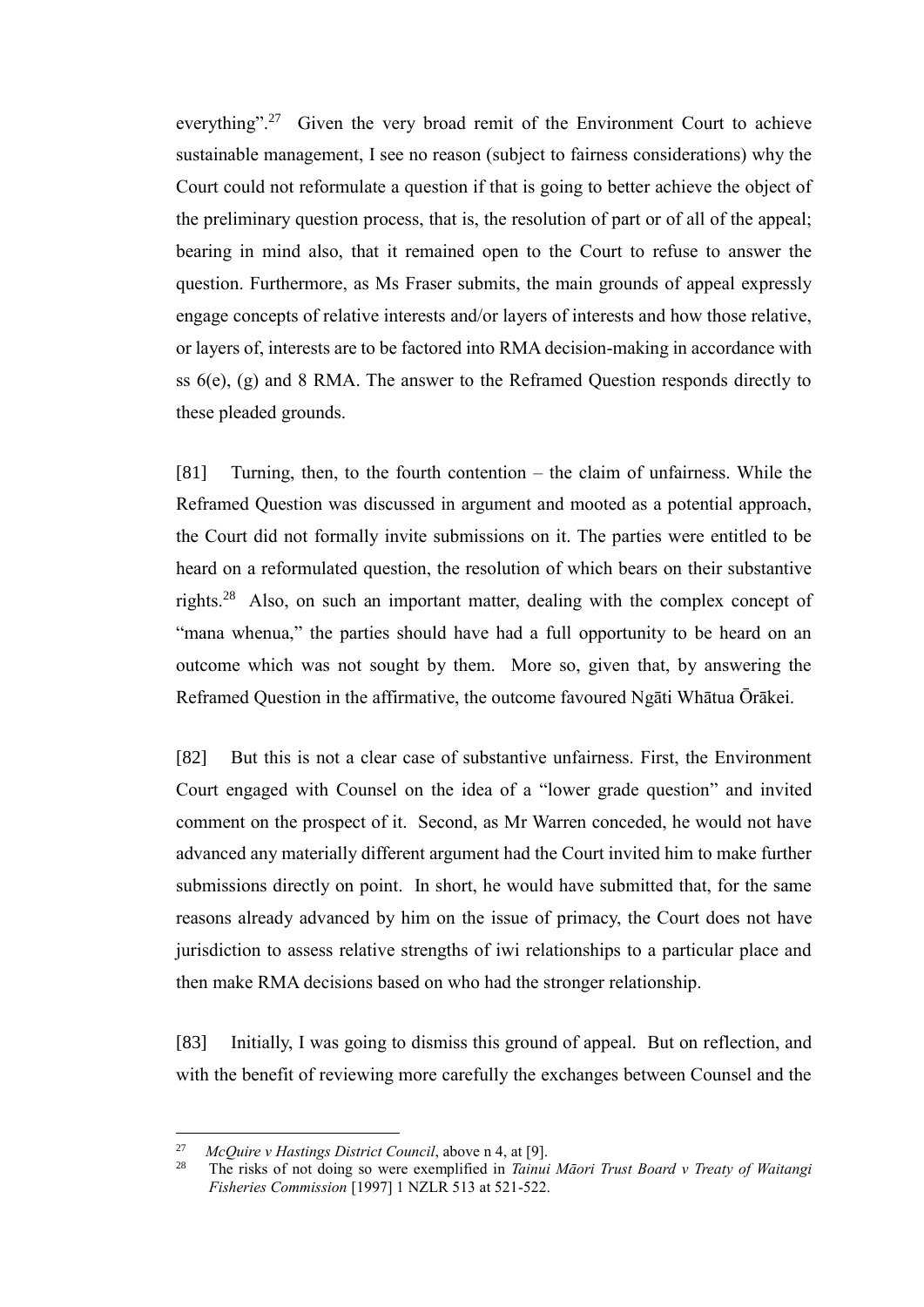everything".[27] Given the very broad remit of the Environment Court to achieve sustainable management, I see no reason (subject to fairness considerations) why the Court could not reformulate a question if that is going to better achieve the object of the preliminary question process, that is, the resolution of part or of all of the appeal; bearing in mind also, that it remained open to the Court to refuse to answer the question. Furthermore, as Ms Fraser submits, the main grounds of appeal expressly engage concepts of relative interests and/or layers of interests and how those relative, or layers of, interests are to be factored into RMA decision-making in accordance with ss 6(e), (g) and 8 RMA. The answer to the Reframed Question responds directly to these pleaded grounds.

[81] Turning, then, to the fourth contention – the claim of unfairness. While the Reframed Question was discussed in argument and mooted as a potential approach, the Court did not formally invite submissions on it. The parties were entitled to be heard on a reformulated question, the resolution of which bears on their substantive rights.[28] Also, on such an important matter, dealing with the complex concept of "mana whenua," the parties should have had a full opportunity to be heard on an outcome which was not sought by them. More so, given that, by answering the Reframed Question in the affirmative, the outcome favoured Ngāti Whātua Ōrākei.

[82] But this is not a clear case of substantive unfairness. First, the Environment Court engaged with Counsel on the idea of a "lower grade question" and invited comment on the prospect of it. Second, as Mr Warren conceded, he would not have advanced any materially different argument had the Court invited him to make further submissions directly on point. In short, he would have submitted that, for the same reasons already advanced by him on the issue of primacy, the Court does not have jurisdiction to assess relative strengths of iwi relationships to a particular place and then make RMA decisions based on who had the stronger relationship.

[83] Initially, I was going to dismiss this ground of appeal. But on reflection, and with the benefit of reviewing more carefully the exchanges between Counsel and the

---

[27] *McQuire v Hastings District Council*, above n 4, at [9].

[28] The risks of not doing so were exemplified in *Tainui Māori Trust Board v Treaty of Waitangi Fisheries Commission* [1997] 1 NZLR 513 at 521-522.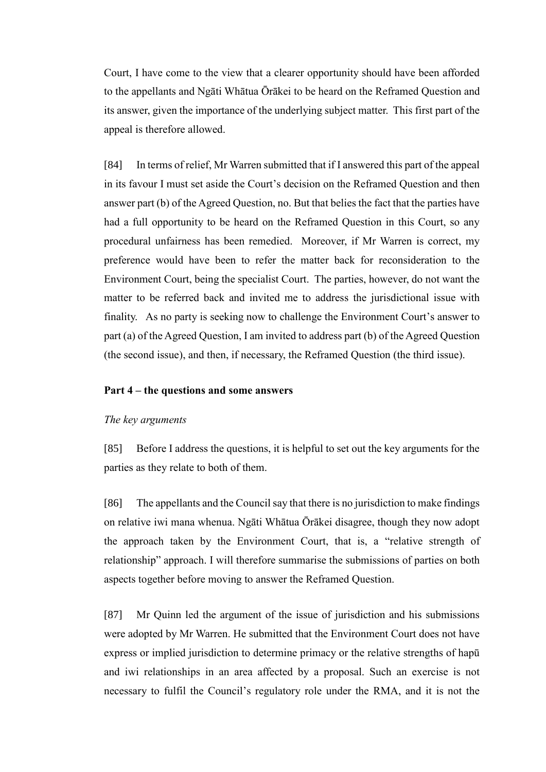Court, I have come to the view that a clearer opportunity should have been afforded to the appellants and Ngāti Whātua Ōrākei to be heard on the Reframed Question and its answer, given the importance of the underlying subject matter. This first part of the appeal is therefore allowed.

[84] In terms of relief, Mr Warren submitted that if I answered this part of the appeal in its favour I must set aside the Court's decision on the Reframed Question and then answer part (b) of the Agreed Question, no. But that belies the fact that the parties have had a full opportunity to be heard on the Reframed Question in this Court, so any procedural unfairness has been remedied. Moreover, if Mr Warren is correct, my preference would have been to refer the matter back for reconsideration to the Environment Court, being the specialist Court. The parties, however, do not want the matter to be referred back and invited me to address the jurisdictional issue with finality. As no party is seeking now to challenge the Environment Court's answer to part (a) of the Agreed Question, I am invited to address part (b) of the Agreed Question (the second issue), and then, if necessary, the Reframed Question (the third issue).

## Part 4 – the questions and some answers

### *The key arguments*

[85] Before I address the questions, it is helpful to set out the key arguments for the parties as they relate to both of them.

[86] The appellants and the Council say that there is no jurisdiction to make findings on relative iwi mana whenua. Ngāti Whātua Ōrākei disagree, though they now adopt the approach taken by the Environment Court, that is, a "relative strength of relationship" approach. I will therefore summarise the submissions of parties on both aspects together before moving to answer the Reframed Question.

[87] Mr Quinn led the argument of the issue of jurisdiction and his submissions were adopted by Mr Warren. He submitted that the Environment Court does not have express or implied jurisdiction to determine primacy or the relative strengths of hapū and iwi relationships in an area affected by a proposal. Such an exercise is not necessary to fulfil the Council's regulatory role under the RMA, and it is not the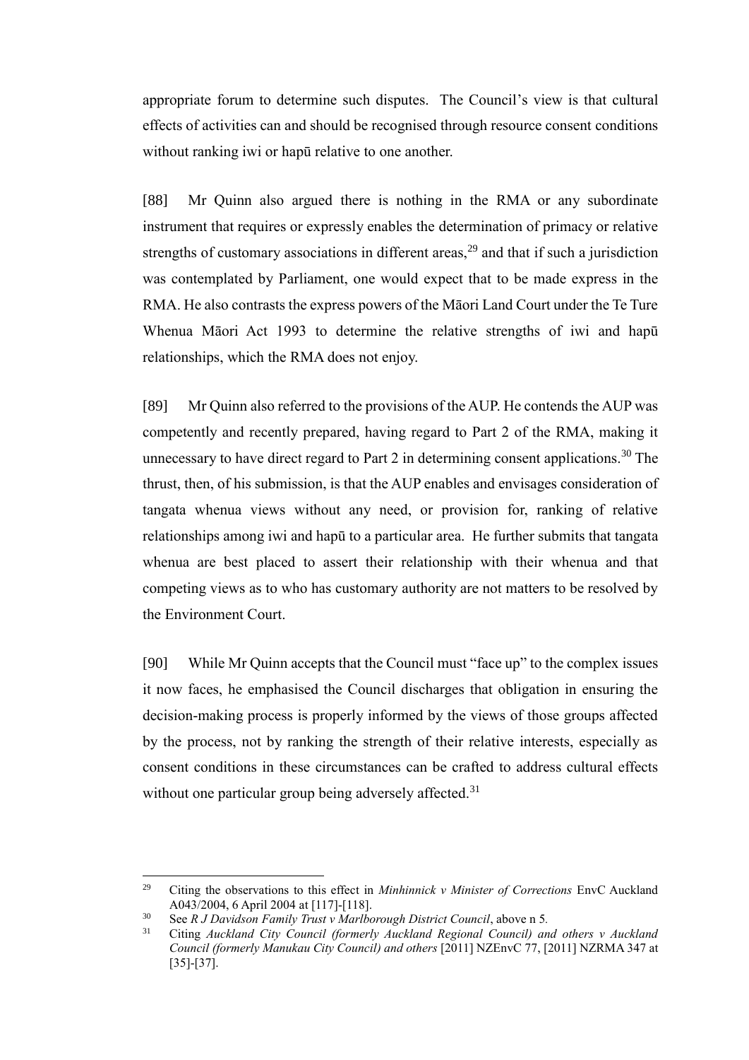appropriate forum to determine such disputes. The Council's view is that cultural effects of activities can and should be recognised through resource consent conditions without ranking iwi or hapū relative to one another.

[88] Mr Quinn also argued there is nothing in the RMA or any subordinate instrument that requires or expressly enables the determination of primacy or relative strengths of customary associations in different areas,[29] and that if such a jurisdiction was contemplated by Parliament, one would expect that to be made express in the RMA. He also contrasts the express powers of the Māori Land Court under the Te Ture Whenua Māori Act 1993 to determine the relative strengths of iwi and hapū relationships, which the RMA does not enjoy.

[89] Mr Quinn also referred to the provisions of the AUP. He contends the AUP was competently and recently prepared, having regard to Part 2 of the RMA, making it unnecessary to have direct regard to Part 2 in determining consent applications.[30] The thrust, then, of his submission, is that the AUP enables and envisages consideration of tangata whenua views without any need, or provision for, ranking of relative relationships among iwi and hapū to a particular area. He further submits that tangata whenua are best placed to assert their relationship with their whenua and that competing views as to who has customary authority are not matters to be resolved by the Environment Court.

[90] While Mr Quinn accepts that the Council must "face up" to the complex issues it now faces, he emphasised the Council discharges that obligation in ensuring the decision-making process is properly informed by the views of those groups affected by the process, not by ranking the strength of their relative interests, especially as consent conditions in these circumstances can be crafted to address cultural effects without one particular group being adversely affected.[31]

---

[29] Citing the observations to this effect in *Minhinnick v Minister of Corrections* EnvC Auckland A043/2004, 6 April 2004 at [117]-[118].

[30] See *R J Davidson Family Trust v Marlborough District Council*, above n 5.

[31] Citing *Auckland City Council (formerly Auckland Regional Council) and others v Auckland Council (formerly Manukau City Council) and others* [2011] NZEnvC 77, [2011] NZRMA 347 at [35]-[37].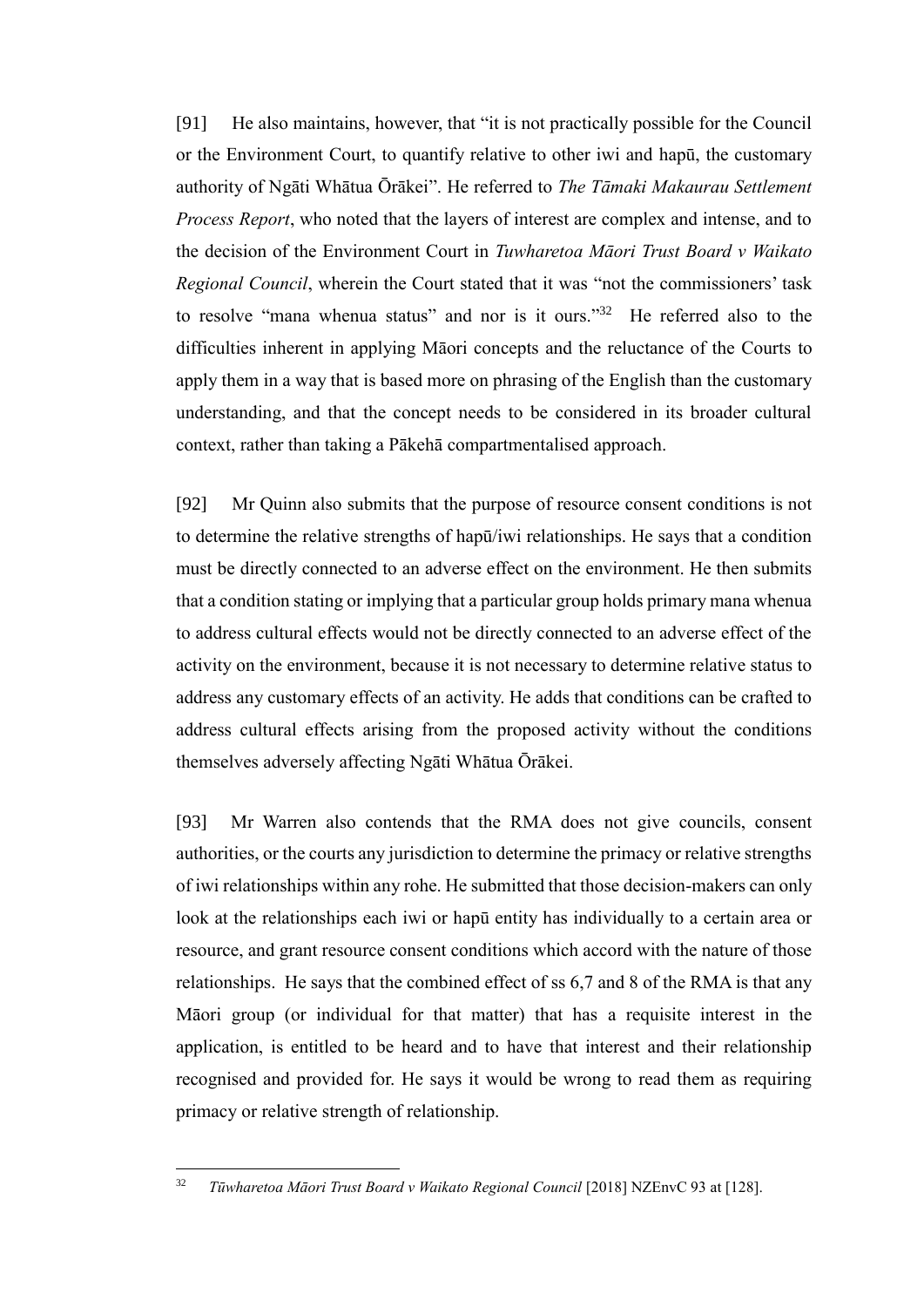[91] He also maintains, however, that "it is not practically possible for the Council or the Environment Court, to quantify relative to other iwi and hapū, the customary authority of Ngāti Whātua Ōrākei". He referred to *The Tāmaki Makaurau Settlement Process Report*, who noted that the layers of interest are complex and intense, and to the decision of the Environment Court in *Tuwharetoa Māori Trust Board v Waikato Regional Council*, wherein the Court stated that it was "not the commissioners' task to resolve "mana whenua status" and nor is it ours."[32] He referred also to the difficulties inherent in applying Māori concepts and the reluctance of the Courts to apply them in a way that is based more on phrasing of the English than the customary understanding, and that the concept needs to be considered in its broader cultural context, rather than taking a Pākehā compartmentalised approach.

[92] Mr Quinn also submits that the purpose of resource consent conditions is not to determine the relative strengths of hapū/iwi relationships. He says that a condition must be directly connected to an adverse effect on the environment. He then submits that a condition stating or implying that a particular group holds primary mana whenua to address cultural effects would not be directly connected to an adverse effect of the activity on the environment, because it is not necessary to determine relative status to address any customary effects of an activity. He adds that conditions can be crafted to address cultural effects arising from the proposed activity without the conditions themselves adversely affecting Ngāti Whātua Ōrākei.

[93] Mr Warren also contends that the RMA does not give councils, consent authorities, or the courts any jurisdiction to determine the primacy or relative strengths of iwi relationships within any rohe. He submitted that those decision-makers can only look at the relationships each iwi or hapū entity has individually to a certain area or resource, and grant resource consent conditions which accord with the nature of those relationships. He says that the combined effect of ss 6,7 and 8 of the RMA is that any Māori group (or individual for that matter) that has a requisite interest in the application, is entitled to be heard and to have that interest and their relationship recognised and provided for. He says it would be wrong to read them as requiring primacy or relative strength of relationship.

---

[32] *Tūwharetoa Māori Trust Board v Waikato Regional Council* [2018] NZEnvC 93 at [128].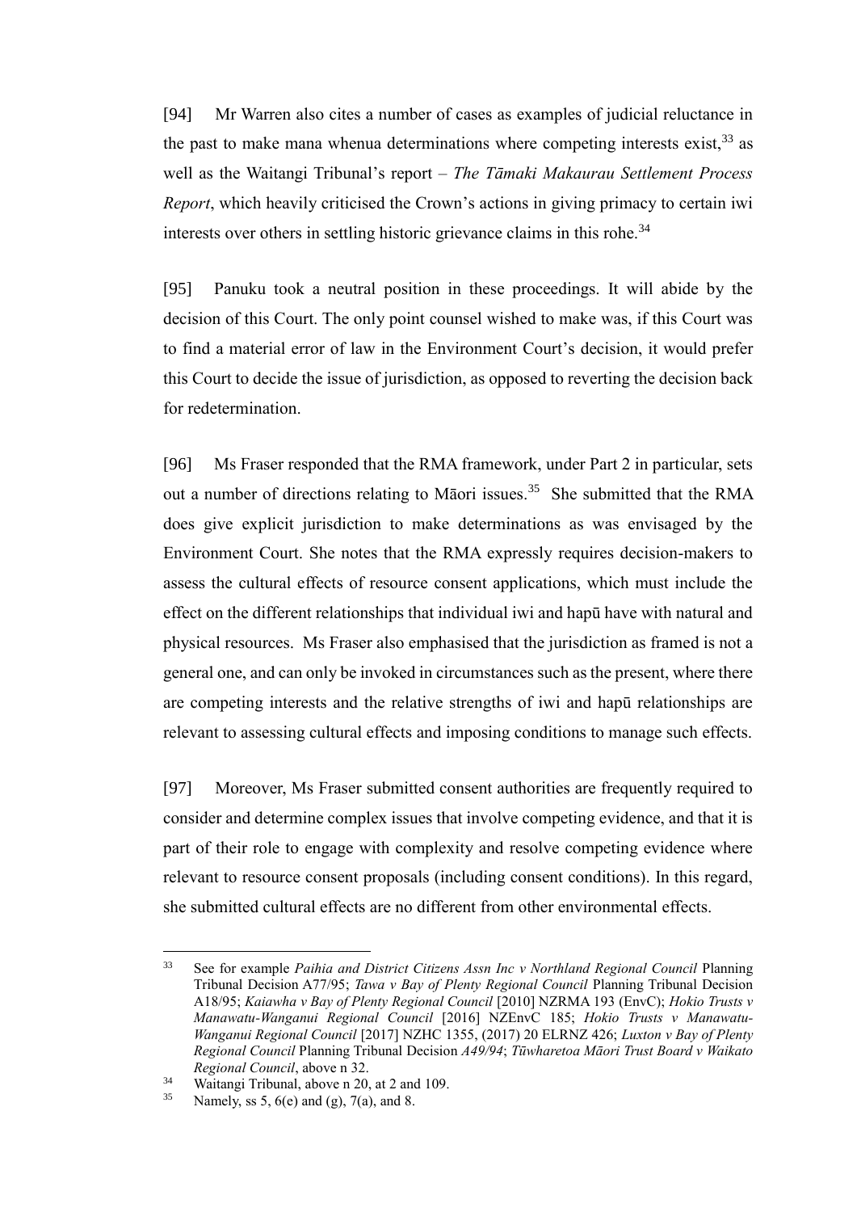[94] Mr Warren also cites a number of cases as examples of judicial reluctance in the past to make mana whenua determinations where competing interests exist,[33] as well as the Waitangi Tribunal's report – *The Tāmaki Makaurau Settlement Process Report*, which heavily criticised the Crown's actions in giving primacy to certain iwi interests over others in settling historic grievance claims in this rohe.[34]

[95] Panuku took a neutral position in these proceedings. It will abide by the decision of this Court. The only point counsel wished to make was, if this Court was to find a material error of law in the Environment Court's decision, it would prefer this Court to decide the issue of jurisdiction, as opposed to reverting the decision back for redetermination.

[96] Ms Fraser responded that the RMA framework, under Part 2 in particular, sets out a number of directions relating to Māori issues.[35] She submitted that the RMA does give explicit jurisdiction to make determinations as was envisaged by the Environment Court. She notes that the RMA expressly requires decision-makers to assess the cultural effects of resource consent applications, which must include the effect on the different relationships that individual iwi and hapū have with natural and physical resources. Ms Fraser also emphasised that the jurisdiction as framed is not a general one, and can only be invoked in circumstances such as the present, where there are competing interests and the relative strengths of iwi and hapū relationships are relevant to assessing cultural effects and imposing conditions to manage such effects.

[97] Moreover, Ms Fraser submitted consent authorities are frequently required to consider and determine complex issues that involve competing evidence, and that it is part of their role to engage with complexity and resolve competing evidence where relevant to resource consent proposals (including consent conditions). In this regard, she submitted cultural effects are no different from other environmental effects.

---

33 See for example *Paihia and District Citizens Assn Inc v Northland Regional Council* Planning Tribunal Decision A77/95; *Tawa v Bay of Plenty Regional Council* Planning Tribunal Decision A18/95; *Kaiawha v Bay of Plenty Regional Council* [2010] NZRMA 193 (EnvC); *Hokio Trusts v Manawatu-Wanganui Regional Council* [2016] NZEnvC 185; *Hokio Trusts v Manawatu-Wanganui Regional Council* [2017] NZHC 1355, (2017) 20 ELRNZ 426; *Luxton v Bay of Plenty Regional Council* Planning Tribunal Decision *A49/94*; *Tūwharetoa Māori Trust Board v Waikato Regional Council*, above n 32.

34 Waitangi Tribunal, above n 20, at 2 and 109.

35 Namely, ss 5, 6(e) and (g), 7(a), and 8.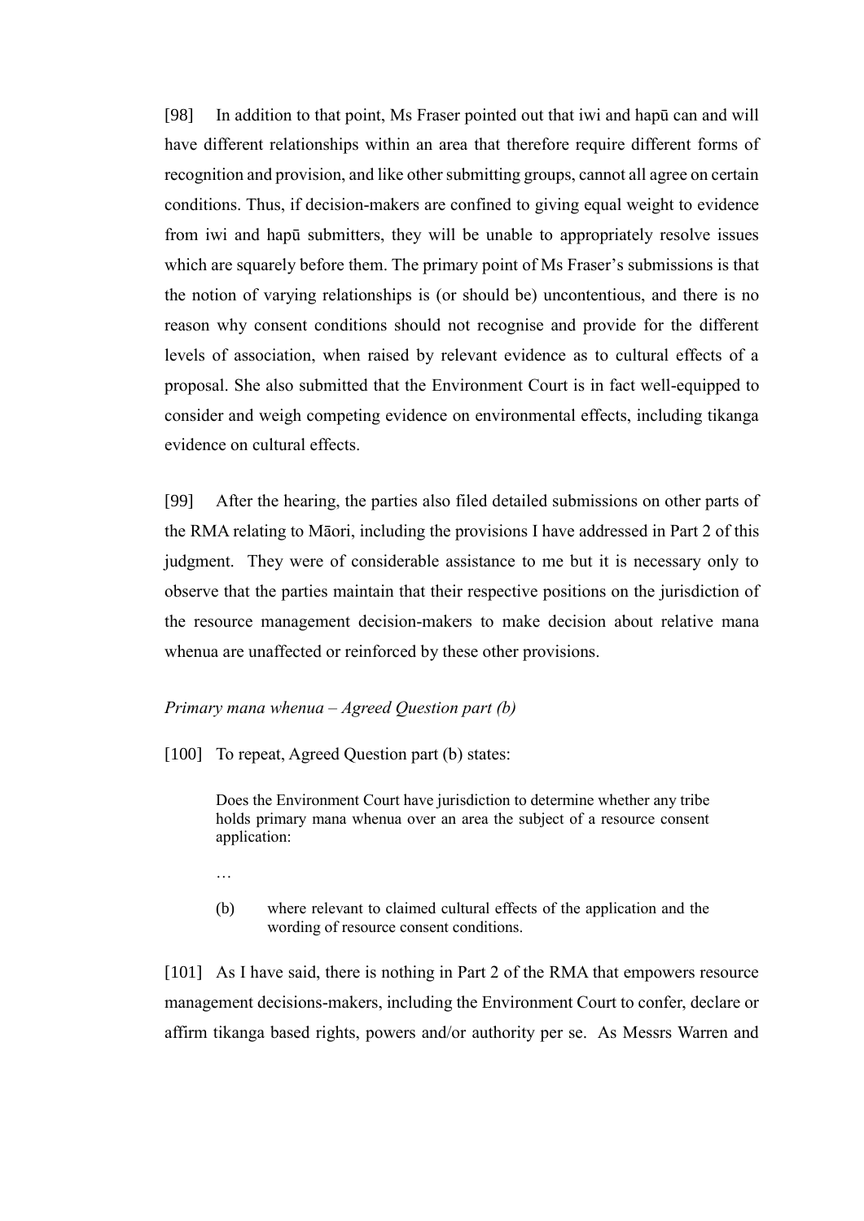[98] In addition to that point, Ms Fraser pointed out that iwi and hapū can and will have different relationships within an area that therefore require different forms of recognition and provision, and like other submitting groups, cannot all agree on certain conditions. Thus, if decision-makers are confined to giving equal weight to evidence from iwi and hapū submitters, they will be unable to appropriately resolve issues which are squarely before them. The primary point of Ms Fraser's submissions is that the notion of varying relationships is (or should be) uncontentious, and there is no reason why consent conditions should not recognise and provide for the different levels of association, when raised by relevant evidence as to cultural effects of a proposal. She also submitted that the Environment Court is in fact well-equipped to consider and weigh competing evidence on environmental effects, including tikanga evidence on cultural effects.

[99] After the hearing, the parties also filed detailed submissions on other parts of the RMA relating to Māori, including the provisions I have addressed in Part 2 of this judgment. They were of considerable assistance to me but it is necessary only to observe that the parties maintain that their respective positions on the jurisdiction of the resource management decision-makers to make decision about relative mana whenua are unaffected or reinforced by these other provisions.

*Primary mana whenua – Agreed Question part (b)*

[100] To repeat, Agreed Question part (b) states:

> Does the Environment Court have jurisdiction to determine whether any tribe holds primary mana whenua over an area the subject of a resource consent application:
>
> …
>
> (b) where relevant to claimed cultural effects of the application and the wording of resource consent conditions.

[101] As I have said, there is nothing in Part 2 of the RMA that empowers resource management decisions-makers, including the Environment Court to confer, declare or affirm tikanga based rights, powers and/or authority per se. As Messrs Warren and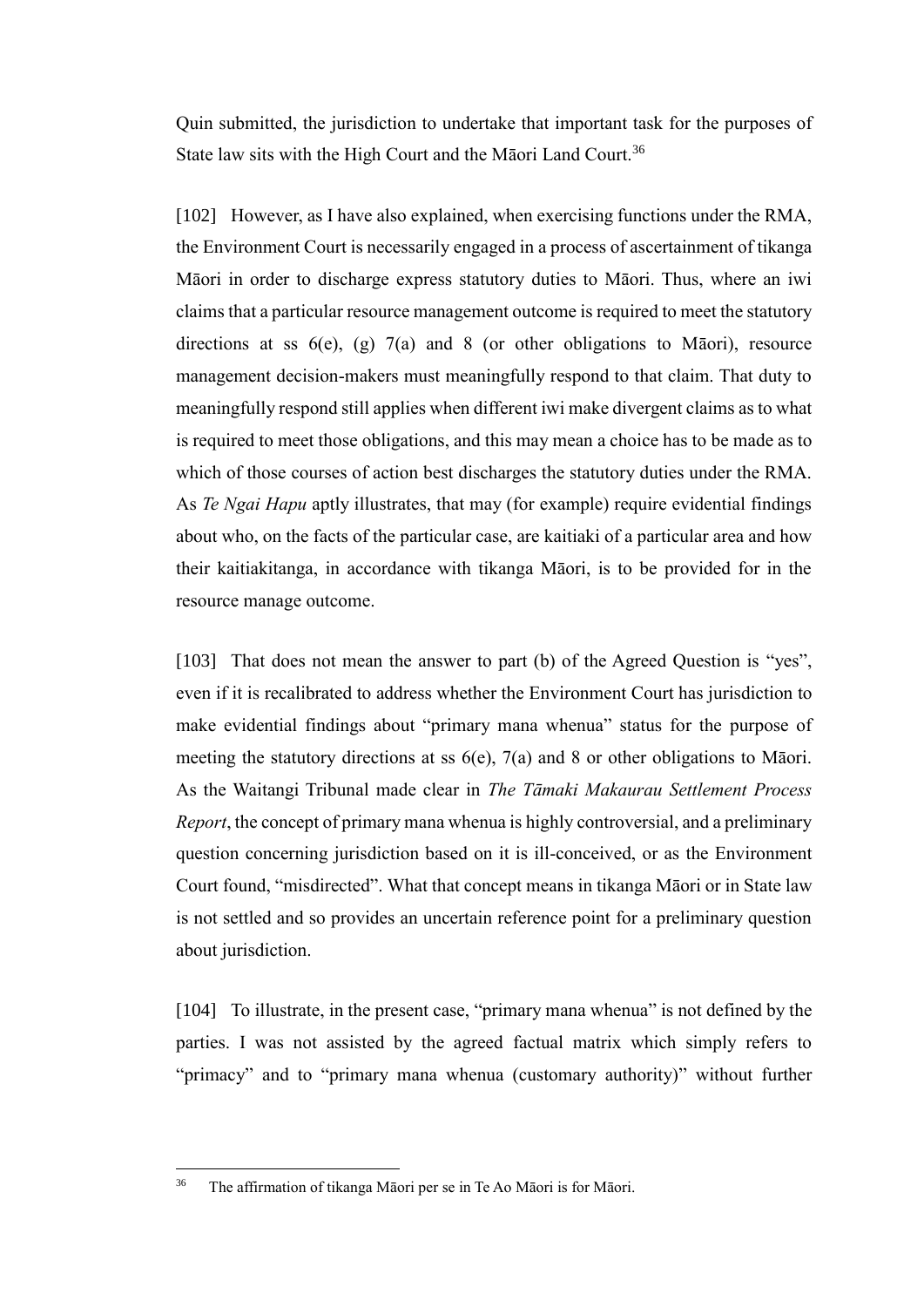Quin submitted, the jurisdiction to undertake that important task for the purposes of State law sits with the High Court and the Māori Land Court.[36]

[102] However, as I have also explained, when exercising functions under the RMA, the Environment Court is necessarily engaged in a process of ascertainment of tikanga Māori in order to discharge express statutory duties to Māori. Thus, where an iwi claims that a particular resource management outcome is required to meet the statutory directions at ss 6(e), (g) 7(a) and 8 (or other obligations to Māori), resource management decision-makers must meaningfully respond to that claim. That duty to meaningfully respond still applies when different iwi make divergent claims as to what is required to meet those obligations, and this may mean a choice has to be made as to which of those courses of action best discharges the statutory duties under the RMA. As *Te Ngai Hapu* aptly illustrates, that may (for example) require evidential findings about who, on the facts of the particular case, are kaitiaki of a particular area and how their kaitiakitanga, in accordance with tikanga Māori, is to be provided for in the resource manage outcome.

[103] That does not mean the answer to part (b) of the Agreed Question is "yes", even if it is recalibrated to address whether the Environment Court has jurisdiction to make evidential findings about "primary mana whenua" status for the purpose of meeting the statutory directions at ss 6(e), 7(a) and 8 or other obligations to Māori. As the Waitangi Tribunal made clear in *The Tāmaki Makaurau Settlement Process Report*, the concept of primary mana whenua is highly controversial, and a preliminary question concerning jurisdiction based on it is ill-conceived, or as the Environment Court found, "misdirected". What that concept means in tikanga Māori or in State law is not settled and so provides an uncertain reference point for a preliminary question about jurisdiction.

[104] To illustrate, in the present case, "primary mana whenua" is not defined by the parties. I was not assisted by the agreed factual matrix which simply refers to "primacy" and to "primary mana whenua (customary authority)" without further

---

[36] The affirmation of tikanga Māori per se in Te Ao Māori is for Māori.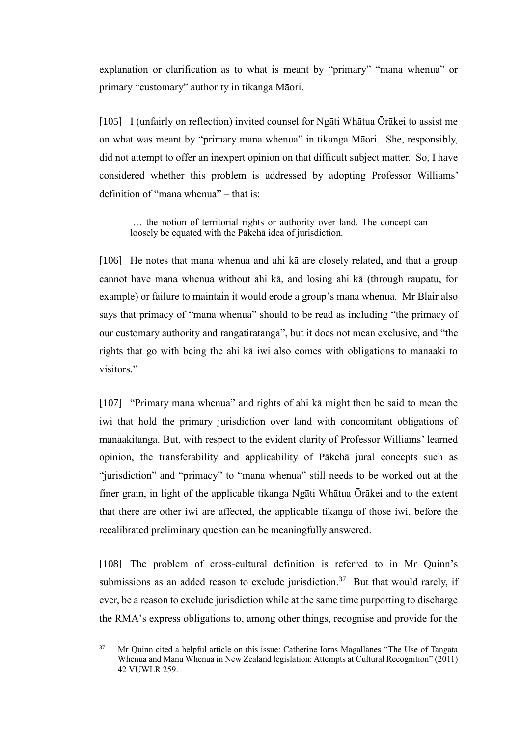explanation or clarification as to what is meant by "primary" "mana whenua" or primary "customary" authority in tikanga Māori.

[105] I (unfairly on reflection) invited counsel for Ngāti Whātua Ōrākei to assist me on what was meant by "primary mana whenua" in tikanga Māori. She, responsibly, did not attempt to offer an inexpert opinion on that difficult subject matter. So, I have considered whether this problem is addressed by adopting Professor Williams' definition of "mana whenua" – that is:

> … the notion of territorial rights or authority over land. The concept can loosely be equated with the Pākehā idea of jurisdiction.

[106] He notes that mana whenua and ahi kā are closely related, and that a group cannot have mana whenua without ahi kā, and losing ahi kā (through raupatu, for example) or failure to maintain it would erode a group's mana whenua. Mr Blair also says that primacy of "mana whenua" should to be read as including "the primacy of our customary authority and rangatiratanga", but it does not mean exclusive, and "the rights that go with being the ahi kā iwi also comes with obligations to manaaki to visitors."

[107] "Primary mana whenua" and rights of ahi kā might then be said to mean the iwi that hold the primary jurisdiction over land with concomitant obligations of manaakitanga. But, with respect to the evident clarity of Professor Williams' learned opinion, the transferability and applicability of Pākehā jural concepts such as "jurisdiction" and "primacy" to "mana whenua" still needs to be worked out at the finer grain, in light of the applicable tikanga Ngāti Whātua Ōrākei and to the extent that there are other iwi are affected, the applicable tikanga of those iwi, before the recalibrated preliminary question can be meaningfully answered.

[108] The problem of cross-cultural definition is referred to in Mr Quinn's submissions as an added reason to exclude jurisdiction.[37] But that would rarely, if ever, be a reason to exclude jurisdiction while at the same time purporting to discharge the RMA's express obligations to, among other things, recognise and provide for the

[37] Mr Quinn cited a helpful article on this issue: Catherine Iorns Magallanes "The Use of Tangata Whenua and Manu Whenua in New Zealand legislation: Attempts at Cultural Recognition" (2011) 42 VUWLR 259.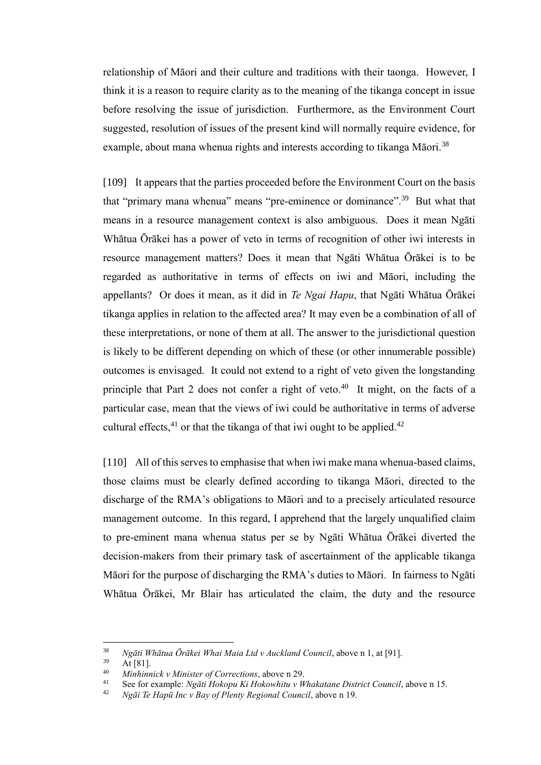relationship of Māori and their culture and traditions with their taonga. However, I think it is a reason to require clarity as to the meaning of the tikanga concept in issue before resolving the issue of jurisdiction. Furthermore, as the Environment Court suggested, resolution of issues of the present kind will normally require evidence, for example, about mana whenua rights and interests according to tikanga Māori.[38]

[109] It appears that the parties proceeded before the Environment Court on the basis that "primary mana whenua" means "pre-eminence or dominance".[39] But what that means in a resource management context is also ambiguous. Does it mean Ngāti Whātua Ōrākei has a power of veto in terms of recognition of other iwi interests in resource management matters? Does it mean that Ngāti Whātua Ōrākei is to be regarded as authoritative in terms of effects on iwi and Māori, including the appellants? Or does it mean, as it did in *Te Ngai Hapu*, that Ngāti Whātua Ōrākei tikanga applies in relation to the affected area? It may even be a combination of all of these interpretations, or none of them at all. The answer to the jurisdictional question is likely to be different depending on which of these (or other innumerable possible) outcomes is envisaged. It could not extend to a right of veto given the longstanding principle that Part 2 does not confer a right of veto.[40] It might, on the facts of a particular case, mean that the views of iwi could be authoritative in terms of adverse cultural effects,[41] or that the tikanga of that iwi ought to be applied.[42]

[110] All of this serves to emphasise that when iwi make mana whenua-based claims, those claims must be clearly defined according to tikanga Māori, directed to the discharge of the RMA's obligations to Māori and to a precisely articulated resource management outcome. In this regard, I apprehend that the largely unqualified claim to pre-eminent mana whenua status per se by Ngāti Whātua Ōrākei diverted the decision-makers from their primary task of ascertainment of the applicable tikanga Māori for the purpose of discharging the RMA's duties to Māori. In fairness to Ngāti Whātua Ōrākei, Mr Blair has articulated the claim, the duty and the resource

---

[38] *Ngāti Whātua Ōrākei Whai Maia Ltd v Auckland Council*, above n 1, at [91].

[39] At [81].

[40] *Minhinnick v Minister of Corrections*, above n 29.

[41] See for example: *Ngāti Hokopu Ki Hokowhitu v Whakatane District Council*, above n 15.

[42] *Ngāi Te Hapū Inc v Bay of Plenty Regional Council*, above n 19.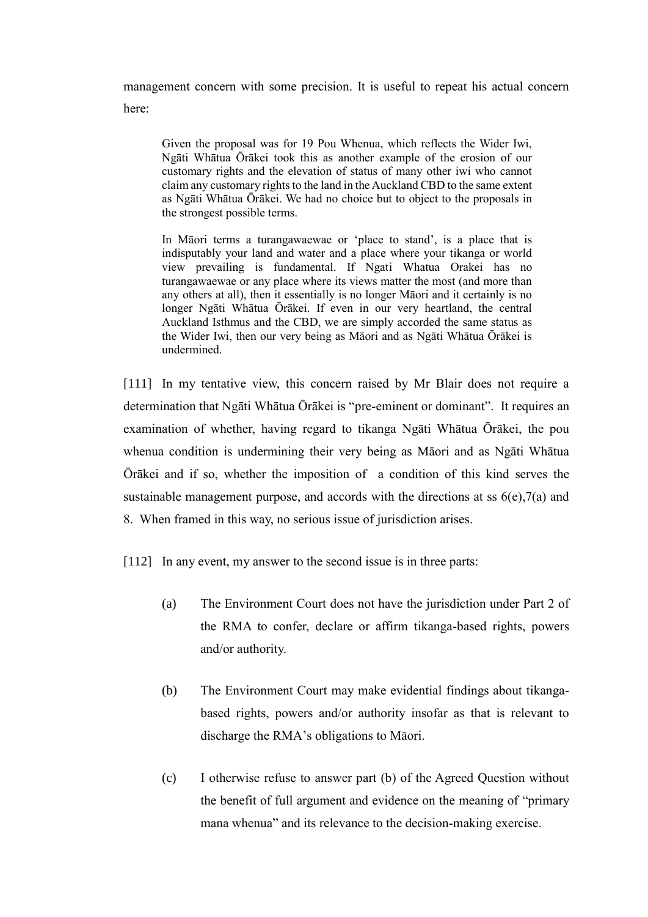management concern with some precision. It is useful to repeat his actual concern here:

> Given the proposal was for 19 Pou Whenua, which reflects the Wider Iwi, Ngāti Whātua Ōrākei took this as another example of the erosion of our customary rights and the elevation of status of many other iwi who cannot claim any customary rights to the land in the Auckland CBD to the same extent as Ngāti Whātua Ōrākei. We had no choice but to object to the proposals in the strongest possible terms.
>
> In Māori terms a turangawaewae or 'place to stand', is a place that is indisputably your land and water and a place where your tikanga or world view prevailing is fundamental. If Ngati Whatua Orakei has no turangawaewae or any place where its views matter the most (and more than any others at all), then it essentially is no longer Māori and it certainly is no longer Ngāti Whātua Ōrākei. If even in our very heartland, the central Auckland Isthmus and the CBD, we are simply accorded the same status as the Wider Iwi, then our very being as Māori and as Ngāti Whātua Ōrākei is undermined.

[111] In my tentative view, this concern raised by Mr Blair does not require a determination that Ngāti Whātua Ōrākei is "pre-eminent or dominant". It requires an examination of whether, having regard to tikanga Ngāti Whātua Ōrākei, the pou whenua condition is undermining their very being as Māori and as Ngāti Whātua Ōrākei and if so, whether the imposition of a condition of this kind serves the sustainable management purpose, and accords with the directions at ss 6(e),7(a) and 8. When framed in this way, no serious issue of jurisdiction arises.

[112] In any event, my answer to the second issue is in three parts:

(a) The Environment Court does not have the jurisdiction under Part 2 of the RMA to confer, declare or affirm tikanga-based rights, powers and/or authority.

(b) The Environment Court may make evidential findings about tikanga-based rights, powers and/or authority insofar as that is relevant to discharge the RMA's obligations to Māori.

(c) I otherwise refuse to answer part (b) of the Agreed Question without the benefit of full argument and evidence on the meaning of "primary mana whenua" and its relevance to the decision-making exercise.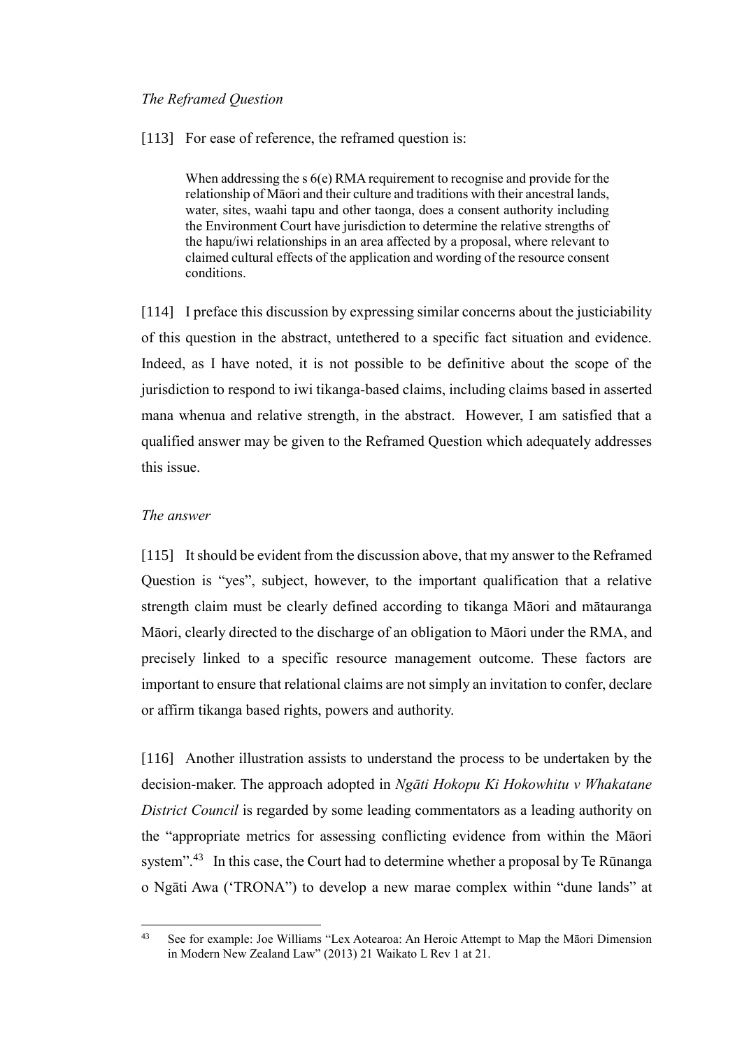*The Reframed Question*

[113] For ease of reference, the reframed question is:

> When addressing the s 6(e) RMA requirement to recognise and provide for the relationship of Māori and their culture and traditions with their ancestral lands, water, sites, waahi tapu and other taonga, does a consent authority including the Environment Court have jurisdiction to determine the relative strengths of the hapu/iwi relationships in an area affected by a proposal, where relevant to claimed cultural effects of the application and wording of the resource consent conditions.

[114] I preface this discussion by expressing similar concerns about the justiciability of this question in the abstract, untethered to a specific fact situation and evidence. Indeed, as I have noted, it is not possible to be definitive about the scope of the jurisdiction to respond to iwi tikanga-based claims, including claims based in asserted mana whenua and relative strength, in the abstract. However, I am satisfied that a qualified answer may be given to the Reframed Question which adequately addresses this issue.

*The answer*

[115] It should be evident from the discussion above, that my answer to the Reframed Question is "yes", subject, however, to the important qualification that a relative strength claim must be clearly defined according to tikanga Māori and mātauranga Māori, clearly directed to the discharge of an obligation to Māori under the RMA, and precisely linked to a specific resource management outcome. These factors are important to ensure that relational claims are not simply an invitation to confer, declare or affirm tikanga based rights, powers and authority.

[116] Another illustration assists to understand the process to be undertaken by the decision-maker. The approach adopted in *Ngāti Hokopu Ki Hokowhitu v Whakatane District Council* is regarded by some leading commentators as a leading authority on the "appropriate metrics for assessing conflicting evidence from within the Māori system".[43] In this case, the Court had to determine whether a proposal by Te Rūnanga o Ngāti Awa ('TRONA") to develop a new marae complex within "dune lands" at

---

[43] See for example: Joe Williams "Lex Aotearoa: An Heroic Attempt to Map the Māori Dimension in Modern New Zealand Law" (2013) 21 Waikato L Rev 1 at 21.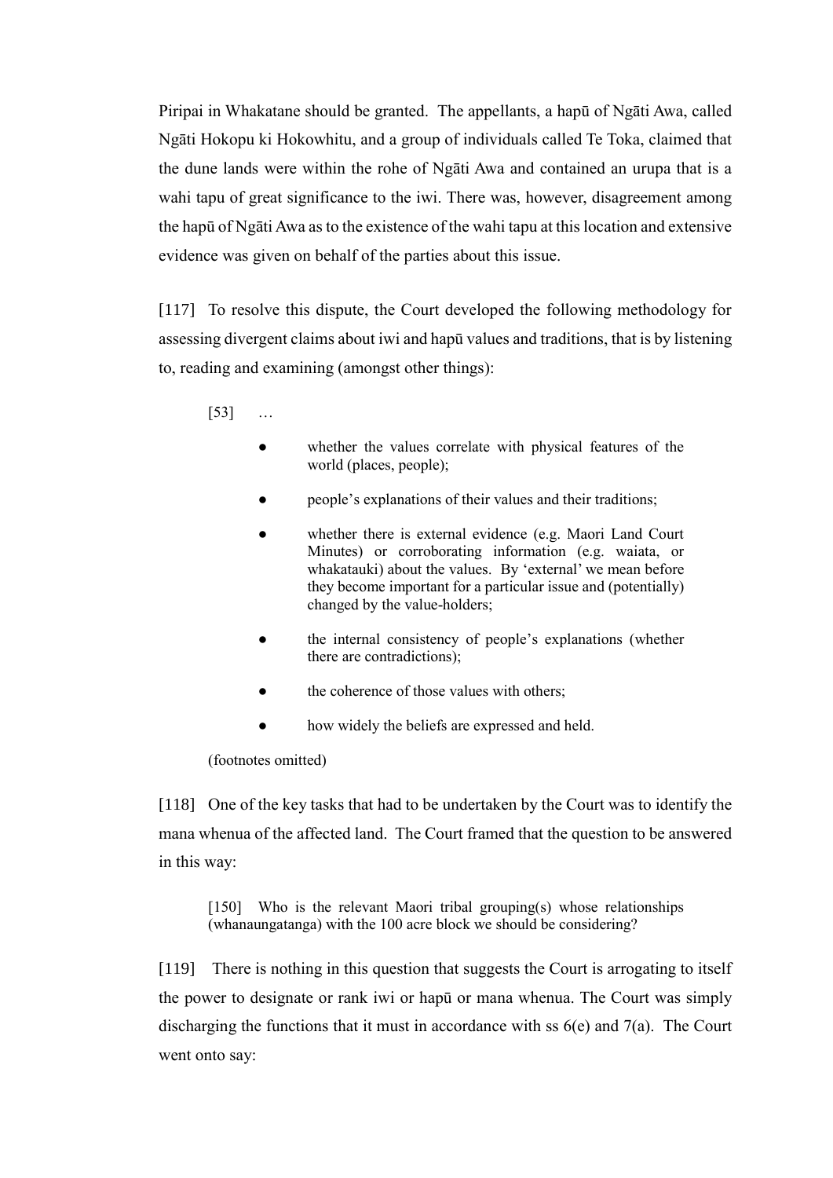Piripai in Whakatane should be granted. The appellants, a hapū of Ngāti Awa, called Ngāti Hokopu ki Hokowhitu, and a group of individuals called Te Toka, claimed that the dune lands were within the rohe of Ngāti Awa and contained an urupa that is a wahi tapu of great significance to the iwi. There was, however, disagreement among the hapū of Ngāti Awa as to the existence of the wahi tapu at this location and extensive evidence was given on behalf of the parties about this issue.

[117] To resolve this dispute, the Court developed the following methodology for assessing divergent claims about iwi and hapū values and traditions, that is by listening to, reading and examining (amongst other things):

> [53] …
>
> - whether the values correlate with physical features of the world (places, people);
> - people's explanations of their values and their traditions;
> - whether there is external evidence (e.g. Maori Land Court Minutes) or corroborating information (e.g. waiata, or whakatauki) about the values. By 'external' we mean before they become important for a particular issue and (potentially) changed by the value-holders;
> - the internal consistency of people's explanations (whether there are contradictions);
> - the coherence of those values with others;
> - how widely the beliefs are expressed and held.
>
> (footnotes omitted)

[118] One of the key tasks that had to be undertaken by the Court was to identify the mana whenua of the affected land. The Court framed that the question to be answered in this way:

> [150] Who is the relevant Maori tribal grouping(s) whose relationships (whanaungatanga) with the 100 acre block we should be considering?

[119] There is nothing in this question that suggests the Court is arrogating to itself the power to designate or rank iwi or hapū or mana whenua. The Court was simply discharging the functions that it must in accordance with ss 6(e) and 7(a). The Court went onto say: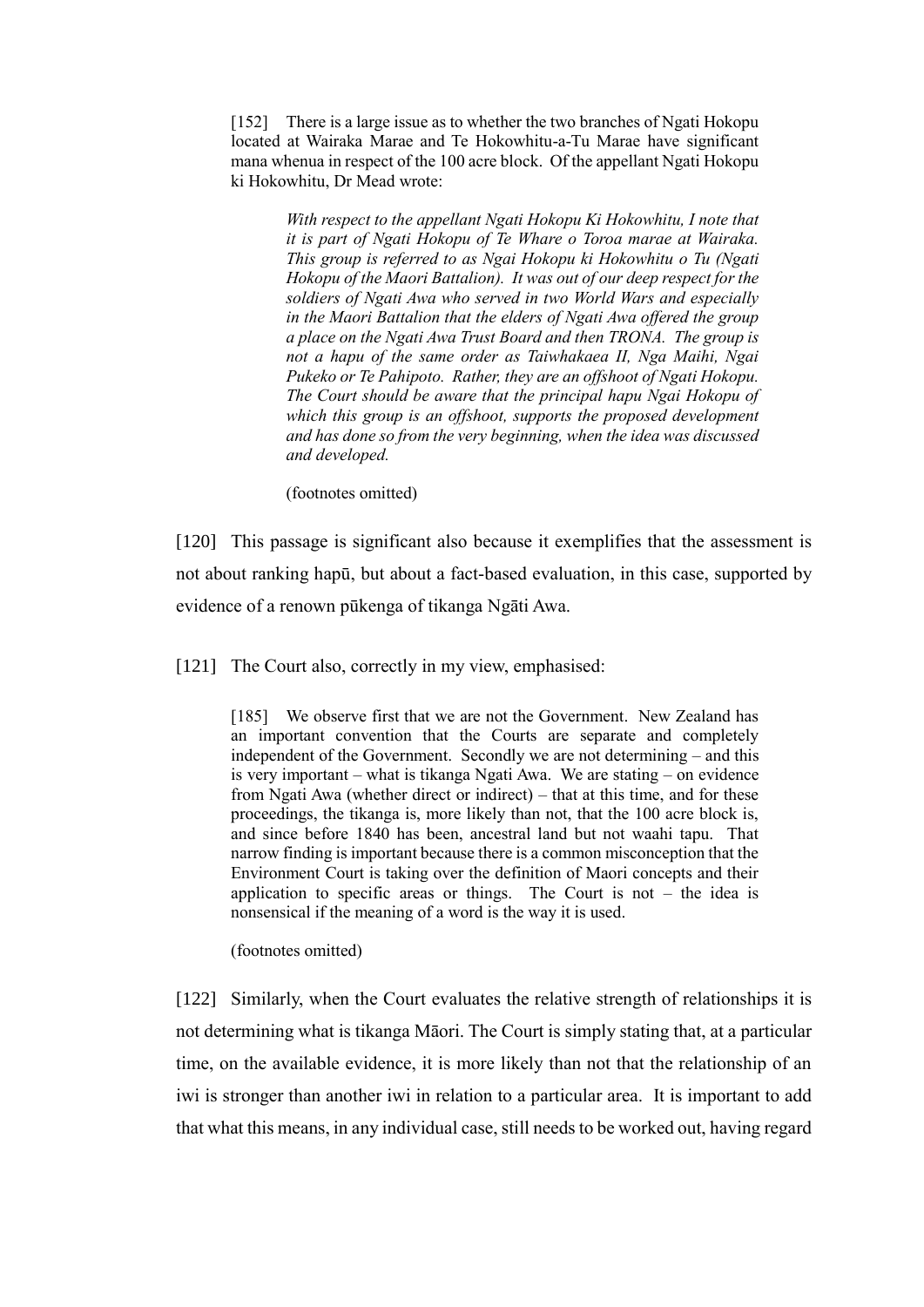> [152] There is a large issue as to whether the two branches of Ngati Hokopu located at Wairaka Marae and Te Hokowhitu-a-Tu Marae have significant mana whenua in respect of the 100 acre block. Of the appellant Ngati Hokopu ki Hokowhitu, Dr Mead wrote:
>
> > *With respect to the appellant Ngati Hokopu Ki Hokowhitu, I note that it is part of Ngati Hokopu of Te Whare o Toroa marae at Wairaka. This group is referred to as Ngai Hokopu ki Hokowhitu o Tu (Ngati Hokopu of the Maori Battalion). It was out of our deep respect for the soldiers of Ngati Awa who served in two World Wars and especially in the Maori Battalion that the elders of Ngati Awa offered the group a place on the Ngati Awa Trust Board and then TRONA. The group is not a hapu of the same order as Taiwhakaea II, Nga Maihi, Ngai Pukeko or Te Pahipoto. Rather, they are an offshoot of Ngati Hokopu. The Court should be aware that the principal hapu Ngai Hokopu of which this group is an offshoot, supports the proposed development and has done so from the very beginning, when the idea was discussed and developed.*
>
> (footnotes omitted)

[120] This passage is significant also because it exemplifies that the assessment is not about ranking hapū, but about a fact-based evaluation, in this case, supported by evidence of a renown pūkenga of tikanga Ngāti Awa.

[121] The Court also, correctly in my view, emphasised:

> [185] We observe first that we are not the Government. New Zealand has an important convention that the Courts are separate and completely independent of the Government. Secondly we are not determining – and this is very important – what is tikanga Ngati Awa. We are stating – on evidence from Ngati Awa (whether direct or indirect) – that at this time, and for these proceedings, the tikanga is, more likely than not, that the 100 acre block is, and since before 1840 has been, ancestral land but not waahi tapu. That narrow finding is important because there is a common misconception that the Environment Court is taking over the definition of Maori concepts and their application to specific areas or things. The Court is not – the idea is nonsensical if the meaning of a word is the way it is used.
>
> (footnotes omitted)

[122] Similarly, when the Court evaluates the relative strength of relationships it is not determining what is tikanga Māori. The Court is simply stating that, at a particular time, on the available evidence, it is more likely than not that the relationship of an iwi is stronger than another iwi in relation to a particular area. It is important to add that what this means, in any individual case, still needs to be worked out, having regard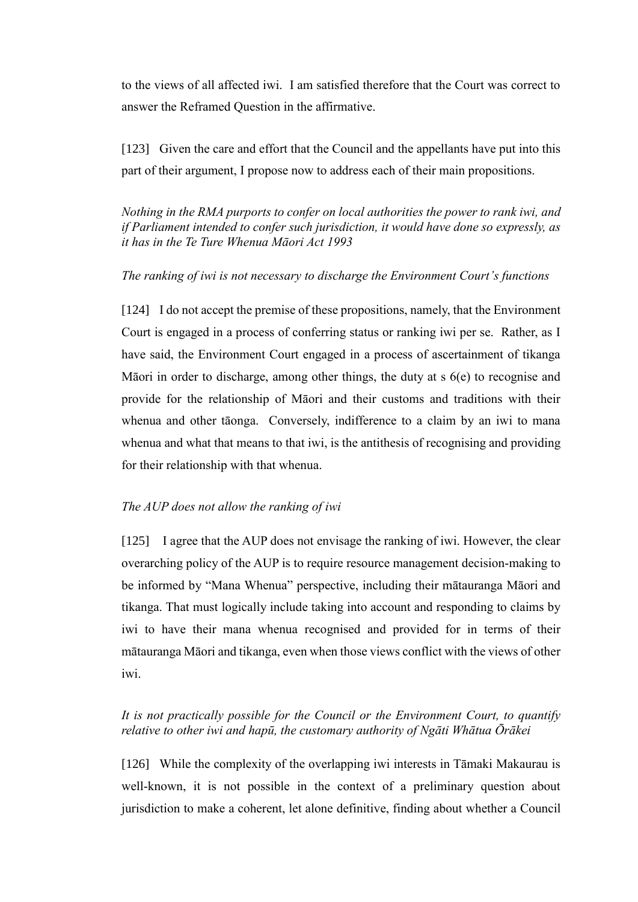to the views of all affected iwi. I am satisfied therefore that the Court was correct to answer the Reframed Question in the affirmative.

[123] Given the care and effort that the Council and the appellants have put into this part of their argument, I propose now to address each of their main propositions.

*Nothing in the RMA purports to confer on local authorities the power to rank iwi, and if Parliament intended to confer such jurisdiction, it would have done so expressly, as it has in the Te Ture Whenua Māori Act 1993*

*The ranking of iwi is not necessary to discharge the Environment Court's functions*

[124] I do not accept the premise of these propositions, namely, that the Environment Court is engaged in a process of conferring status or ranking iwi per se. Rather, as I have said, the Environment Court engaged in a process of ascertainment of tikanga Māori in order to discharge, among other things, the duty at s 6(e) to recognise and provide for the relationship of Māori and their customs and traditions with their whenua and other tāonga. Conversely, indifference to a claim by an iwi to mana whenua and what that means to that iwi, is the antithesis of recognising and providing for their relationship with that whenua.

*The AUP does not allow the ranking of iwi*

[125] I agree that the AUP does not envisage the ranking of iwi. However, the clear overarching policy of the AUP is to require resource management decision-making to be informed by "Mana Whenua" perspective, including their mātauranga Māori and tikanga. That must logically include taking into account and responding to claims by iwi to have their mana whenua recognised and provided for in terms of their mātauranga Māori and tikanga, even when those views conflict with the views of other iwi.

*It is not practically possible for the Council or the Environment Court, to quantify relative to other iwi and hapū, the customary authority of Ngāti Whātua Ōrākei*

[126] While the complexity of the overlapping iwi interests in Tāmaki Makaurau is well-known, it is not possible in the context of a preliminary question about jurisdiction to make a coherent, let alone definitive, finding about whether a Council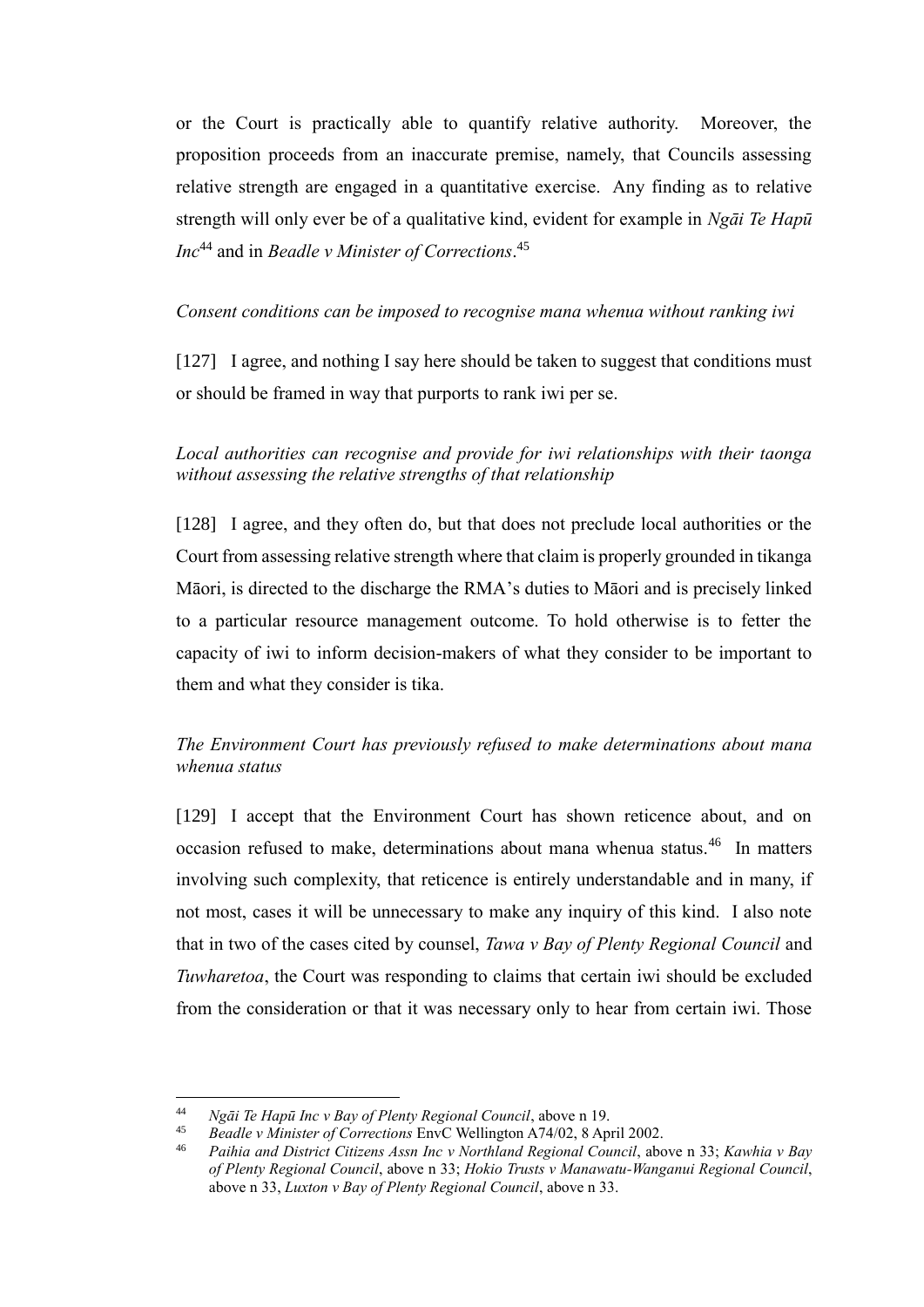or the Court is practically able to quantify relative authority. Moreover, the proposition proceeds from an inaccurate premise, namely, that Councils assessing relative strength are engaged in a quantitative exercise. Any finding as to relative strength will only ever be of a qualitative kind, evident for example in *Ngāi Te Hapū Inc*[44] and in *Beadle v Minister of Corrections*.[45]

*Consent conditions can be imposed to recognise mana whenua without ranking iwi*

[127] I agree, and nothing I say here should be taken to suggest that conditions must or should be framed in way that purports to rank iwi per se.

*Local authorities can recognise and provide for iwi relationships with their taonga without assessing the relative strengths of that relationship*

[128] I agree, and they often do, but that does not preclude local authorities or the Court from assessing relative strength where that claim is properly grounded in tikanga Māori, is directed to the discharge the RMA's duties to Māori and is precisely linked to a particular resource management outcome. To hold otherwise is to fetter the capacity of iwi to inform decision-makers of what they consider to be important to them and what they consider is tika.

*The Environment Court has previously refused to make determinations about mana whenua status*

[129] I accept that the Environment Court has shown reticence about, and on occasion refused to make, determinations about mana whenua status.[46] In matters involving such complexity, that reticence is entirely understandable and in many, if not most, cases it will be unnecessary to make any inquiry of this kind. I also note that in two of the cases cited by counsel, *Tawa v Bay of Plenty Regional Council* and *Tuwharetoa*, the Court was responding to claims that certain iwi should be excluded from the consideration or that it was necessary only to hear from certain iwi. Those

---

[44] *Ngāi Te Hapū Inc v Bay of Plenty Regional Council*, above n 19.

[45] *Beadle v Minister of Corrections* EnvC Wellington A74/02, 8 April 2002.

[46] *Paihia and District Citizens Assn Inc v Northland Regional Council*, above n 33; *Kawhia v Bay of Plenty Regional Council*, above n 33; *Hokio Trusts v Manawatu-Wanganui Regional Council*, above n 33, *Luxton v Bay of Plenty Regional Council*, above n 33.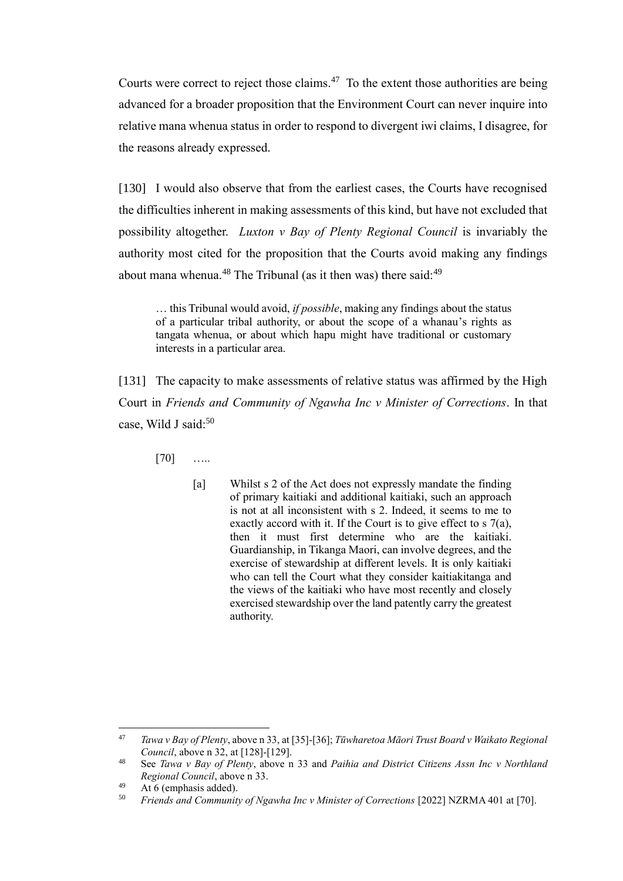Courts were correct to reject those claims.[47] To the extent those authorities are being advanced for a broader proposition that the Environment Court can never inquire into relative mana whenua status in order to respond to divergent iwi claims, I disagree, for the reasons already expressed.

[130] I would also observe that from the earliest cases, the Courts have recognised the difficulties inherent in making assessments of this kind, but have not excluded that possibility altogether. *Luxton v Bay of Plenty Regional Council* is invariably the authority most cited for the proposition that the Courts avoid making any findings about mana whenua.[48] The Tribunal (as it then was) there said:[49]

> … this Tribunal would avoid, *if possible*, making any findings about the status of a particular tribal authority, or about the scope of a whanau's rights as tangata whenua, or about which hapu might have traditional or customary interests in a particular area.

[131] The capacity to make assessments of relative status was affirmed by the High Court in *Friends and Community of Ngawha Inc v Minister of Corrections*. In that case, Wild J said:[50]

> [70] …..
>
> [a] Whilst s 2 of the Act does not expressly mandate the finding of primary kaitiaki and additional kaitiaki, such an approach is not at all inconsistent with s 2. Indeed, it seems to me to exactly accord with it. If the Court is to give effect to s 7(a), then it must first determine who are the kaitiaki. Guardianship, in Tikanga Maori, can involve degrees, and the exercise of stewardship at different levels. It is only kaitiaki who can tell the Court what they consider kaitiakitanga and the views of the kaitiaki who have most recently and closely exercised stewardship over the land patently carry the greatest authority.

---

[47] *Tawa v Bay of Plenty*, above n 33, at [35]-[36]; *Tūwharetoa Māori Trust Board v Waikato Regional Council*, above n 32, at [128]-[129].

[48] See *Tawa v Bay of Plenty*, above n 33 and *Paihia and District Citizens Assn Inc v Northland Regional Council*, above n 33.

[49] At 6 (emphasis added).

[50] *Friends and Community of Ngawha Inc v Minister of Corrections* [2022] NZRMA 401 at [70].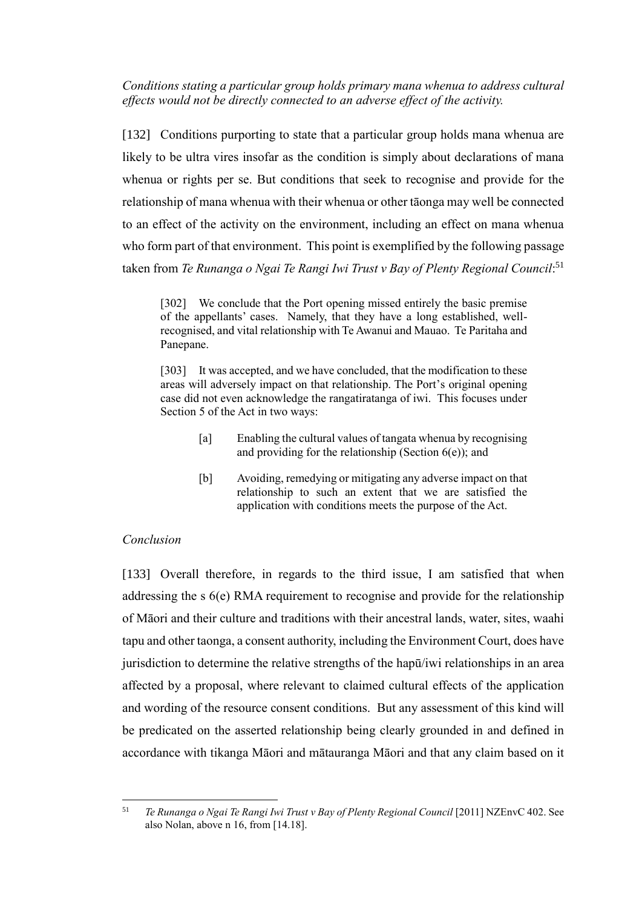*Conditions stating a particular group holds primary mana whenua to address cultural effects would not be directly connected to an adverse effect of the activity.*

[132] Conditions purporting to state that a particular group holds mana whenua are likely to be ultra vires insofar as the condition is simply about declarations of mana whenua or rights per se. But conditions that seek to recognise and provide for the relationship of mana whenua with their whenua or other tāonga may well be connected to an effect of the activity on the environment, including an effect on mana whenua who form part of that environment. This point is exemplified by the following passage taken from *Te Runanga o Ngai Te Rangi Iwi Trust v Bay of Plenty Regional Council*:[51]

> [302] We conclude that the Port opening missed entirely the basic premise of the appellants' cases. Namely, that they have a long established, well-recognised, and vital relationship with Te Awanui and Mauao. Te Paritaha and Panepane.
>
> [303] It was accepted, and we have concluded, that the modification to these areas will adversely impact on that relationship. The Port's original opening case did not even acknowledge the rangatiratanga of iwi. This focuses under Section 5 of the Act in two ways:
>
> [a] Enabling the cultural values of tangata whenua by recognising and providing for the relationship (Section 6(e)); and
>
> [b] Avoiding, remedying or mitigating any adverse impact on that relationship to such an extent that we are satisfied the application with conditions meets the purpose of the Act.

*Conclusion*

[133] Overall therefore, in regards to the third issue, I am satisfied that when addressing the s 6(e) RMA requirement to recognise and provide for the relationship of Māori and their culture and traditions with their ancestral lands, water, sites, waahi tapu and other taonga, a consent authority, including the Environment Court, does have jurisdiction to determine the relative strengths of the hapū/iwi relationships in an area affected by a proposal, where relevant to claimed cultural effects of the application and wording of the resource consent conditions. But any assessment of this kind will be predicated on the asserted relationship being clearly grounded in and defined in accordance with tikanga Māori and mātauranga Māori and that any claim based on it

---

[51] *Te Runanga o Ngai Te Rangi Iwi Trust v Bay of Plenty Regional Council* [2011] NZEnvC 402. See also Nolan, above n 16, from [14.18].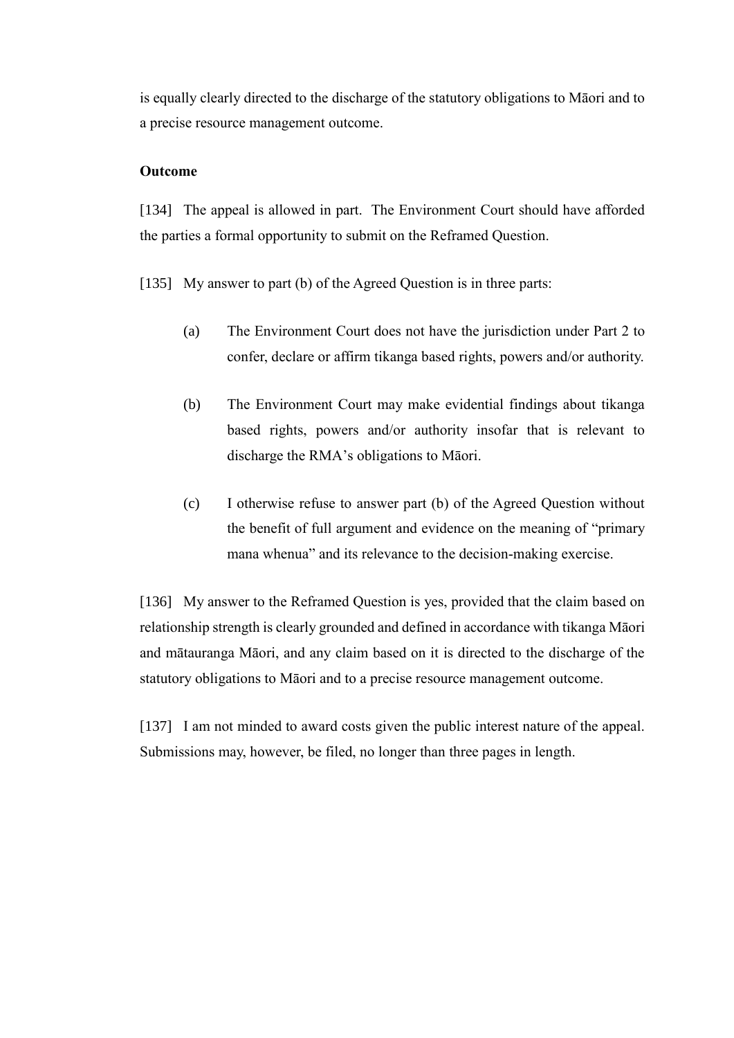is equally clearly directed to the discharge of the statutory obligations to Māori and to a precise resource management outcome.

**Outcome**

[134] The appeal is allowed in part. The Environment Court should have afforded the parties a formal opportunity to submit on the Reframed Question.

[135] My answer to part (b) of the Agreed Question is in three parts:

(a) The Environment Court does not have the jurisdiction under Part 2 to confer, declare or affirm tikanga based rights, powers and/or authority.

(b) The Environment Court may make evidential findings about tikanga based rights, powers and/or authority insofar that is relevant to discharge the RMA's obligations to Māori.

(c) I otherwise refuse to answer part (b) of the Agreed Question without the benefit of full argument and evidence on the meaning of "primary mana whenua" and its relevance to the decision-making exercise.

[136] My answer to the Reframed Question is yes, provided that the claim based on relationship strength is clearly grounded and defined in accordance with tikanga Māori and mātauranga Māori, and any claim based on it is directed to the discharge of the statutory obligations to Māori and to a precise resource management outcome.

[137] I am not minded to award costs given the public interest nature of the appeal. Submissions may, however, be filed, no longer than three pages in length.